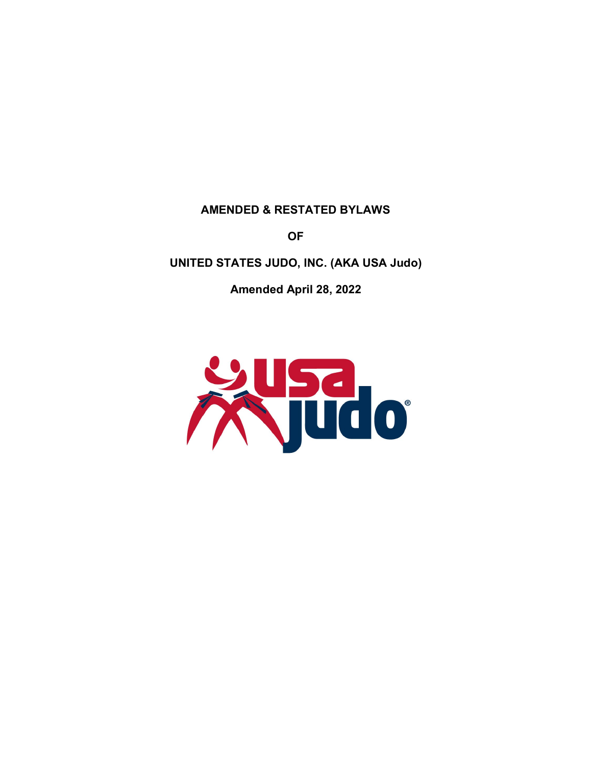# AMENDED & RESTATED BYLAWS

# OF

# UNITED STATES JUDO, INC. (AKA USA Judo)

**Amended April 28, 2022**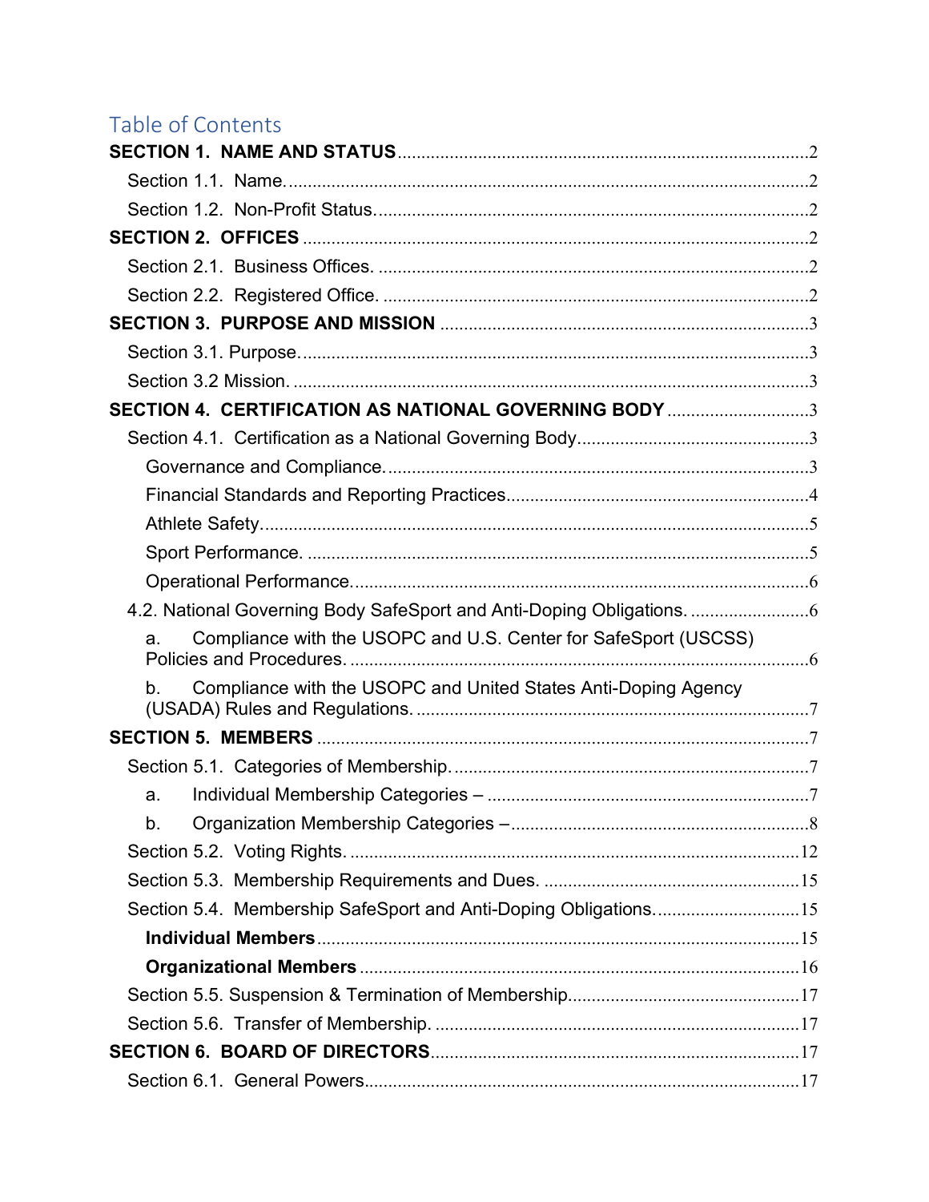# Table of Contents

**SECTION 1. NAME AND STATUS** ........ 2

- Section 1.1. Name. ........ 2
- Section 1.2. Non-Profit Status. ........ 2

**SECTION 2. OFFICES** ........ 2

- Section 2.1. Business Offices. ........ 2
- Section 2.2. Registered Office. ........ 2

**SECTION 3. PURPOSE AND MISSION** ........ 3

- Section 3.1. Purpose. ........ 3
- Section 3.2 Mission. ........ 3

**SECTION 4. CERTIFICATION AS NATIONAL GOVERNING BODY** ........ 3

- Section 4.1. Certification as a National Governing Body ........ 3
  - Governance and Compliance. ........ 3
  - Financial Standards and Reporting Practices ........ 4
  - Athlete Safety. ........ 5
  - Sport Performance. ........ 5
  - Operational Performance. ........ 6
- 4.2. National Governing Body SafeSport and Anti-Doping Obligations. ........ 6
  - a. Compliance with the USOPC and U.S. Center for SafeSport (USCSS) Policies and Procedures. ........ 6
  - b. Compliance with the USOPC and United States Anti-Doping Agency (USADA) Rules and Regulations. ........ 7

**SECTION 5. MEMBERS** ........ 7

- Section 5.1. Categories of Membership. ........ 7
  - a. Individual Membership Categories – ........ 7
  - b. Organization Membership Categories – ........ 8
- Section 5.2. Voting Rights. ........ 12
- Section 5.3. Membership Requirements and Dues. ........ 15
- Section 5.4. Membership SafeSport and Anti-Doping Obligations. ........ 15
  - **Individual Members** ........ 15
  - **Organizational Members** ........ 16
- Section 5.5. Suspension & Termination of Membership ........ 17
- Section 5.6. Transfer of Membership. ........ 17

**SECTION 6. BOARD OF DIRECTORS** ........ 17

- Section 6.1. General Powers ........ 17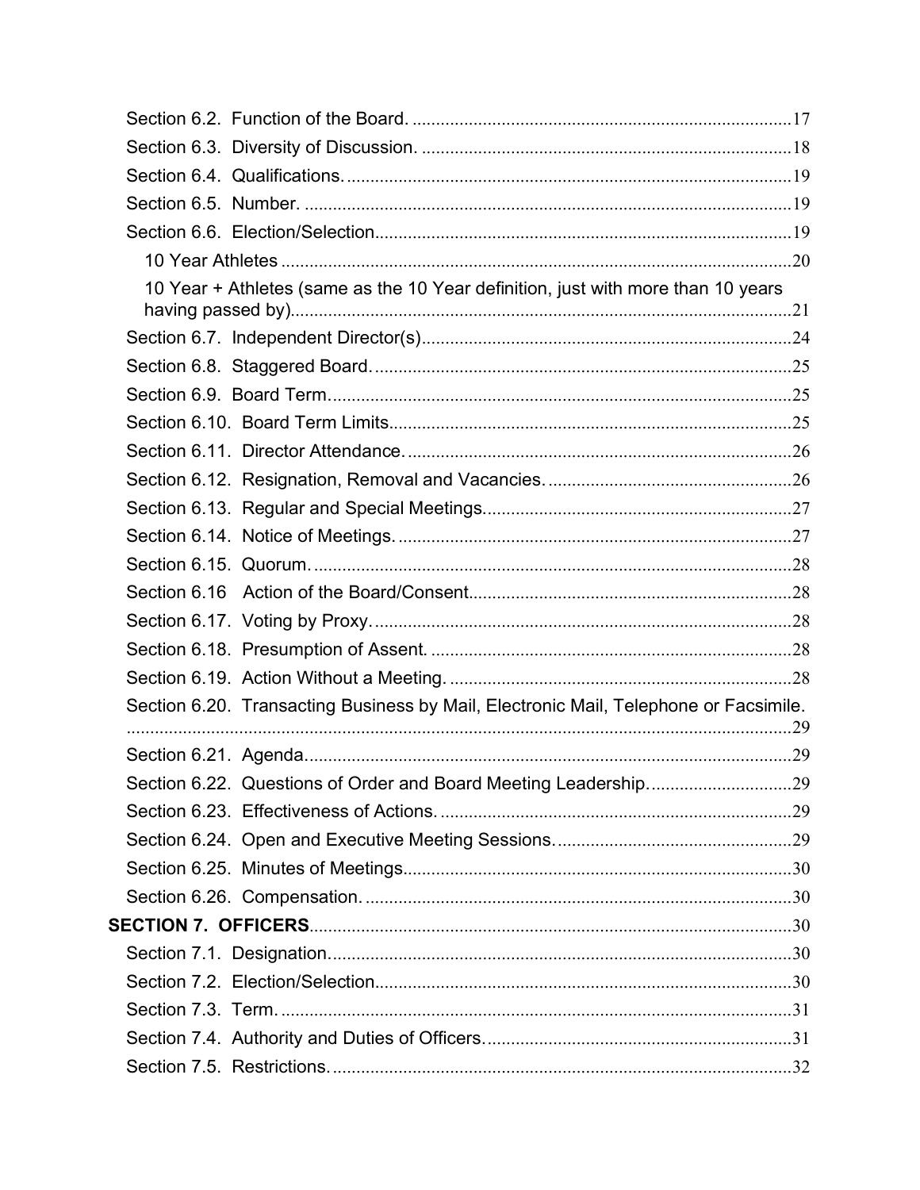Section 6.2. Function of the Board. ............................................................................17

Section 6.3. Diversity of Discussion. ..........................................................................18

Section 6.4. Qualifications. ..........................................................................................19

Section 6.5. Number. ...................................................................................................19

Section 6.6. Election/Selection.....................................................................................19

10 Year Athletes .........................................................................................................20

10 Year + Athletes (same as the 10 Year definition, just with more than 10 years having passed by)......................................................................................................21

Section 6.7. Independent Director(s)............................................................................24

Section 6.8. Staggered Board. ......................................................................................25

Section 6.9. Board Term...............................................................................................25

Section 6.10. Board Term Limits..................................................................................25

Section 6.11. Director Attendance. ..............................................................................26

Section 6.12. Resignation, Removal and Vacancies. ..................................................26

Section 6.13. Regular and Special Meetings................................................................27

Section 6.14. Notice of Meetings. ................................................................................27

Section 6.15. Quorum. .................................................................................................28

Section 6.16 Action of the Board/Consent...................................................................28

Section 6.17. Voting by Proxy. .....................................................................................28

Section 6.18. Presumption of Assent. ..........................................................................28

Section 6.19. Action Without a Meeting. .....................................................................28

Section 6.20. Transacting Business by Mail, Electronic Mail, Telephone or Facsimile. ....................................................................................................................................29

Section 6.21. Agenda....................................................................................................29

Section 6.22. Questions of Order and Board Meeting Leadership. .............................29

Section 6.23. Effectiveness of Actions. ........................................................................29

Section 6.24. Open and Executive Meeting Sessions. .................................................29

Section 6.25. Minutes of Meetings...............................................................................30

Section 6.26. Compensation. ........................................................................................30

**SECTION 7. OFFICERS**.....................................................................................................30

Section 7.1. Designation...............................................................................................30

Section 7.2. Election/Selection.....................................................................................30

Section 7.3. Term. .........................................................................................................31

Section 7.4. Authority and Duties of Officers...............................................................31

Section 7.5. Restrictions. ..............................................................................................32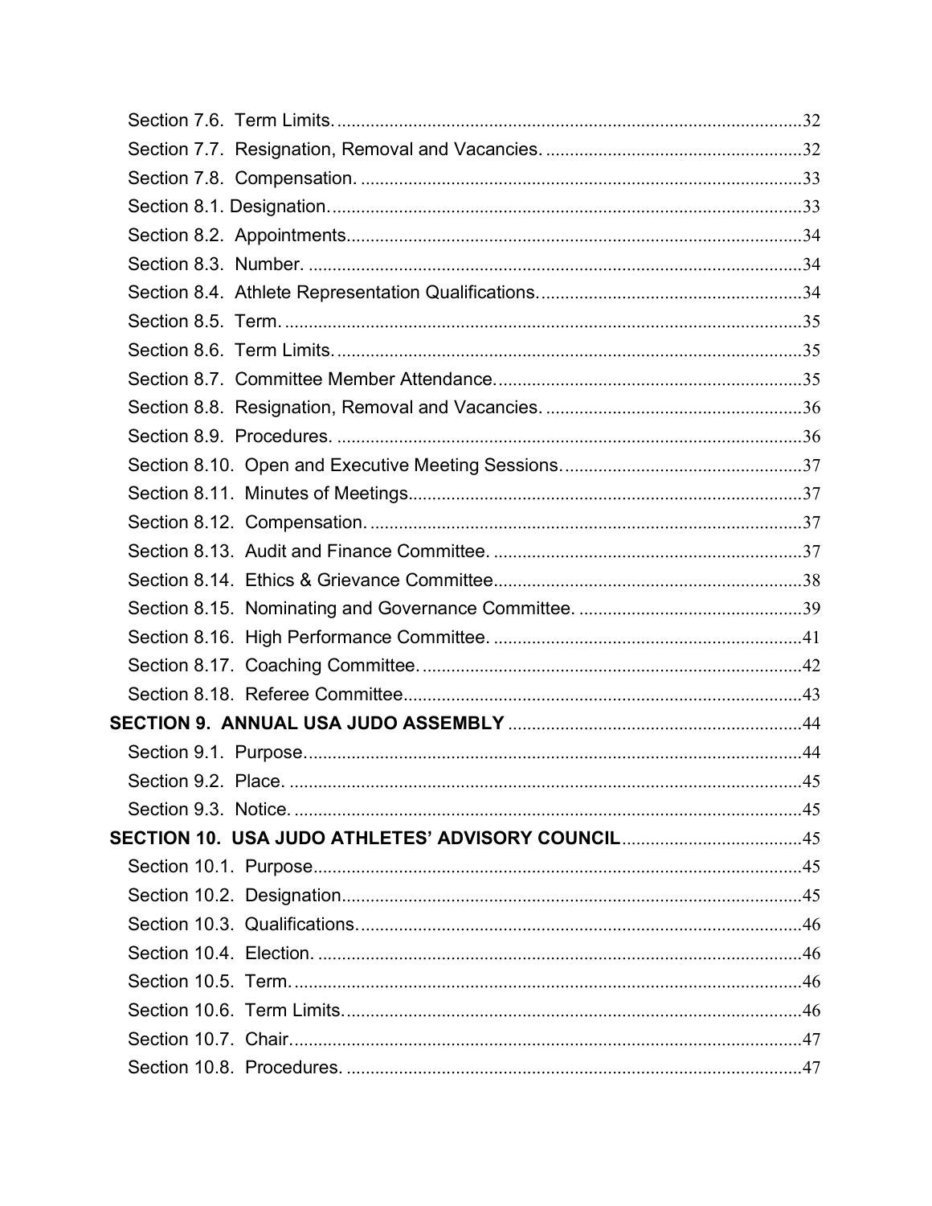Section 7.6. Term Limits. ..... 32
Section 7.7. Resignation, Removal and Vacancies. ..... 32
Section 7.8. Compensation. ..... 33
Section 8.1. Designation. ..... 33
Section 8.2. Appointments ..... 34
Section 8.3. Number. ..... 34
Section 8.4. Athlete Representation Qualifications. ..... 34
Section 8.5. Term. ..... 35
Section 8.6. Term Limits. ..... 35
Section 8.7. Committee Member Attendance. ..... 35
Section 8.8. Resignation, Removal and Vacancies. ..... 36
Section 8.9. Procedures. ..... 36
Section 8.10. Open and Executive Meeting Sessions. ..... 37
Section 8.11. Minutes of Meetings ..... 37
Section 8.12. Compensation. ..... 37
Section 8.13. Audit and Finance Committee. ..... 37
Section 8.14. Ethics & Grievance Committee ..... 38
Section 8.15. Nominating and Governance Committee. ..... 39
Section 8.16. High Performance Committee. ..... 41
Section 8.17. Coaching Committee. ..... 42
Section 8.18. Referee Committee ..... 43

**SECTION 9. ANNUAL USA JUDO ASSEMBLY** ..... 44

Section 9.1. Purpose. ..... 44
Section 9.2. Place. ..... 45
Section 9.3. Notice. ..... 45

**SECTION 10. USA JUDO ATHLETES' ADVISORY COUNCIL** ..... 45

Section 10.1. Purpose ..... 45
Section 10.2. Designation ..... 45
Section 10.3. Qualifications. ..... 46
Section 10.4. Election. ..... 46
Section 10.5. Term. ..... 46
Section 10.6. Term Limits. ..... 46
Section 10.7. Chair. ..... 47
Section 10.8. Procedures. ..... 47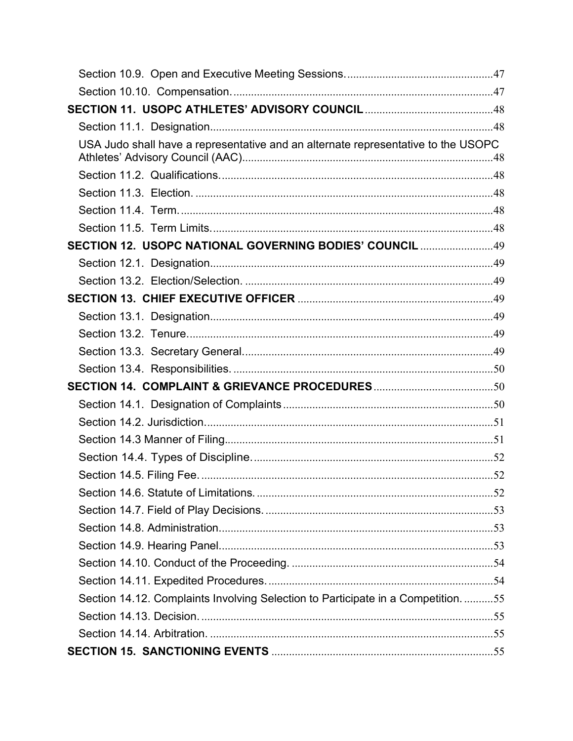Section 10.9. Open and Executive Meeting Sessions. ........................................ 47

Section 10.10. Compensation. ........................................ 47

**SECTION 11. USOPC ATHLETES' ADVISORY COUNCIL** ........................................ 48

Section 11.1. Designation ........................................ 48

USA Judo shall have a representative and an alternate representative to the USOPC Athletes' Advisory Council (AAC) ........................................ 48

Section 11.2. Qualifications. ........................................ 48

Section 11.3. Election. ........................................ 48

Section 11.4. Term. ........................................ 48

Section 11.5. Term Limits. ........................................ 48

**SECTION 12. USOPC NATIONAL GOVERNING BODIES' COUNCIL** ........................................ 49

Section 12.1. Designation ........................................ 49

Section 13.2. Election/Selection. ........................................ 49

**SECTION 13. CHIEF EXECUTIVE OFFICER** ........................................ 49

Section 13.1. Designation ........................................ 49

Section 13.2. Tenure. ........................................ 49

Section 13.3. Secretary General. ........................................ 49

Section 13.4. Responsibilities. ........................................ 50

**SECTION 14. COMPLAINT & GRIEVANCE PROCEDURES** ........................................ 50

Section 14.1. Designation of Complaints ........................................ 50

Section 14.2. Jurisdiction. ........................................ 51

Section 14.3 Manner of Filing ........................................ 51

Section 14.4. Types of Discipline. ........................................ 52

Section 14.5. Filing Fee. ........................................ 52

Section 14.6. Statute of Limitations. ........................................ 52

Section 14.7. Field of Play Decisions. ........................................ 53

Section 14.8. Administration. ........................................ 53

Section 14.9. Hearing Panel. ........................................ 53

Section 14.10. Conduct of the Proceeding. ........................................ 54

Section 14.11. Expedited Procedures. ........................................ 54

Section 14.12. Complaints Involving Selection to Participate in a Competition. ........................................ 55

Section 14.13. Decision. ........................................ 55

Section 14.14. Arbitration. ........................................ 55

**SECTION 15. SANCTIONING EVENTS** ........................................ 55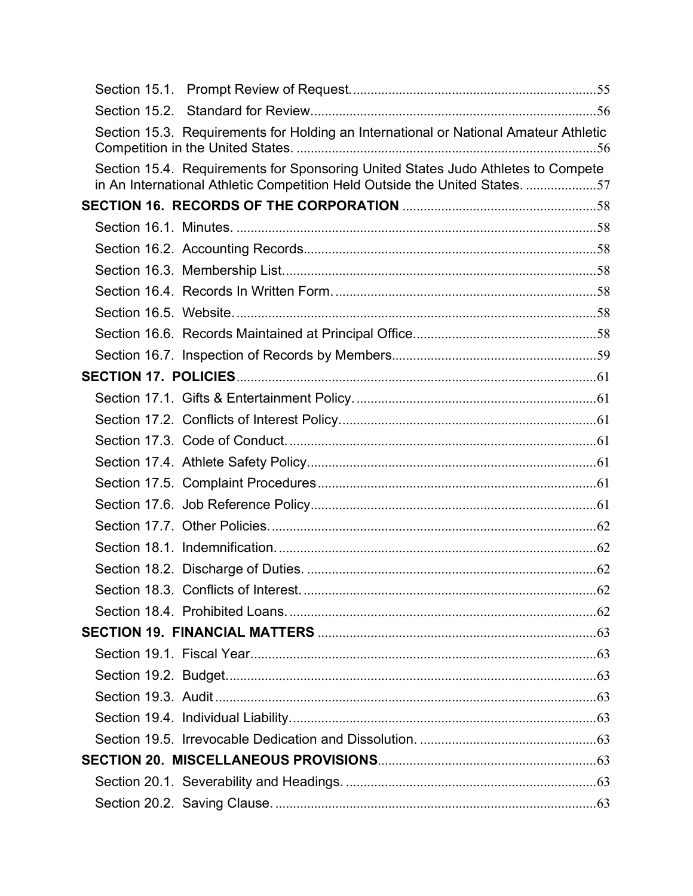Section 15.1. Prompt Review of Request. 55

Section 15.2. Standard for Review. 56

Section 15.3. Requirements for Holding an International or National Amateur Athletic Competition in the United States. 56

Section 15.4. Requirements for Sponsoring United States Judo Athletes to Compete in An International Athletic Competition Held Outside the United States. 57

**SECTION 16. RECORDS OF THE CORPORATION** 58

Section 16.1. Minutes. 58

Section 16.2. Accounting Records. 58

Section 16.3. Membership List. 58

Section 16.4. Records In Written Form. 58

Section 16.5. Website. 58

Section 16.6. Records Maintained at Principal Office. 58

Section 16.7. Inspection of Records by Members. 59

**SECTION 17. POLICIES** 61

Section 17.1. Gifts & Entertainment Policy. 61

Section 17.2. Conflicts of Interest Policy. 61

Section 17.3. Code of Conduct. 61

Section 17.4. Athlete Safety Policy. 61

Section 17.5. Complaint Procedures 61

Section 17.6. Job Reference Policy. 61

Section 17.7. Other Policies. 62

Section 18.1. Indemnification. 62

Section 18.2. Discharge of Duties. 62

Section 18.3. Conflicts of Interest. 62

Section 18.4. Prohibited Loans. 62

**SECTION 19. FINANCIAL MATTERS** 63

Section 19.1. Fiscal Year. 63

Section 19.2. Budget. 63

Section 19.3. Audit 63

Section 19.4. Individual Liability. 63

Section 19.5. Irrevocable Dedication and Dissolution. 63

**SECTION 20. MISCELLANEOUS PROVISIONS** 63

Section 20.1. Severability and Headings. 63

Section 20.2. Saving Clause. 63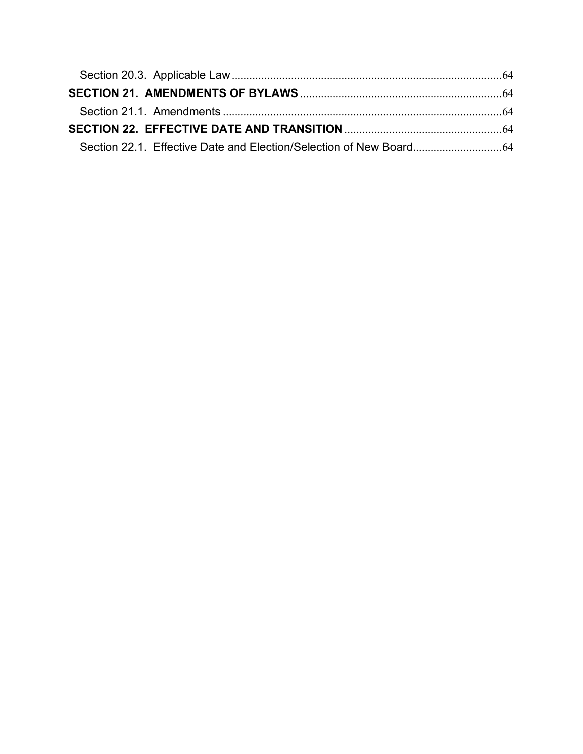Section 20.3. Applicable Law .......... 64

**SECTION 21. AMENDMENTS OF BYLAWS** .......... 64

Section 21.1. Amendments .......... 64

**SECTION 22. EFFECTIVE DATE AND TRANSITION** .......... 64

Section 22.1. Effective Date and Election/Selection of New Board .......... 64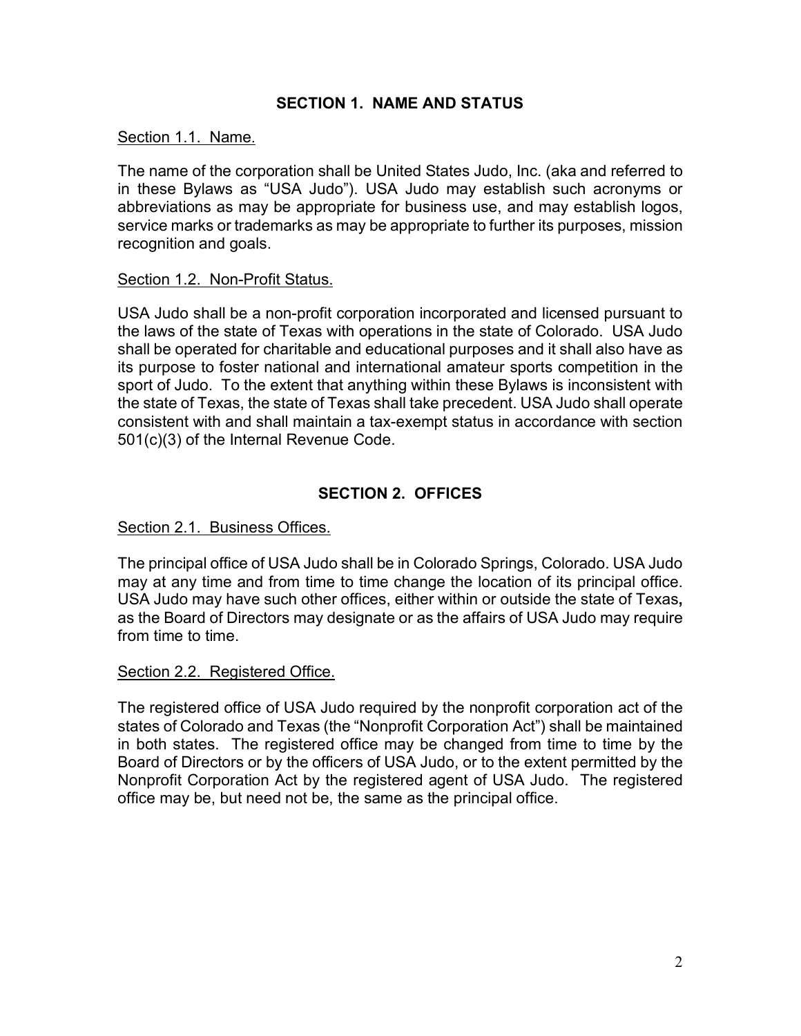## SECTION 1. NAME AND STATUS

Section 1.1. Name.

The name of the corporation shall be United States Judo, Inc. (aka and referred to in these Bylaws as "USA Judo"). USA Judo may establish such acronyms or abbreviations as may be appropriate for business use, and may establish logos, service marks or trademarks as may be appropriate to further its purposes, mission recognition and goals.

Section 1.2. Non-Profit Status.

USA Judo shall be a non-profit corporation incorporated and licensed pursuant to the laws of the state of Texas with operations in the state of Colorado. USA Judo shall be operated for charitable and educational purposes and it shall also have as its purpose to foster national and international amateur sports competition in the sport of Judo. To the extent that anything within these Bylaws is inconsistent with the state of Texas, the state of Texas shall take precedent. USA Judo shall operate consistent with and shall maintain a tax-exempt status in accordance with section 501(c)(3) of the Internal Revenue Code.

## SECTION 2. OFFICES

Section 2.1. Business Offices.

The principal office of USA Judo shall be in Colorado Springs, Colorado. USA Judo may at any time and from time to time change the location of its principal office. USA Judo may have such other offices, either within or outside the state of Texas**,** as the Board of Directors may designate or as the affairs of USA Judo may require from time to time.

Section 2.2. Registered Office.

The registered office of USA Judo required by the nonprofit corporation act of the states of Colorado and Texas (the "Nonprofit Corporation Act") shall be maintained in both states. The registered office may be changed from time to time by the Board of Directors or by the officers of USA Judo, or to the extent permitted by the Nonprofit Corporation Act by the registered agent of USA Judo. The registered office may be, but need not be, the same as the principal office.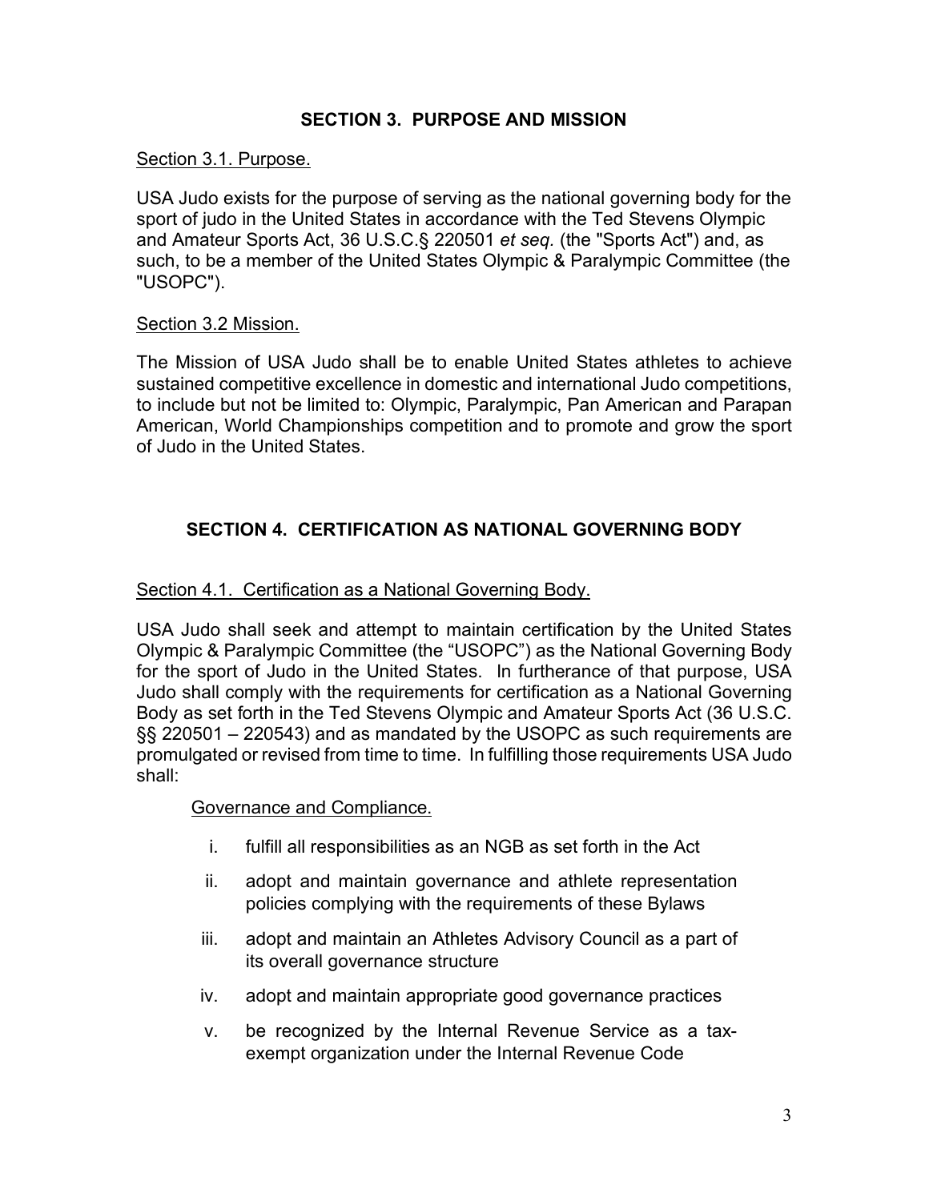## SECTION 3. PURPOSE AND MISSION

Section 3.1. Purpose.

USA Judo exists for the purpose of serving as the national governing body for the sport of judo in the United States in accordance with the Ted Stevens Olympic and Amateur Sports Act, 36 U.S.C.§ 220501 *et seq.* (the "Sports Act") and, as such, to be a member of the United States Olympic & Paralympic Committee (the "USOPC").

Section 3.2 Mission.

The Mission of USA Judo shall be to enable United States athletes to achieve sustained competitive excellence in domestic and international Judo competitions, to include but not be limited to: Olympic, Paralympic, Pan American and Parapan American, World Championships competition and to promote and grow the sport of Judo in the United States.

## SECTION 4. CERTIFICATION AS NATIONAL GOVERNING BODY

Section 4.1. Certification as a National Governing Body.

USA Judo shall seek and attempt to maintain certification by the United States Olympic & Paralympic Committee (the "USOPC") as the National Governing Body for the sport of Judo in the United States. In furtherance of that purpose, USA Judo shall comply with the requirements for certification as a National Governing Body as set forth in the Ted Stevens Olympic and Amateur Sports Act (36 U.S.C. §§ 220501 – 220543) and as mandated by the USOPC as such requirements are promulgated or revised from time to time. In fulfilling those requirements USA Judo shall:

Governance and Compliance.

i. fulfill all responsibilities as an NGB as set forth in the Act
ii. adopt and maintain governance and athlete representation policies complying with the requirements of these Bylaws
iii. adopt and maintain an Athletes Advisory Council as a part of its overall governance structure
iv. adopt and maintain appropriate good governance practices
v. be recognized by the Internal Revenue Service as a tax-exempt organization under the Internal Revenue Code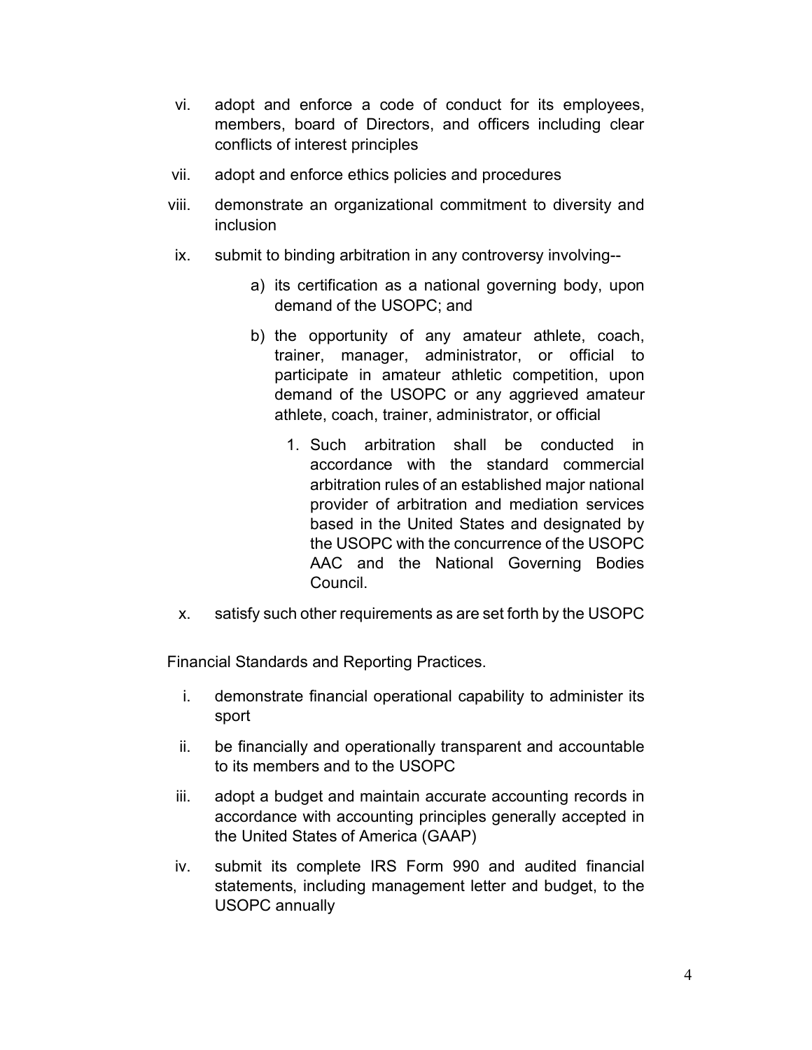vi. adopt and enforce a code of conduct for its employees, members, board of Directors, and officers including clear conflicts of interest principles

vii. adopt and enforce ethics policies and procedures

viii. demonstrate an organizational commitment to diversity and inclusion

ix. submit to binding arbitration in any controversy involving--

   a) its certification as a national governing body, upon demand of the USOPC; and

   b) the opportunity of any amateur athlete, coach, trainer, manager, administrator, or official to participate in amateur athletic competition, upon demand of the USOPC or any aggrieved amateur athlete, coach, trainer, administrator, or official

      1. Such arbitration shall be conducted in accordance with the standard commercial arbitration rules of an established major national provider of arbitration and mediation services based in the United States and designated by the USOPC with the concurrence of the USOPC AAC and the National Governing Bodies Council.

x. satisfy such other requirements as are set forth by the USOPC

Financial Standards and Reporting Practices.

i. demonstrate financial operational capability to administer its sport

ii. be financially and operationally transparent and accountable to its members and to the USOPC

iii. adopt a budget and maintain accurate accounting records in accordance with accounting principles generally accepted in the United States of America (GAAP)

iv. submit its complete IRS Form 990 and audited financial statements, including management letter and budget, to the USOPC annually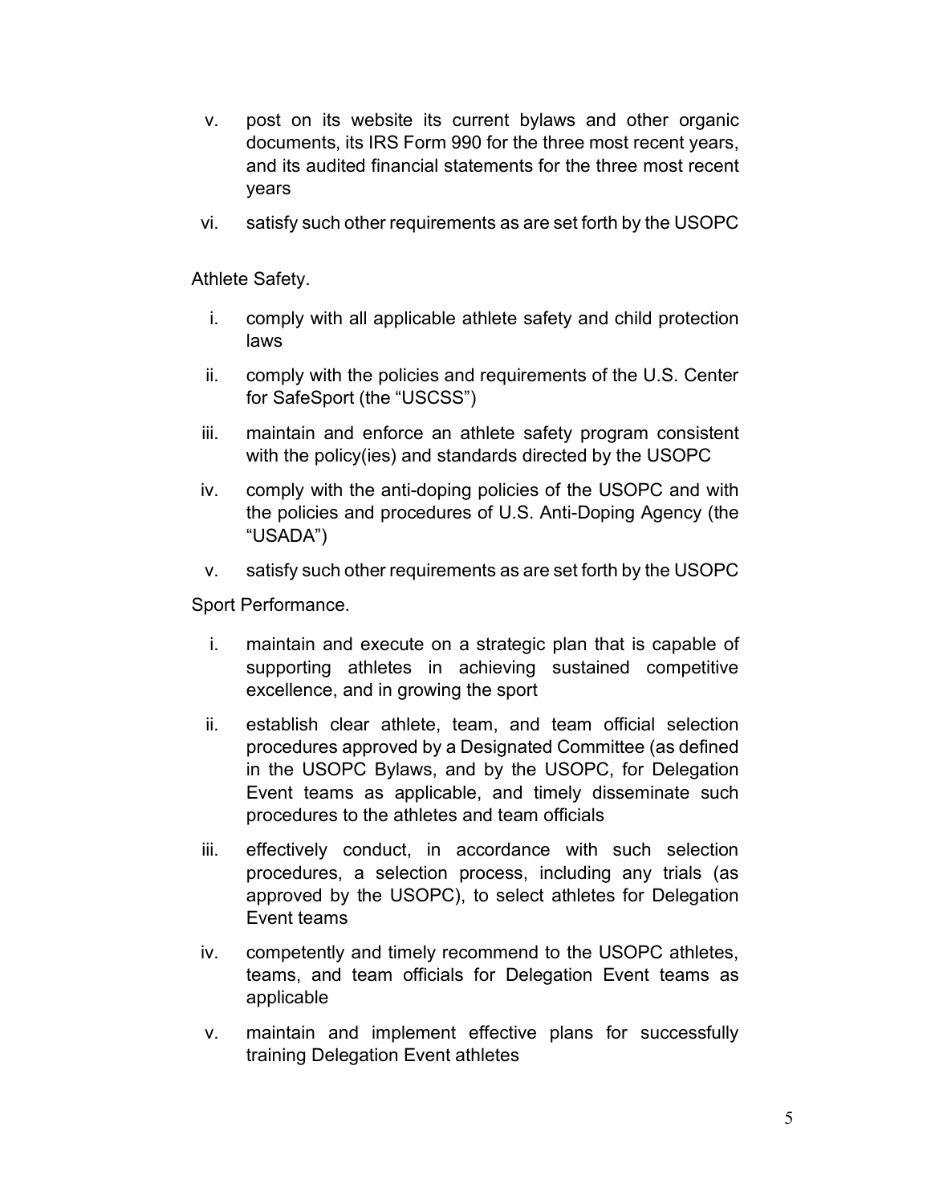v. post on its website its current bylaws and other organic documents, its IRS Form 990 for the three most recent years, and its audited financial statements for the three most recent years

vi. satisfy such other requirements as are set forth by the USOPC

Athlete Safety.

i. comply with all applicable athlete safety and child protection laws

ii. comply with the policies and requirements of the U.S. Center for SafeSport (the "USCSS")

iii. maintain and enforce an athlete safety program consistent with the policy(ies) and standards directed by the USOPC

iv. comply with the anti-doping policies of the USOPC and with the policies and procedures of U.S. Anti-Doping Agency (the "USADA")

v. satisfy such other requirements as are set forth by the USOPC

Sport Performance.

i. maintain and execute on a strategic plan that is capable of supporting athletes in achieving sustained competitive excellence, and in growing the sport

ii. establish clear athlete, team, and team official selection procedures approved by a Designated Committee (as defined in the USOPC Bylaws, and by the USOPC, for Delegation Event teams as applicable, and timely disseminate such procedures to the athletes and team officials

iii. effectively conduct, in accordance with such selection procedures, a selection process, including any trials (as approved by the USOPC), to select athletes for Delegation Event teams

iv. competently and timely recommend to the USOPC athletes, teams, and team officials for Delegation Event teams as applicable

v. maintain and implement effective plans for successfully training Delegation Event athletes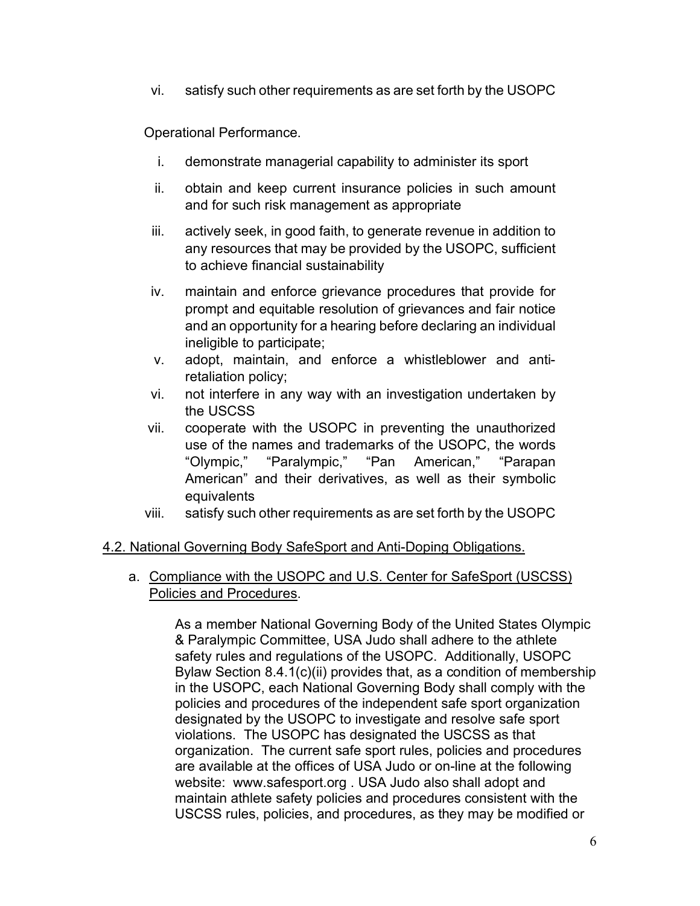vi. satisfy such other requirements as are set forth by the USOPC

Operational Performance.

i. demonstrate managerial capability to administer its sport

ii. obtain and keep current insurance policies in such amount and for such risk management as appropriate

iii. actively seek, in good faith, to generate revenue in addition to any resources that may be provided by the USOPC, sufficient to achieve financial sustainability

iv. maintain and enforce grievance procedures that provide for prompt and equitable resolution of grievances and fair notice and an opportunity for a hearing before declaring an individual ineligible to participate;

v. adopt, maintain, and enforce a whistleblower and anti-retaliation policy;

vi. not interfere in any way with an investigation undertaken by the USCSS

vii. cooperate with the USOPC in preventing the unauthorized use of the names and trademarks of the USOPC, the words "Olympic," "Paralympic," "Pan American," "Parapan American" and their derivatives, as well as their symbolic equivalents

viii. satisfy such other requirements as are set forth by the USOPC

<u>4.2. National Governing Body SafeSport and Anti-Doping Obligations.</u>

a. <u>Compliance with the USOPC and U.S. Center for SafeSport (USCSS) Policies and Procedures</u>.

As a member National Governing Body of the United States Olympic & Paralympic Committee, USA Judo shall adhere to the athlete safety rules and regulations of the USOPC. Additionally, USOPC Bylaw Section 8.4.1(c)(ii) provides that, as a condition of membership in the USOPC, each National Governing Body shall comply with the policies and procedures of the independent safe sport organization designated by the USOPC to investigate and resolve safe sport violations. The USOPC has designated the USCSS as that organization. The current safe sport rules, policies and procedures are available at the offices of USA Judo or on-line at the following website: www.safesport.org . USA Judo also shall adopt and maintain athlete safety policies and procedures consistent with the USCSS rules, policies, and procedures, as they may be modified or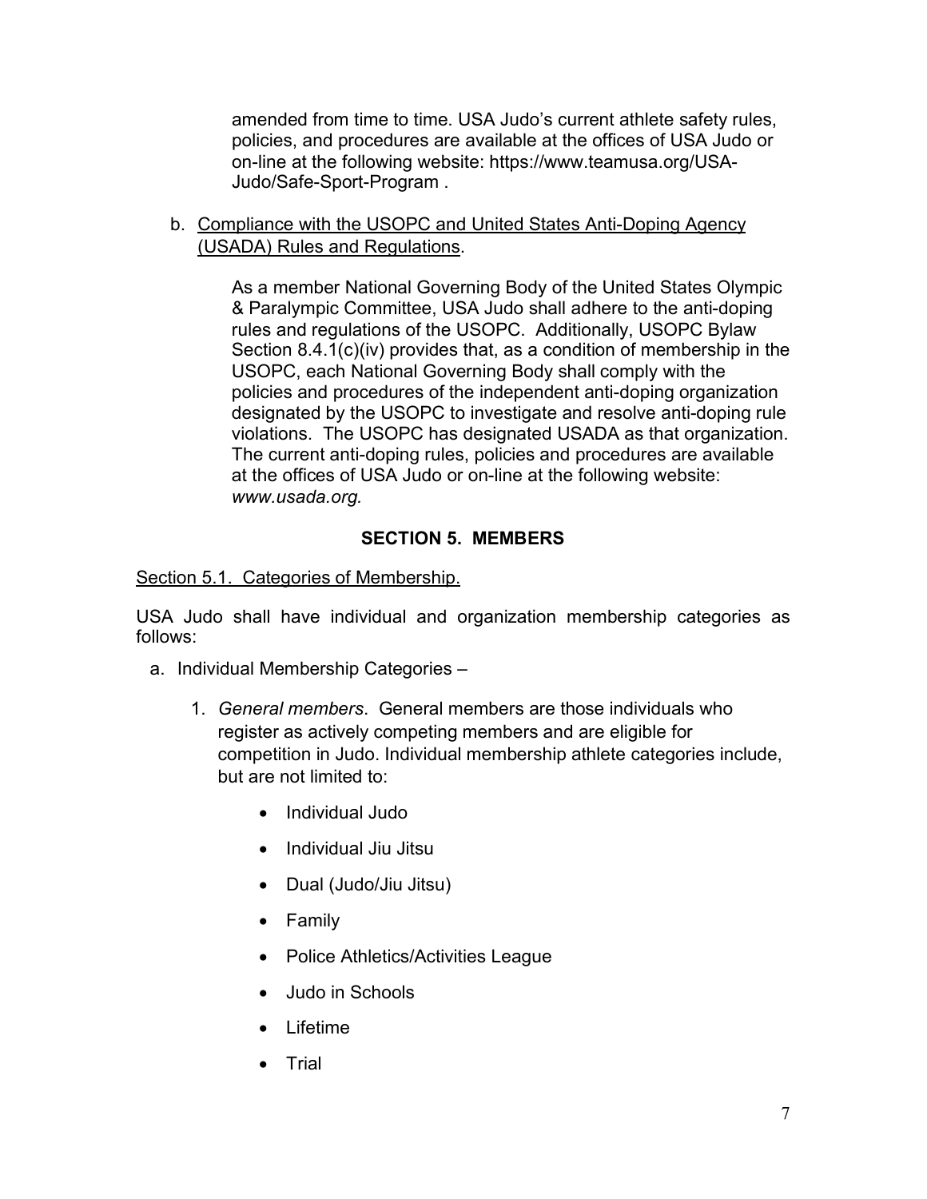amended from time to time. USA Judo's current athlete safety rules, policies, and procedures are available at the offices of USA Judo or on-line at the following website: https://www.teamusa.org/USA-Judo/Safe-Sport-Program .

b. <u>Compliance with the USOPC and United States Anti-Doping Agency (USADA) Rules and Regulations</u>.

As a member National Governing Body of the United States Olympic & Paralympic Committee, USA Judo shall adhere to the anti-doping rules and regulations of the USOPC. Additionally, USOPC Bylaw Section 8.4.1(c)(iv) provides that, as a condition of membership in the USOPC, each National Governing Body shall comply with the policies and procedures of the independent anti-doping organization designated by the USOPC to investigate and resolve anti-doping rule violations. The USOPC has designated USADA as that organization. The current anti-doping rules, policies and procedures are available at the offices of USA Judo or on-line at the following website: *www.usada.org.*

## SECTION 5. MEMBERS

<u>Section 5.1. Categories of Membership.</u>

USA Judo shall have individual and organization membership categories as follows:

a. Individual Membership Categories –

1. *General members*. General members are those individuals who register as actively competing members and are eligible for competition in Judo. Individual membership athlete categories include, but are not limited to:

   - Individual Judo
   - Individual Jiu Jitsu
   - Dual (Judo/Jiu Jitsu)
   - Family
   - Police Athletics/Activities League
   - Judo in Schools
   - Lifetime
   - Trial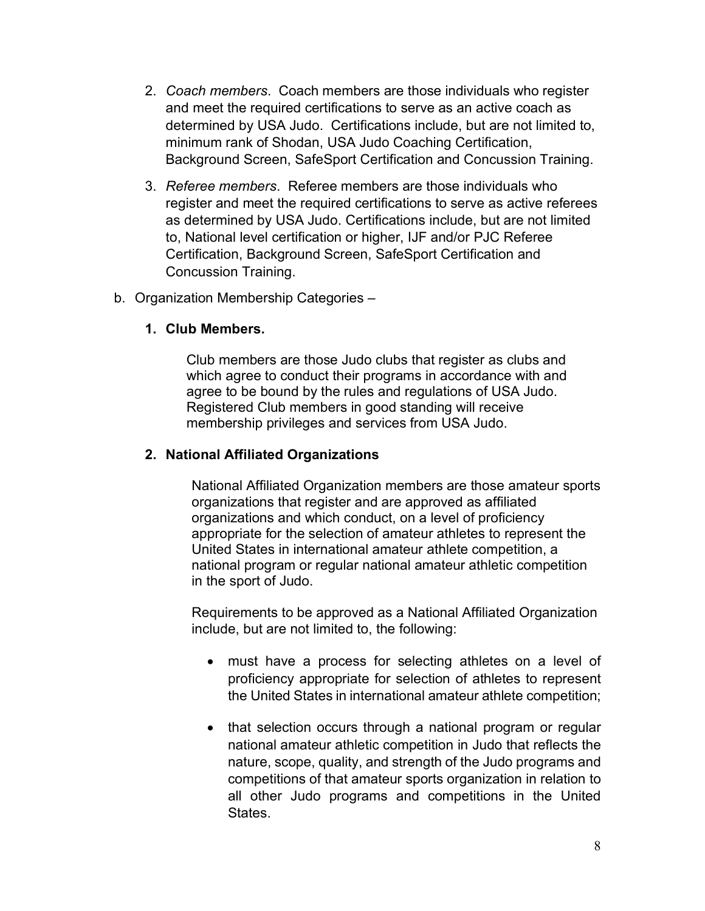2. *Coach members*. Coach members are those individuals who register and meet the required certifications to serve as an active coach as determined by USA Judo. Certifications include, but are not limited to, minimum rank of Shodan, USA Judo Coaching Certification, Background Screen, SafeSport Certification and Concussion Training.

3. *Referee members*. Referee members are those individuals who register and meet the required certifications to serve as active referees as determined by USA Judo. Certifications include, but are not limited to, National level certification or higher, IJF and/or PJC Referee Certification, Background Screen, SafeSport Certification and Concussion Training.

b. Organization Membership Categories –

**1. Club Members.**

Club members are those Judo clubs that register as clubs and which agree to conduct their programs in accordance with and agree to be bound by the rules and regulations of USA Judo. Registered Club members in good standing will receive membership privileges and services from USA Judo.

**2. National Affiliated Organizations**

National Affiliated Organization members are those amateur sports organizations that register and are approved as affiliated organizations and which conduct, on a level of proficiency appropriate for the selection of amateur athletes to represent the United States in international amateur athlete competition, a national program or regular national amateur athletic competition in the sport of Judo.

Requirements to be approved as a National Affiliated Organization include, but are not limited to, the following:

- must have a process for selecting athletes on a level of proficiency appropriate for selection of athletes to represent the United States in international amateur athlete competition;
- that selection occurs through a national program or regular national amateur athletic competition in Judo that reflects the nature, scope, quality, and strength of the Judo programs and competitions of that amateur sports organization in relation to all other Judo programs and competitions in the United States.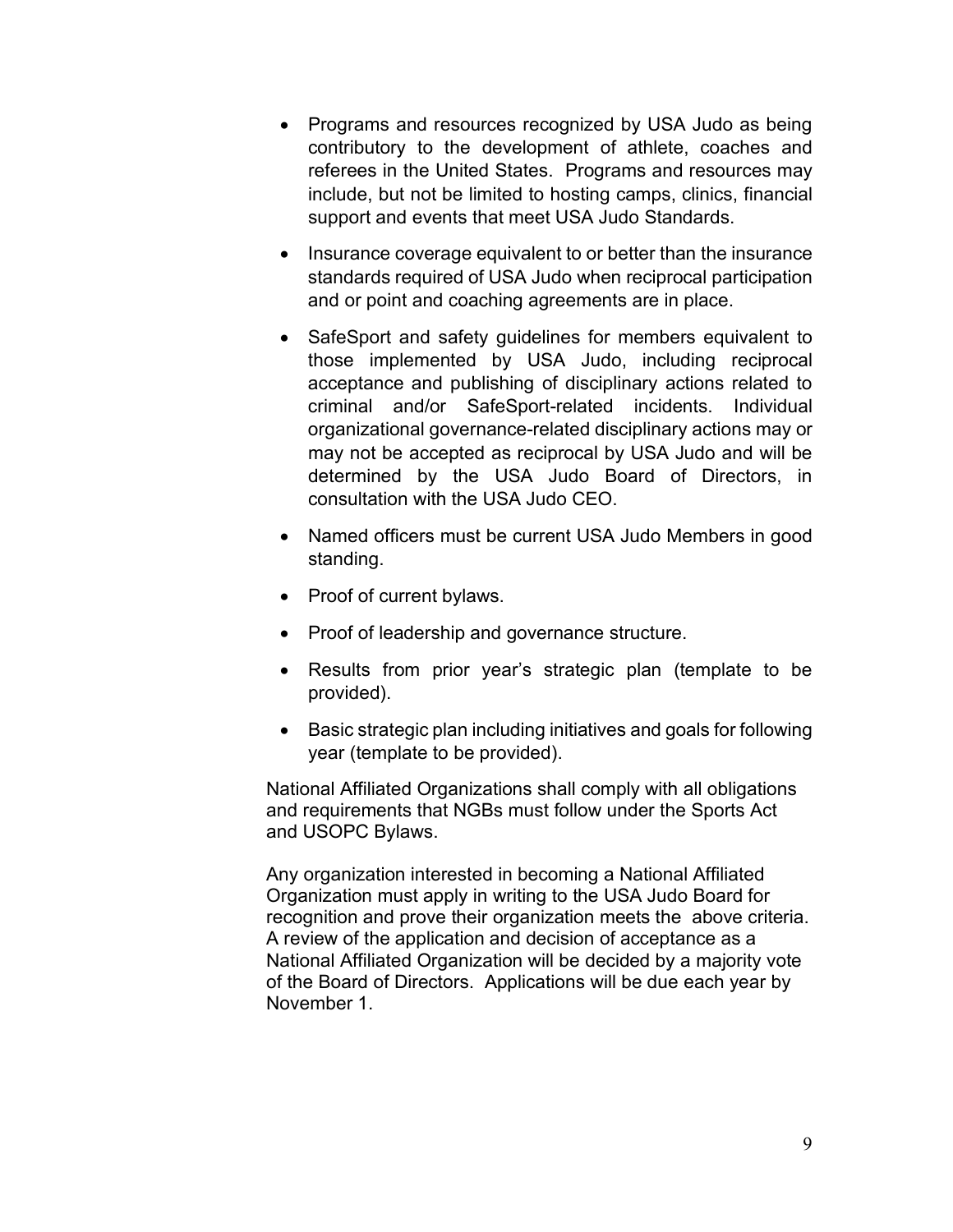- Programs and resources recognized by USA Judo as being contributory to the development of athlete, coaches and referees in the United States. Programs and resources may include, but not be limited to hosting camps, clinics, financial support and events that meet USA Judo Standards.
- Insurance coverage equivalent to or better than the insurance standards required of USA Judo when reciprocal participation and or point and coaching agreements are in place.
- SafeSport and safety guidelines for members equivalent to those implemented by USA Judo, including reciprocal acceptance and publishing of disciplinary actions related to criminal and/or SafeSport-related incidents. Individual organizational governance-related disciplinary actions may or may not be accepted as reciprocal by USA Judo and will be determined by the USA Judo Board of Directors, in consultation with the USA Judo CEO.
- Named officers must be current USA Judo Members in good standing.
- Proof of current bylaws.
- Proof of leadership and governance structure.
- Results from prior year's strategic plan (template to be provided).
- Basic strategic plan including initiatives and goals for following year (template to be provided).

National Affiliated Organizations shall comply with all obligations and requirements that NGBs must follow under the Sports Act and USOPC Bylaws.

Any organization interested in becoming a National Affiliated Organization must apply in writing to the USA Judo Board for recognition and prove their organization meets the above criteria. A review of the application and decision of acceptance as a National Affiliated Organization will be decided by a majority vote of the Board of Directors. Applications will be due each year by November 1.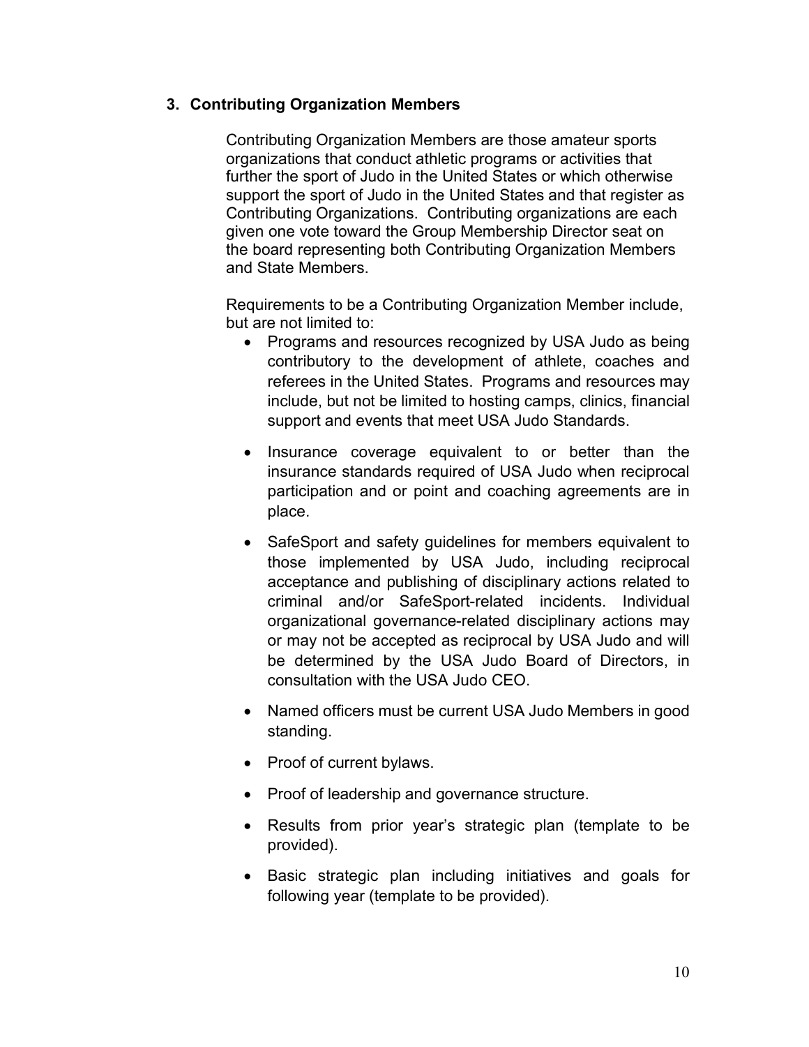### 3. Contributing Organization Members

Contributing Organization Members are those amateur sports organizations that conduct athletic programs or activities that further the sport of Judo in the United States or which otherwise support the sport of Judo in the United States and that register as Contributing Organizations. Contributing organizations are each given one vote toward the Group Membership Director seat on the board representing both Contributing Organization Members and State Members.

Requirements to be a Contributing Organization Member include, but are not limited to:

- Programs and resources recognized by USA Judo as being contributory to the development of athlete, coaches and referees in the United States. Programs and resources may include, but not be limited to hosting camps, clinics, financial support and events that meet USA Judo Standards.
- Insurance coverage equivalent to or better than the insurance standards required of USA Judo when reciprocal participation and or point and coaching agreements are in place.
- SafeSport and safety guidelines for members equivalent to those implemented by USA Judo, including reciprocal acceptance and publishing of disciplinary actions related to criminal and/or SafeSport-related incidents. Individual organizational governance-related disciplinary actions may or may not be accepted as reciprocal by USA Judo and will be determined by the USA Judo Board of Directors, in consultation with the USA Judo CEO.
- Named officers must be current USA Judo Members in good standing.
- Proof of current bylaws.
- Proof of leadership and governance structure.
- Results from prior year's strategic plan (template to be provided).
- Basic strategic plan including initiatives and goals for following year (template to be provided).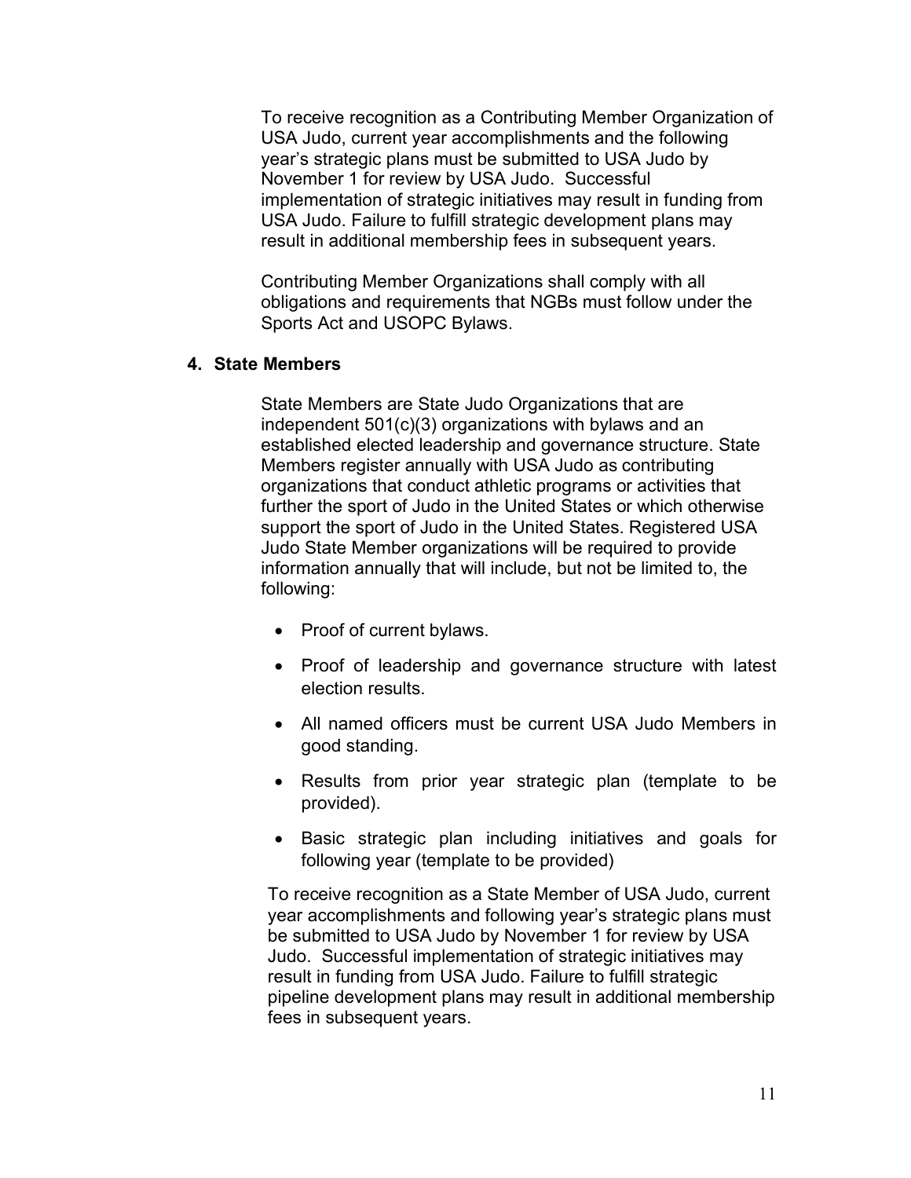To receive recognition as a Contributing Member Organization of USA Judo, current year accomplishments and the following year's strategic plans must be submitted to USA Judo by November 1 for review by USA Judo. Successful implementation of strategic initiatives may result in funding from USA Judo. Failure to fulfill strategic development plans may result in additional membership fees in subsequent years.

Contributing Member Organizations shall comply with all obligations and requirements that NGBs must follow under the Sports Act and USOPC Bylaws.

**4. State Members**

State Members are State Judo Organizations that are independent 501(c)(3) organizations with bylaws and an established elected leadership and governance structure. State Members register annually with USA Judo as contributing organizations that conduct athletic programs or activities that further the sport of Judo in the United States or which otherwise support the sport of Judo in the United States. Registered USA Judo State Member organizations will be required to provide information annually that will include, but not be limited to, the following:

- Proof of current bylaws.
- Proof of leadership and governance structure with latest election results.
- All named officers must be current USA Judo Members in good standing.
- Results from prior year strategic plan (template to be provided).
- Basic strategic plan including initiatives and goals for following year (template to be provided)

To receive recognition as a State Member of USA Judo, current year accomplishments and following year's strategic plans must be submitted to USA Judo by November 1 for review by USA Judo. Successful implementation of strategic initiatives may result in funding from USA Judo. Failure to fulfill strategic pipeline development plans may result in additional membership fees in subsequent years.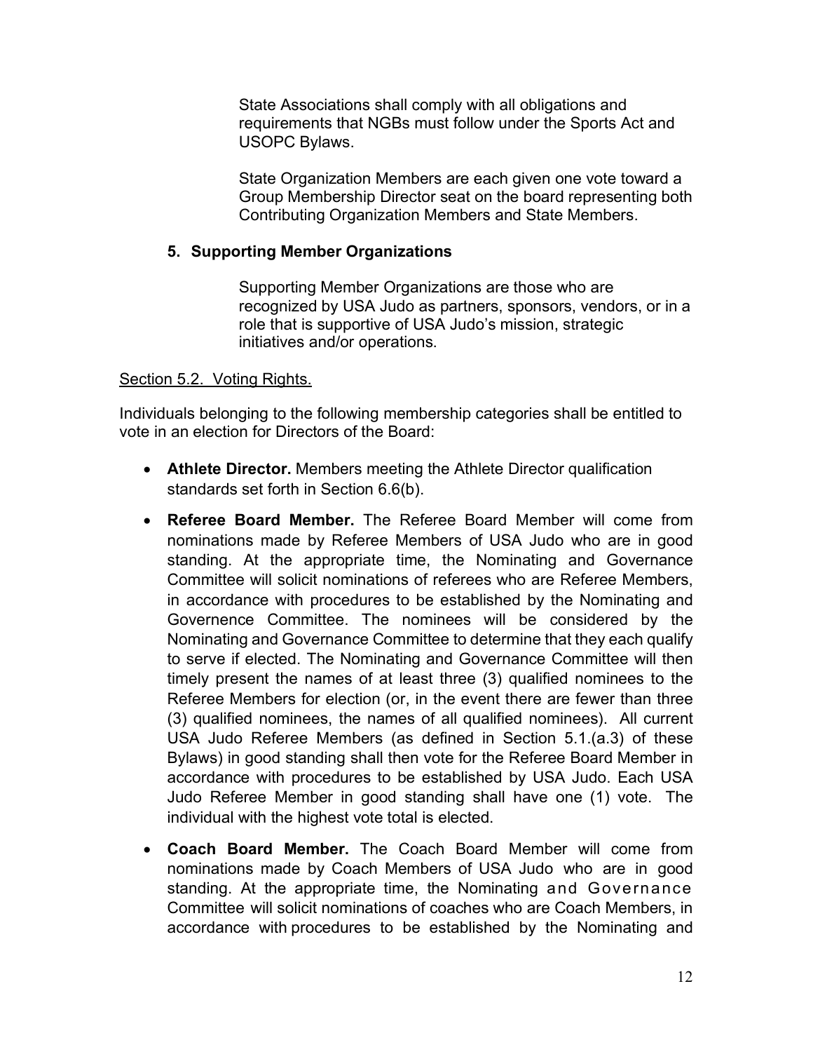State Associations shall comply with all obligations and requirements that NGBs must follow under the Sports Act and USOPC Bylaws.

State Organization Members are each given one vote toward a Group Membership Director seat on the board representing both Contributing Organization Members and State Members.

**5. Supporting Member Organizations**

Supporting Member Organizations are those who are recognized by USA Judo as partners, sponsors, vendors, or in a role that is supportive of USA Judo's mission, strategic initiatives and/or operations.

<u>Section 5.2. Voting Rights.</u>

Individuals belonging to the following membership categories shall be entitled to vote in an election for Directors of the Board:

- **Athlete Director.** Members meeting the Athlete Director qualification standards set forth in Section 6.6(b).
- **Referee Board Member.** The Referee Board Member will come from nominations made by Referee Members of USA Judo who are in good standing. At the appropriate time, the Nominating and Governance Committee will solicit nominations of referees who are Referee Members, in accordance with procedures to be established by the Nominating and Governence Committee. The nominees will be considered by the Nominating and Governance Committee to determine that they each qualify to serve if elected. The Nominating and Governance Committee will then timely present the names of at least three (3) qualified nominees to the Referee Members for election (or, in the event there are fewer than three (3) qualified nominees, the names of all qualified nominees). All current USA Judo Referee Members (as defined in Section 5.1.(a.3) of these Bylaws) in good standing shall then vote for the Referee Board Member in accordance with procedures to be established by USA Judo. Each USA Judo Referee Member in good standing shall have one (1) vote. The individual with the highest vote total is elected.
- **Coach Board Member.** The Coach Board Member will come from nominations made by Coach Members of USA Judo who are in good standing. At the appropriate time, the Nominating and Governance Committee will solicit nominations of coaches who are Coach Members, in accordance with procedures to be established by the Nominating and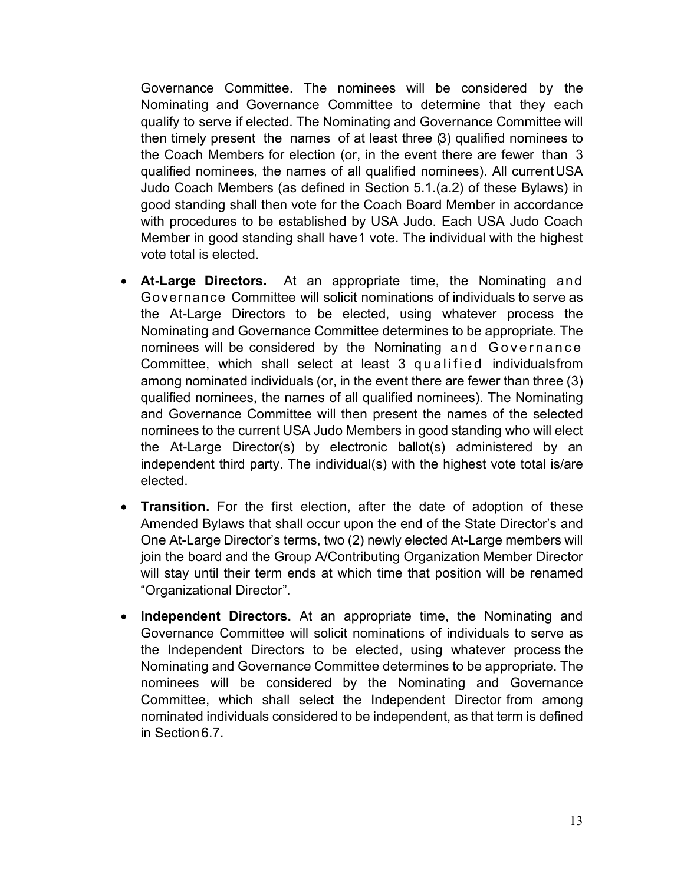Governance Committee. The nominees will be considered by the Nominating and Governance Committee to determine that they each qualify to serve if elected. The Nominating and Governance Committee will then timely present the names of at least three (3) qualified nominees to the Coach Members for election (or, in the event there are fewer than 3 qualified nominees, the names of all qualified nominees). All current USA Judo Coach Members (as defined in Section 5.1.(a.2) of these Bylaws) in good standing shall then vote for the Coach Board Member in accordance with procedures to be established by USA Judo. Each USA Judo Coach Member in good standing shall have 1 vote. The individual with the highest vote total is elected.

- **At-Large Directors.** At an appropriate time, the Nominating and Governance Committee will solicit nominations of individuals to serve as the At-Large Directors to be elected, using whatever process the Nominating and Governance Committee determines to be appropriate. The nominees will be considered by the Nominating and Governance Committee, which shall select at least 3 qualified individuals from among nominated individuals (or, in the event there are fewer than three (3) qualified nominees, the names of all qualified nominees). The Nominating and Governance Committee will then present the names of the selected nominees to the current USA Judo Members in good standing who will elect the At-Large Director(s) by electronic ballot(s) administered by an independent third party. The individual(s) with the highest vote total is/are elected.
- **Transition.** For the first election, after the date of adoption of these Amended Bylaws that shall occur upon the end of the State Director's and One At-Large Director's terms, two (2) newly elected At-Large members will join the board and the Group A/Contributing Organization Member Director will stay until their term ends at which time that position will be renamed "Organizational Director".
- **Independent Directors.** At an appropriate time, the Nominating and Governance Committee will solicit nominations of individuals to serve as the Independent Directors to be elected, using whatever process the Nominating and Governance Committee determines to be appropriate. The nominees will be considered by the Nominating and Governance Committee, which shall select the Independent Director from among nominated individuals considered to be independent, as that term is defined in Section 6.7.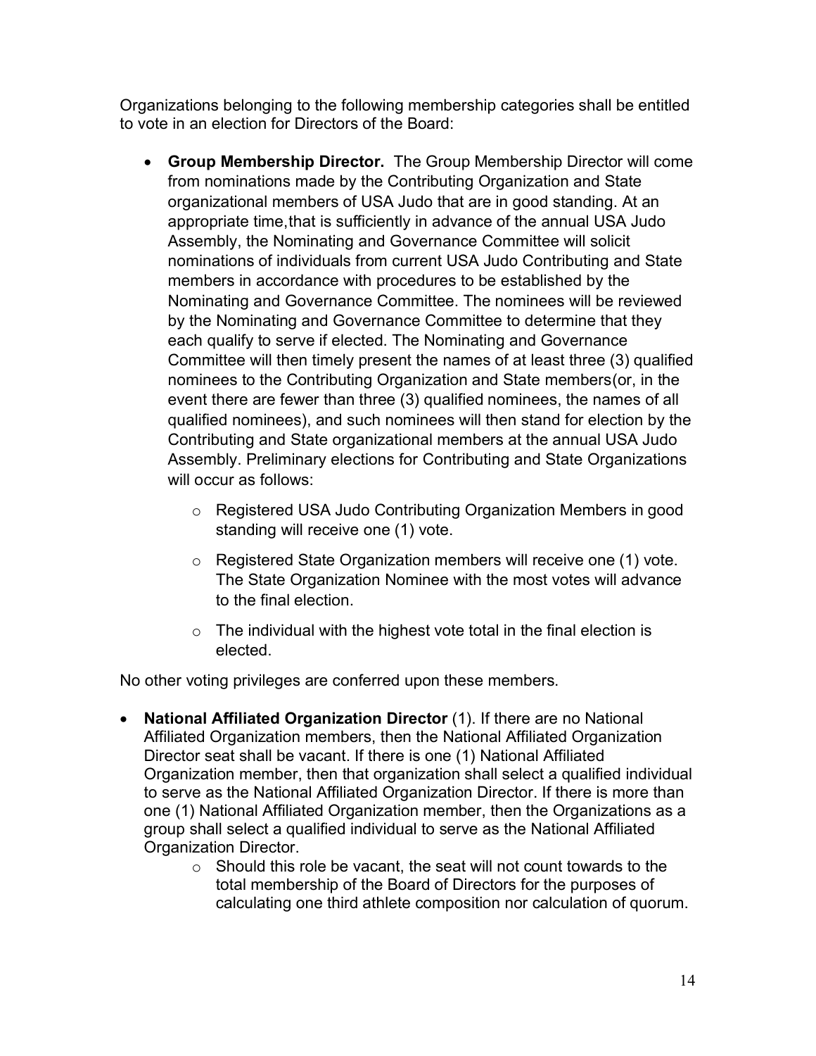Organizations belonging to the following membership categories shall be entitled to vote in an election for Directors of the Board:

- **Group Membership Director.** The Group Membership Director will come from nominations made by the Contributing Organization and State organizational members of USA Judo that are in good standing. At an appropriate time,that is sufficiently in advance of the annual USA Judo Assembly, the Nominating and Governance Committee will solicit nominations of individuals from current USA Judo Contributing and State members in accordance with procedures to be established by the Nominating and Governance Committee. The nominees will be reviewed by the Nominating and Governance Committee to determine that they each qualify to serve if elected. The Nominating and Governance Committee will then timely present the names of at least three (3) qualified nominees to the Contributing Organization and State members(or, in the event there are fewer than three (3) qualified nominees, the names of all qualified nominees), and such nominees will then stand for election by the Contributing and State organizational members at the annual USA Judo Assembly. Preliminary elections for Contributing and State Organizations will occur as follows:
    - Registered USA Judo Contributing Organization Members in good standing will receive one (1) vote.
    - Registered State Organization members will receive one (1) vote. The State Organization Nominee with the most votes will advance to the final election.
    - The individual with the highest vote total in the final election is elected.

No other voting privileges are conferred upon these members.

- **National Affiliated Organization Director** (1). If there are no National Affiliated Organization members, then the National Affiliated Organization Director seat shall be vacant. If there is one (1) National Affiliated Organization member, then that organization shall select a qualified individual to serve as the National Affiliated Organization Director. If there is more than one (1) National Affiliated Organization member, then the Organizations as a group shall select a qualified individual to serve as the National Affiliated Organization Director.
    - Should this role be vacant, the seat will not count towards to the total membership of the Board of Directors for the purposes of calculating one third athlete composition nor calculation of quorum.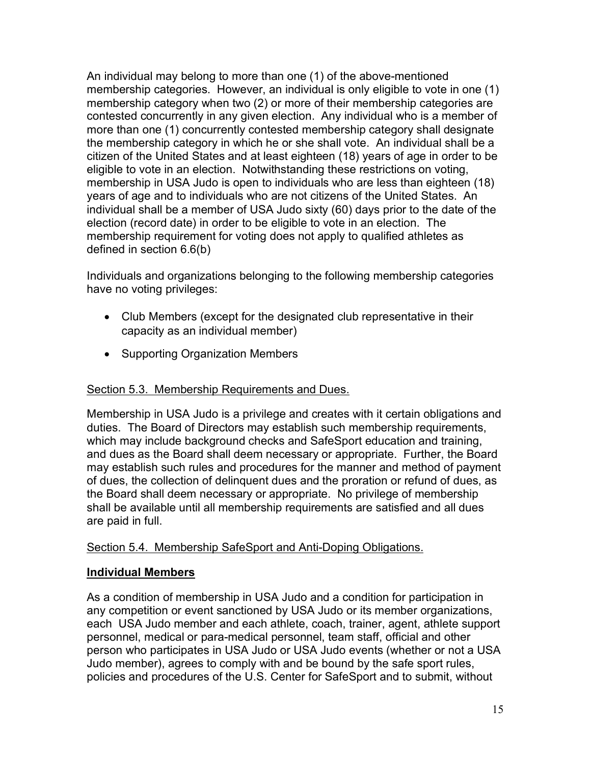An individual may belong to more than one (1) of the above-mentioned membership categories. However, an individual is only eligible to vote in one (1) membership category when two (2) or more of their membership categories are contested concurrently in any given election. Any individual who is a member of more than one (1) concurrently contested membership category shall designate the membership category in which he or she shall vote. An individual shall be a citizen of the United States and at least eighteen (18) years of age in order to be eligible to vote in an election. Notwithstanding these restrictions on voting, membership in USA Judo is open to individuals who are less than eighteen (18) years of age and to individuals who are not citizens of the United States. An individual shall be a member of USA Judo sixty (60) days prior to the date of the election (record date) in order to be eligible to vote in an election. The membership requirement for voting does not apply to qualified athletes as defined in section 6.6(b)

Individuals and organizations belonging to the following membership categories have no voting privileges:

- Club Members (except for the designated club representative in their capacity as an individual member)
- Supporting Organization Members

Section 5.3. Membership Requirements and Dues.

Membership in USA Judo is a privilege and creates with it certain obligations and duties. The Board of Directors may establish such membership requirements, which may include background checks and SafeSport education and training, and dues as the Board shall deem necessary or appropriate. Further, the Board may establish such rules and procedures for the manner and method of payment of dues, the collection of delinquent dues and the proration or refund of dues, as the Board shall deem necessary or appropriate. No privilege of membership shall be available until all membership requirements are satisfied and all dues are paid in full.

Section 5.4. Membership SafeSport and Anti-Doping Obligations.

**Individual Members**

As a condition of membership in USA Judo and a condition for participation in any competition or event sanctioned by USA Judo or its member organizations, each USA Judo member and each athlete, coach, trainer, agent, athlete support personnel, medical or para-medical personnel, team staff, official and other person who participates in USA Judo or USA Judo events (whether or not a USA Judo member), agrees to comply with and be bound by the safe sport rules, policies and procedures of the U.S. Center for SafeSport and to submit, without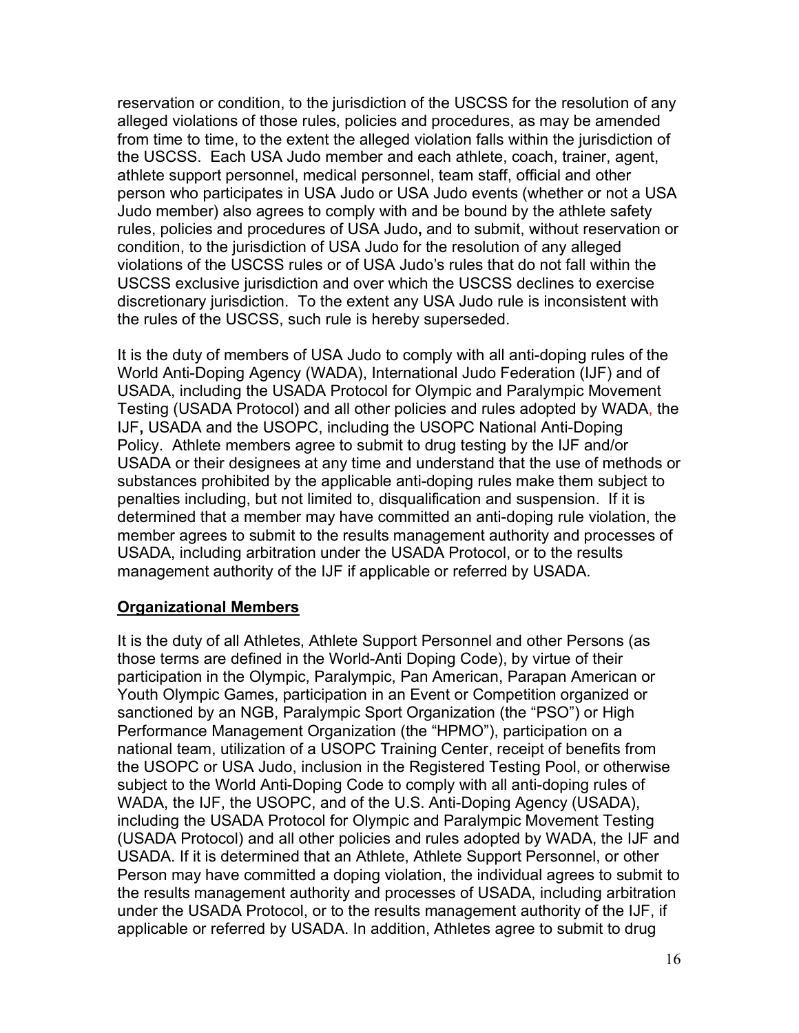reservation or condition, to the jurisdiction of the USCSS for the resolution of any alleged violations of those rules, policies and procedures, as may be amended from time to time, to the extent the alleged violation falls within the jurisdiction of the USCSS. Each USA Judo member and each athlete, coach, trainer, agent, athlete support personnel, medical personnel, team staff, official and other person who participates in USA Judo or USA Judo events (whether or not a USA Judo member) also agrees to comply with and be bound by the athlete safety rules, policies and procedures of USA Judo**,** and to submit, without reservation or condition, to the jurisdiction of USA Judo for the resolution of any alleged violations of the USCSS rules or of USA Judo's rules that do not fall within the USCSS exclusive jurisdiction and over which the USCSS declines to exercise discretionary jurisdiction. To the extent any USA Judo rule is inconsistent with the rules of the USCSS, such rule is hereby superseded.

It is the duty of members of USA Judo to comply with all anti-doping rules of the World Anti-Doping Agency (WADA), International Judo Federation (IJF) and of USADA, including the USADA Protocol for Olympic and Paralympic Movement Testing (USADA Protocol) and all other policies and rules adopted by WADA, the IJF**,** USADA and the USOPC, including the USOPC National Anti-Doping Policy. Athlete members agree to submit to drug testing by the IJF and/or USADA or their designees at any time and understand that the use of methods or substances prohibited by the applicable anti-doping rules make them subject to penalties including, but not limited to, disqualification and suspension. If it is determined that a member may have committed an anti-doping rule violation, the member agrees to submit to the results management authority and processes of USADA, including arbitration under the USADA Protocol, or to the results management authority of the IJF if applicable or referred by USADA.

**Organizational Members**

It is the duty of all Athletes, Athlete Support Personnel and other Persons (as those terms are defined in the World-Anti Doping Code), by virtue of their participation in the Olympic, Paralympic, Pan American, Parapan American or Youth Olympic Games, participation in an Event or Competition organized or sanctioned by an NGB, Paralympic Sport Organization (the "PSO") or High Performance Management Organization (the "HPMO"), participation on a national team, utilization of a USOPC Training Center, receipt of benefits from the USOPC or USA Judo, inclusion in the Registered Testing Pool, or otherwise subject to the World Anti-Doping Code to comply with all anti-doping rules of WADA, the IJF, the USOPC, and of the U.S. Anti-Doping Agency (USADA), including the USADA Protocol for Olympic and Paralympic Movement Testing (USADA Protocol) and all other policies and rules adopted by WADA, the IJF and USADA. If it is determined that an Athlete, Athlete Support Personnel, or other Person may have committed a doping violation, the individual agrees to submit to the results management authority and processes of USADA, including arbitration under the USADA Protocol, or to the results management authority of the IJF, if applicable or referred by USADA. In addition, Athletes agree to submit to drug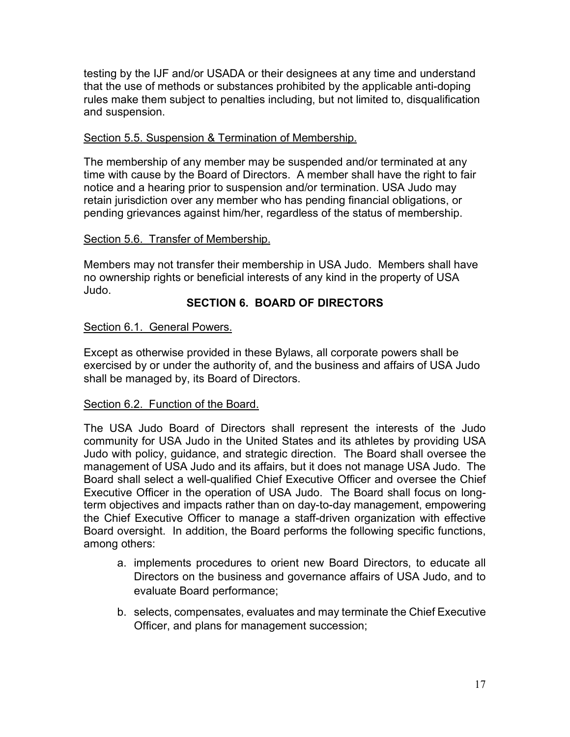testing by the IJF and/or USADA or their designees at any time and understand that the use of methods or substances prohibited by the applicable anti-doping rules make them subject to penalties including, but not limited to, disqualification and suspension.

Section 5.5. Suspension & Termination of Membership.

The membership of any member may be suspended and/or terminated at any time with cause by the Board of Directors. A member shall have the right to fair notice and a hearing prior to suspension and/or termination. USA Judo may retain jurisdiction over any member who has pending financial obligations, or pending grievances against him/her, regardless of the status of membership.

Section 5.6. Transfer of Membership.

Members may not transfer their membership in USA Judo. Members shall have no ownership rights or beneficial interests of any kind in the property of USA Judo.

## SECTION 6. BOARD OF DIRECTORS

Section 6.1. General Powers.

Except as otherwise provided in these Bylaws, all corporate powers shall be exercised by or under the authority of, and the business and affairs of USA Judo shall be managed by, its Board of Directors.

Section 6.2. Function of the Board.

The USA Judo Board of Directors shall represent the interests of the Judo community for USA Judo in the United States and its athletes by providing USA Judo with policy, guidance, and strategic direction. The Board shall oversee the management of USA Judo and its affairs, but it does not manage USA Judo. The Board shall select a well-qualified Chief Executive Officer and oversee the Chief Executive Officer in the operation of USA Judo. The Board shall focus on long-term objectives and impacts rather than on day-to-day management, empowering the Chief Executive Officer to manage a staff-driven organization with effective Board oversight. In addition, the Board performs the following specific functions, among others:

a. implements procedures to orient new Board Directors, to educate all Directors on the business and governance affairs of USA Judo, and to evaluate Board performance;

b. selects, compensates, evaluates and may terminate the Chief Executive Officer, and plans for management succession;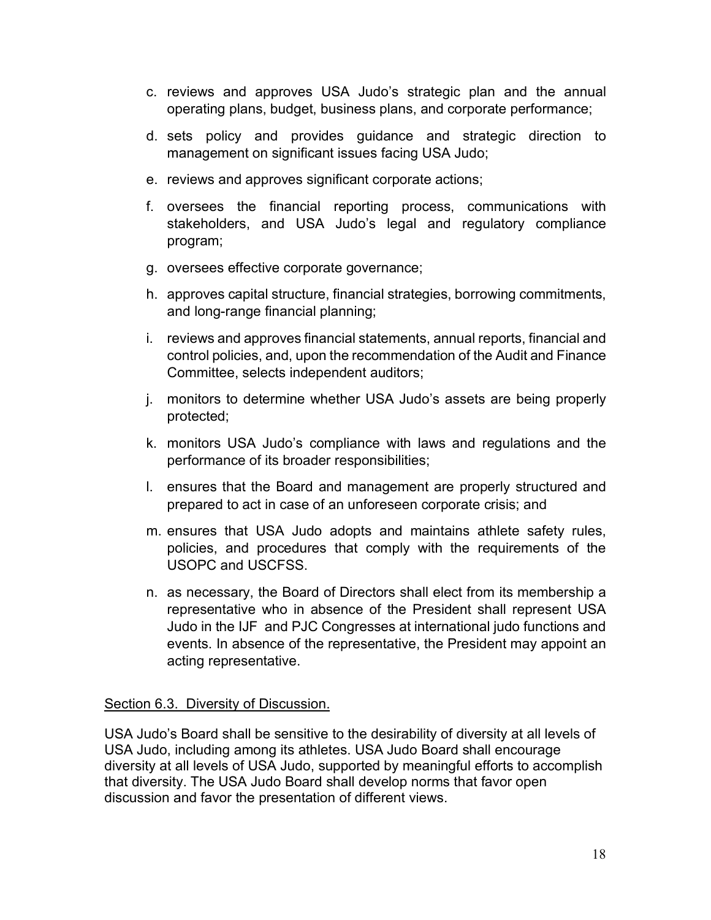c. reviews and approves USA Judo's strategic plan and the annual operating plans, budget, business plans, and corporate performance;

d. sets policy and provides guidance and strategic direction to management on significant issues facing USA Judo;

e. reviews and approves significant corporate actions;

f. oversees the financial reporting process, communications with stakeholders, and USA Judo's legal and regulatory compliance program;

g. oversees effective corporate governance;

h. approves capital structure, financial strategies, borrowing commitments, and long-range financial planning;

i. reviews and approves financial statements, annual reports, financial and control policies, and, upon the recommendation of the Audit and Finance Committee, selects independent auditors;

j. monitors to determine whether USA Judo's assets are being properly protected;

k. monitors USA Judo's compliance with laws and regulations and the performance of its broader responsibilities;

l. ensures that the Board and management are properly structured and prepared to act in case of an unforeseen corporate crisis; and

m. ensures that USA Judo adopts and maintains athlete safety rules, policies, and procedures that comply with the requirements of the USOPC and USCFSS.

n. as necessary, the Board of Directors shall elect from its membership a representative who in absence of the President shall represent USA Judo in the IJF and PJC Congresses at international judo functions and events. In absence of the representative, the President may appoint an acting representative.

<u>Section 6.3. Diversity of Discussion.</u>

USA Judo's Board shall be sensitive to the desirability of diversity at all levels of USA Judo, including among its athletes. USA Judo Board shall encourage diversity at all levels of USA Judo, supported by meaningful efforts to accomplish that diversity. The USA Judo Board shall develop norms that favor open discussion and favor the presentation of different views.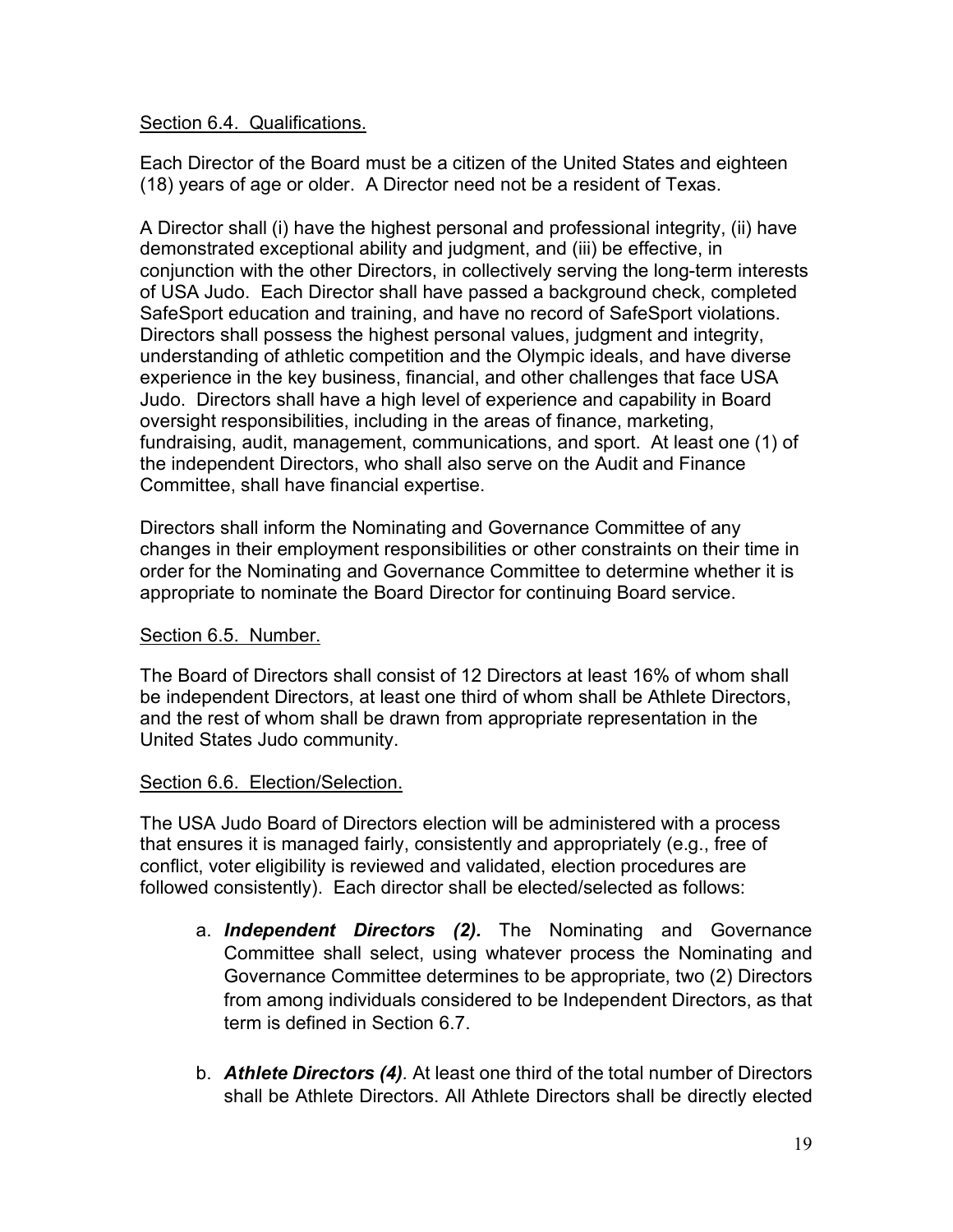Section 6.4. Qualifications.

Each Director of the Board must be a citizen of the United States and eighteen (18) years of age or older. A Director need not be a resident of Texas.

A Director shall (i) have the highest personal and professional integrity, (ii) have demonstrated exceptional ability and judgment, and (iii) be effective, in conjunction with the other Directors, in collectively serving the long-term interests of USA Judo. Each Director shall have passed a background check, completed SafeSport education and training, and have no record of SafeSport violations. Directors shall possess the highest personal values, judgment and integrity, understanding of athletic competition and the Olympic ideals, and have diverse experience in the key business, financial, and other challenges that face USA Judo. Directors shall have a high level of experience and capability in Board oversight responsibilities, including in the areas of finance, marketing, fundraising, audit, management, communications, and sport. At least one (1) of the independent Directors, who shall also serve on the Audit and Finance Committee, shall have financial expertise.

Directors shall inform the Nominating and Governance Committee of any changes in their employment responsibilities or other constraints on their time in order for the Nominating and Governance Committee to determine whether it is appropriate to nominate the Board Director for continuing Board service.

Section 6.5. Number.

The Board of Directors shall consist of 12 Directors at least 16% of whom shall be independent Directors, at least one third of whom shall be Athlete Directors, and the rest of whom shall be drawn from appropriate representation in the United States Judo community.

Section 6.6. Election/Selection.

The USA Judo Board of Directors election will be administered with a process that ensures it is managed fairly, consistently and appropriately (e.g., free of conflict, voter eligibility is reviewed and validated, election procedures are followed consistently). Each director shall be elected/selected as follows:

a. ***Independent Directors (2).*** The Nominating and Governance Committee shall select, using whatever process the Nominating and Governance Committee determines to be appropriate, two (2) Directors from among individuals considered to be Independent Directors, as that term is defined in Section 6.7.

b. ***Athlete Directors (4).*** At least one third of the total number of Directors shall be Athlete Directors. All Athlete Directors shall be directly elected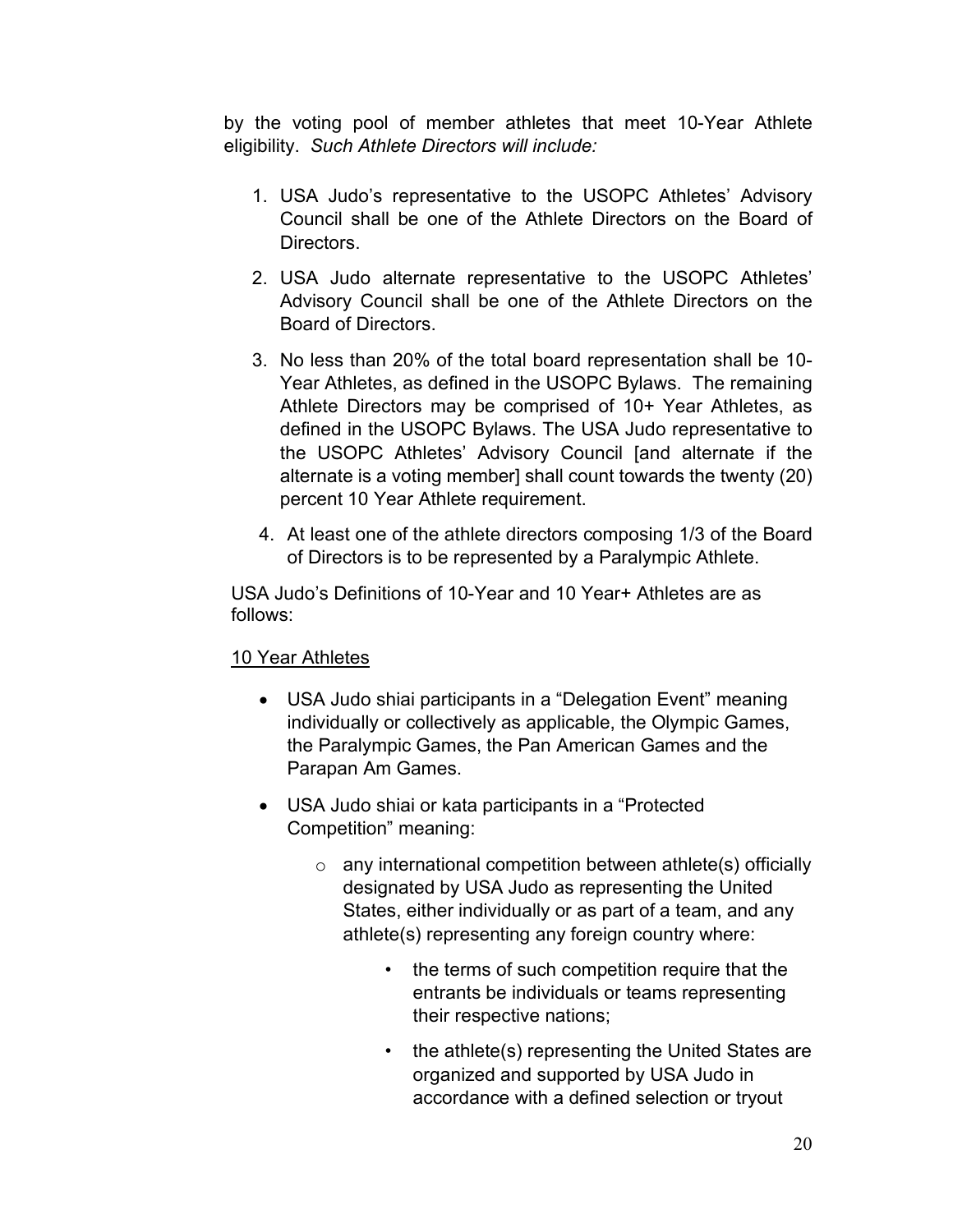by the voting pool of member athletes that meet 10-Year Athlete eligibility. *Such Athlete Directors will include:*

1. USA Judo's representative to the USOPC Athletes' Advisory Council shall be one of the Athlete Directors on the Board of Directors.
2. USA Judo alternate representative to the USOPC Athletes' Advisory Council shall be one of the Athlete Directors on the Board of Directors.
3. No less than 20% of the total board representation shall be 10-Year Athletes, as defined in the USOPC Bylaws. The remaining Athlete Directors may be comprised of 10+ Year Athletes, as defined in the USOPC Bylaws. The USA Judo representative to the USOPC Athletes' Advisory Council [and alternate if the alternate is a voting member] shall count towards the twenty (20) percent 10 Year Athlete requirement.
4. At least one of the athlete directors composing 1/3 of the Board of Directors is to be represented by a Paralympic Athlete.

USA Judo's Definitions of 10-Year and 10 Year+ Athletes are as follows:

<u>10 Year Athletes</u>

- USA Judo shiai participants in a "Delegation Event" meaning individually or collectively as applicable, the Olympic Games, the Paralympic Games, the Pan American Games and the Parapan Am Games.
- USA Judo shiai or kata participants in a "Protected Competition" meaning:
  - any international competition between athlete(s) officially designated by USA Judo as representing the United States, either individually or as part of a team, and any athlete(s) representing any foreign country where:
    - the terms of such competition require that the entrants be individuals or teams representing their respective nations;
    - the athlete(s) representing the United States are organized and supported by USA Judo in accordance with a defined selection or tryout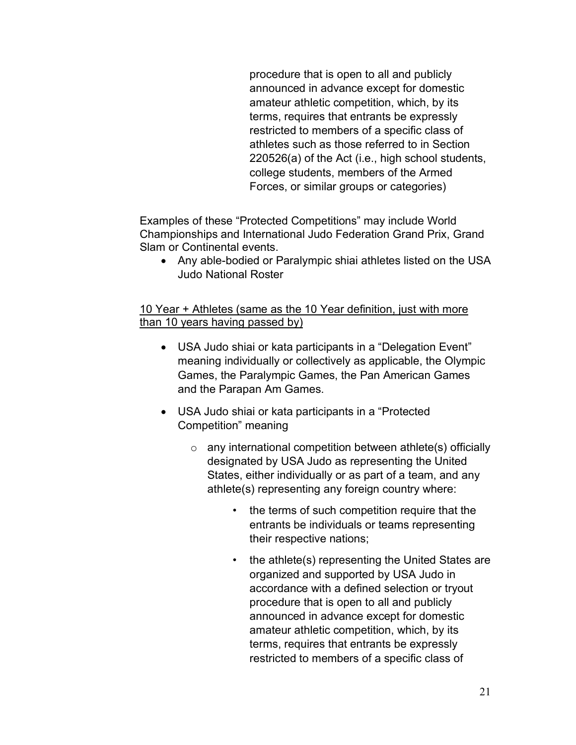procedure that is open to all and publicly announced in advance except for domestic amateur athletic competition, which, by its terms, requires that entrants be expressly restricted to members of a specific class of athletes such as those referred to in Section 220526(a) of the Act (i.e., high school students, college students, members of the Armed Forces, or similar groups or categories)

Examples of these "Protected Competitions" may include World Championships and International Judo Federation Grand Prix, Grand Slam or Continental events.

- Any able-bodied or Paralympic shiai athletes listed on the USA Judo National Roster

<u>10 Year + Athletes (same as the 10 Year definition, just with more than 10 years having passed by)</u>

- USA Judo shiai or kata participants in a "Delegation Event" meaning individually or collectively as applicable, the Olympic Games, the Paralympic Games, the Pan American Games and the Parapan Am Games.

- USA Judo shiai or kata participants in a "Protected Competition" meaning

    - any international competition between athlete(s) officially designated by USA Judo as representing the United States, either individually or as part of a team, and any athlete(s) representing any foreign country where:

        - the terms of such competition require that the entrants be individuals or teams representing their respective nations;

        - the athlete(s) representing the United States are organized and supported by USA Judo in accordance with a defined selection or tryout procedure that is open to all and publicly announced in advance except for domestic amateur athletic competition, which, by its terms, requires that entrants be expressly restricted to members of a specific class of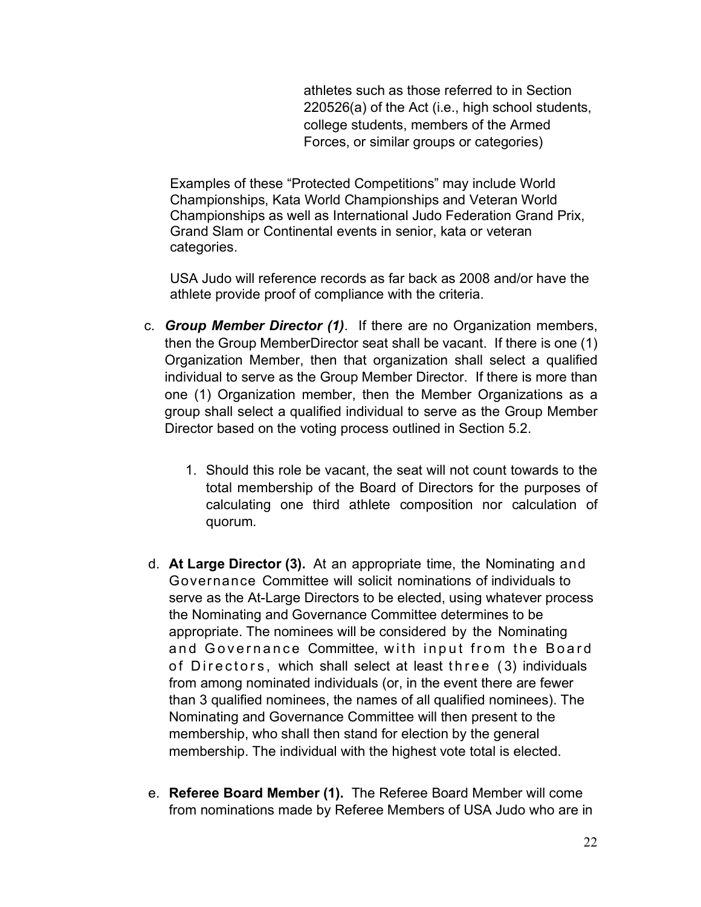athletes such as those referred to in Section 220526(a) of the Act (i.e., high school students, college students, members of the Armed Forces, or similar groups or categories)

Examples of these "Protected Competitions" may include World Championships, Kata World Championships and Veteran World Championships as well as International Judo Federation Grand Prix, Grand Slam or Continental events in senior, kata or veteran categories.

USA Judo will reference records as far back as 2008 and/or have the athlete provide proof of compliance with the criteria.

c. ***Group Member Director (1)***. If there are no Organization members, then the Group MemberDirector seat shall be vacant. If there is one (1) Organization Member, then that organization shall select a qualified individual to serve as the Group Member Director. If there is more than one (1) Organization member, then the Member Organizations as a group shall select a qualified individual to serve as the Group Member Director based on the voting process outlined in Section 5.2.

    1. Should this role be vacant, the seat will not count towards to the total membership of the Board of Directors for the purposes of calculating one third athlete composition nor calculation of quorum.

d. **At Large Director (3).** At an appropriate time, the Nominating and Governance Committee will solicit nominations of individuals to serve as the At-Large Directors to be elected, using whatever process the Nominating and Governance Committee determines to be appropriate. The nominees will be considered by the Nominating and Governance Committee, with input from the Board of Directors, which shall select at least three (3) individuals from among nominated individuals (or, in the event there are fewer than 3 qualified nominees, the names of all qualified nominees). The Nominating and Governance Committee will then present to the membership, who shall then stand for election by the general membership. The individual with the highest vote total is elected.

e. **Referee Board Member (1).** The Referee Board Member will come from nominations made by Referee Members of USA Judo who are in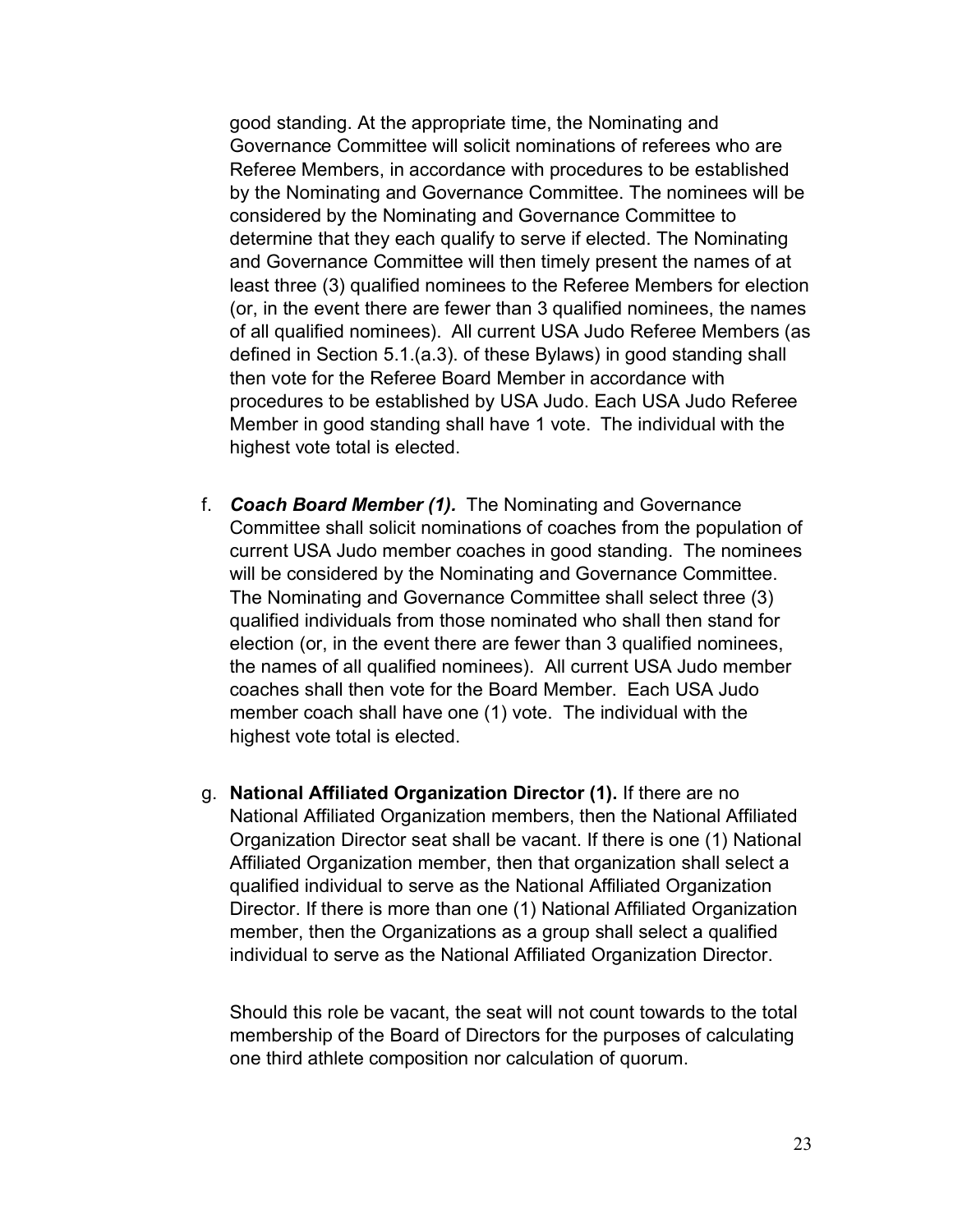good standing. At the appropriate time, the Nominating and Governance Committee will solicit nominations of referees who are Referee Members, in accordance with procedures to be established by the Nominating and Governance Committee. The nominees will be considered by the Nominating and Governance Committee to determine that they each qualify to serve if elected. The Nominating and Governance Committee will then timely present the names of at least three (3) qualified nominees to the Referee Members for election (or, in the event there are fewer than 3 qualified nominees, the names of all qualified nominees). All current USA Judo Referee Members (as defined in Section 5.1.(a.3). of these Bylaws) in good standing shall then vote for the Referee Board Member in accordance with procedures to be established by USA Judo. Each USA Judo Referee Member in good standing shall have 1 vote. The individual with the highest vote total is elected.

f. ***Coach Board Member (1).*** The Nominating and Governance Committee shall solicit nominations of coaches from the population of current USA Judo member coaches in good standing. The nominees will be considered by the Nominating and Governance Committee. The Nominating and Governance Committee shall select three (3) qualified individuals from those nominated who shall then stand for election (or, in the event there are fewer than 3 qualified nominees, the names of all qualified nominees). All current USA Judo member coaches shall then vote for the Board Member. Each USA Judo member coach shall have one (1) vote. The individual with the highest vote total is elected.

g. **National Affiliated Organization Director (1).** If there are no National Affiliated Organization members, then the National Affiliated Organization Director seat shall be vacant. If there is one (1) National Affiliated Organization member, then that organization shall select a qualified individual to serve as the National Affiliated Organization Director. If there is more than one (1) National Affiliated Organization member, then the Organizations as a group shall select a qualified individual to serve as the National Affiliated Organization Director.

   Should this role be vacant, the seat will not count towards to the total membership of the Board of Directors for the purposes of calculating one third athlete composition nor calculation of quorum.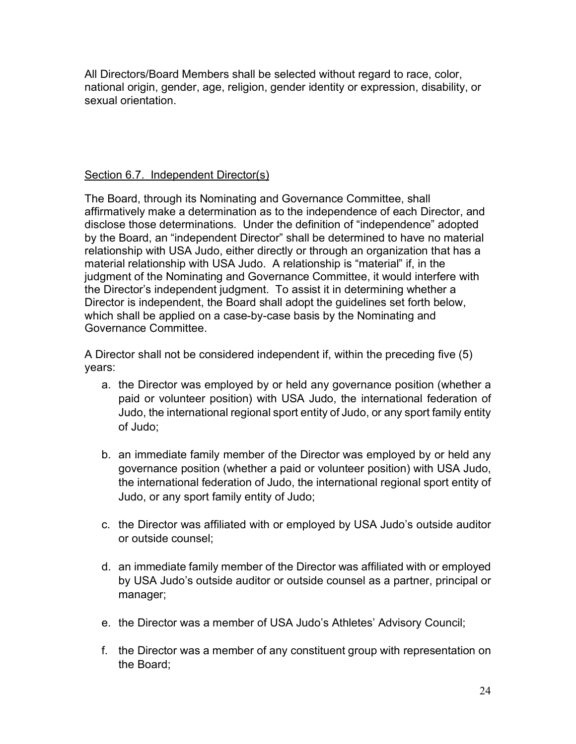All Directors/Board Members shall be selected without regard to race, color, national origin, gender, age, religion, gender identity or expression, disability, or sexual orientation.

### Section 6.7. Independent Director(s)

The Board, through its Nominating and Governance Committee, shall affirmatively make a determination as to the independence of each Director, and disclose those determinations. Under the definition of "independence" adopted by the Board, an "independent Director" shall be determined to have no material relationship with USA Judo, either directly or through an organization that has a material relationship with USA Judo. A relationship is "material" if, in the judgment of the Nominating and Governance Committee, it would interfere with the Director's independent judgment. To assist it in determining whether a Director is independent, the Board shall adopt the guidelines set forth below, which shall be applied on a case-by-case basis by the Nominating and Governance Committee.

A Director shall not be considered independent if, within the preceding five (5) years:

a. the Director was employed by or held any governance position (whether a paid or volunteer position) with USA Judo, the international federation of Judo, the international regional sport entity of Judo, or any sport family entity of Judo;

b. an immediate family member of the Director was employed by or held any governance position (whether a paid or volunteer position) with USA Judo, the international federation of Judo, the international regional sport entity of Judo, or any sport family entity of Judo;

c. the Director was affiliated with or employed by USA Judo's outside auditor or outside counsel;

d. an immediate family member of the Director was affiliated with or employed by USA Judo's outside auditor or outside counsel as a partner, principal or manager;

e. the Director was a member of USA Judo's Athletes' Advisory Council;

f. the Director was a member of any constituent group with representation on the Board;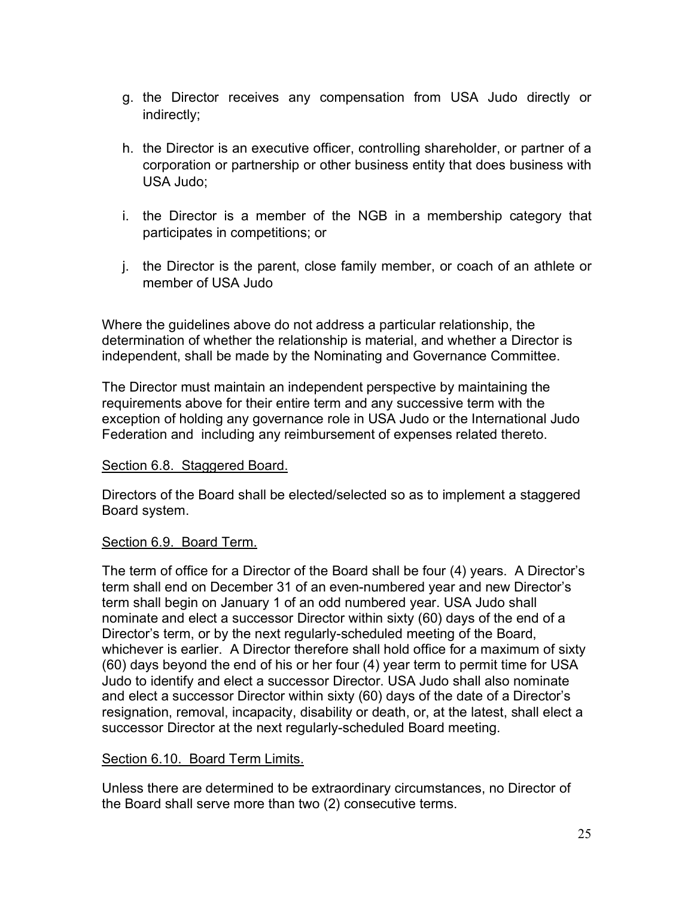g. the Director receives any compensation from USA Judo directly or indirectly;

h. the Director is an executive officer, controlling shareholder, or partner of a corporation or partnership or other business entity that does business with USA Judo;

i. the Director is a member of the NGB in a membership category that participates in competitions; or

j. the Director is the parent, close family member, or coach of an athlete or member of USA Judo

Where the guidelines above do not address a particular relationship, the determination of whether the relationship is material, and whether a Director is independent, shall be made by the Nominating and Governance Committee.

The Director must maintain an independent perspective by maintaining the requirements above for their entire term and any successive term with the exception of holding any governance role in USA Judo or the International Judo Federation and including any reimbursement of expenses related thereto.

Section 6.8. Staggered Board.

Directors of the Board shall be elected/selected so as to implement a staggered Board system.

Section 6.9. Board Term.

The term of office for a Director of the Board shall be four (4) years. A Director's term shall end on December 31 of an even-numbered year and new Director's term shall begin on January 1 of an odd numbered year. USA Judo shall nominate and elect a successor Director within sixty (60) days of the end of a Director's term, or by the next regularly-scheduled meeting of the Board, whichever is earlier. A Director therefore shall hold office for a maximum of sixty (60) days beyond the end of his or her four (4) year term to permit time for USA Judo to identify and elect a successor Director. USA Judo shall also nominate and elect a successor Director within sixty (60) days of the date of a Director's resignation, removal, incapacity, disability or death, or, at the latest, shall elect a successor Director at the next regularly-scheduled Board meeting.

Section 6.10. Board Term Limits.

Unless there are determined to be extraordinary circumstances, no Director of the Board shall serve more than two (2) consecutive terms.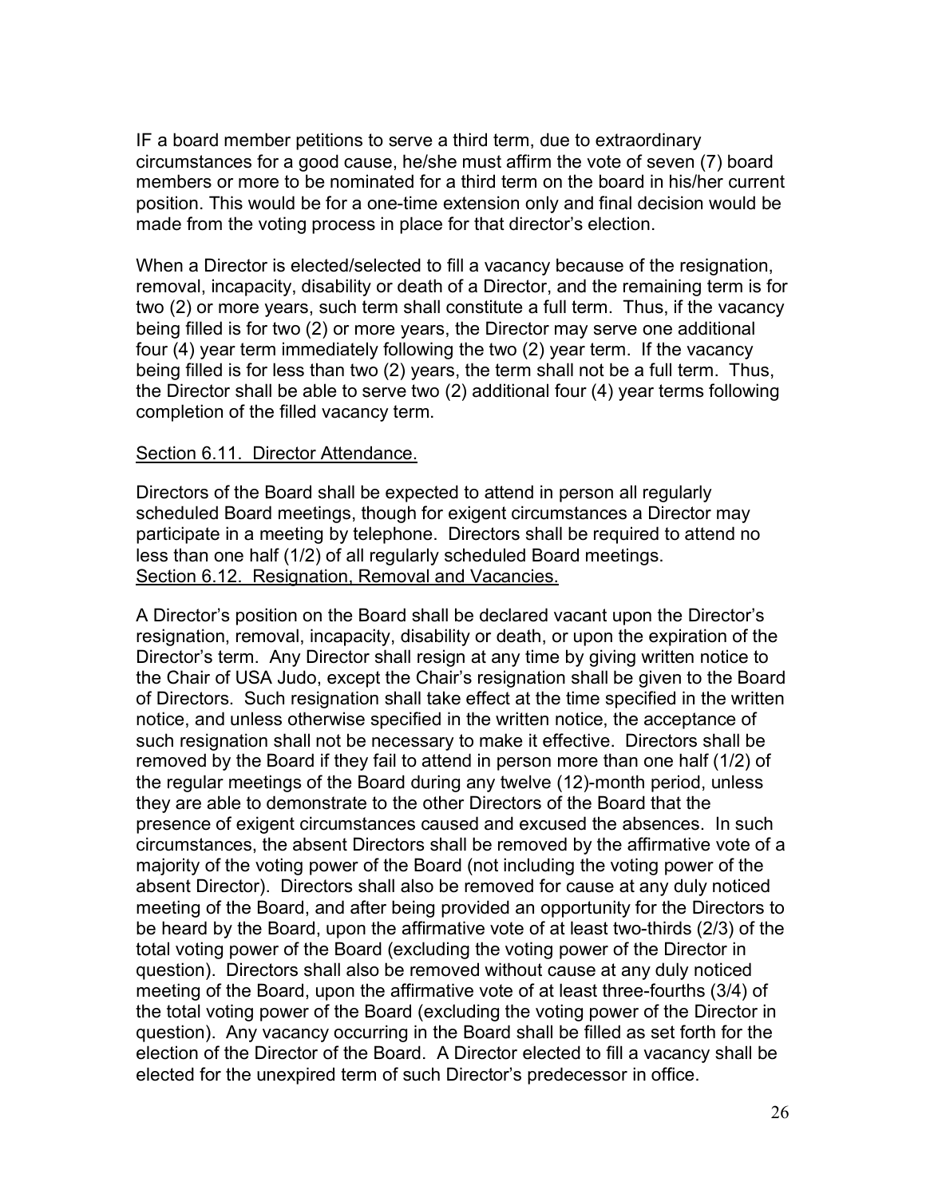IF a board member petitions to serve a third term, due to extraordinary circumstances for a good cause, he/she must affirm the vote of seven (7) board members or more to be nominated for a third term on the board in his/her current position. This would be for a one-time extension only and final decision would be made from the voting process in place for that director's election.

When a Director is elected/selected to fill a vacancy because of the resignation, removal, incapacity, disability or death of a Director, and the remaining term is for two (2) or more years, such term shall constitute a full term. Thus, if the vacancy being filled is for two (2) or more years, the Director may serve one additional four (4) year term immediately following the two (2) year term. If the vacancy being filled is for less than two (2) years, the term shall not be a full term. Thus, the Director shall be able to serve two (2) additional four (4) year terms following completion of the filled vacancy term.

Section 6.11. Director Attendance.

Directors of the Board shall be expected to attend in person all regularly scheduled Board meetings, though for exigent circumstances a Director may participate in a meeting by telephone. Directors shall be required to attend no less than one half (1/2) of all regularly scheduled Board meetings.

Section 6.12. Resignation, Removal and Vacancies.

A Director's position on the Board shall be declared vacant upon the Director's resignation, removal, incapacity, disability or death, or upon the expiration of the Director's term. Any Director shall resign at any time by giving written notice to the Chair of USA Judo, except the Chair's resignation shall be given to the Board of Directors. Such resignation shall take effect at the time specified in the written notice, and unless otherwise specified in the written notice, the acceptance of such resignation shall not be necessary to make it effective. Directors shall be removed by the Board if they fail to attend in person more than one half (1/2) of the regular meetings of the Board during any twelve (12)-month period, unless they are able to demonstrate to the other Directors of the Board that the presence of exigent circumstances caused and excused the absences. In such circumstances, the absent Directors shall be removed by the affirmative vote of a majority of the voting power of the Board (not including the voting power of the absent Director). Directors shall also be removed for cause at any duly noticed meeting of the Board, and after being provided an opportunity for the Directors to be heard by the Board, upon the affirmative vote of at least two-thirds (2/3) of the total voting power of the Board (excluding the voting power of the Director in question). Directors shall also be removed without cause at any duly noticed meeting of the Board, upon the affirmative vote of at least three-fourths (3/4) of the total voting power of the Board (excluding the voting power of the Director in question). Any vacancy occurring in the Board shall be filled as set forth for the election of the Director of the Board. A Director elected to fill a vacancy shall be elected for the unexpired term of such Director's predecessor in office.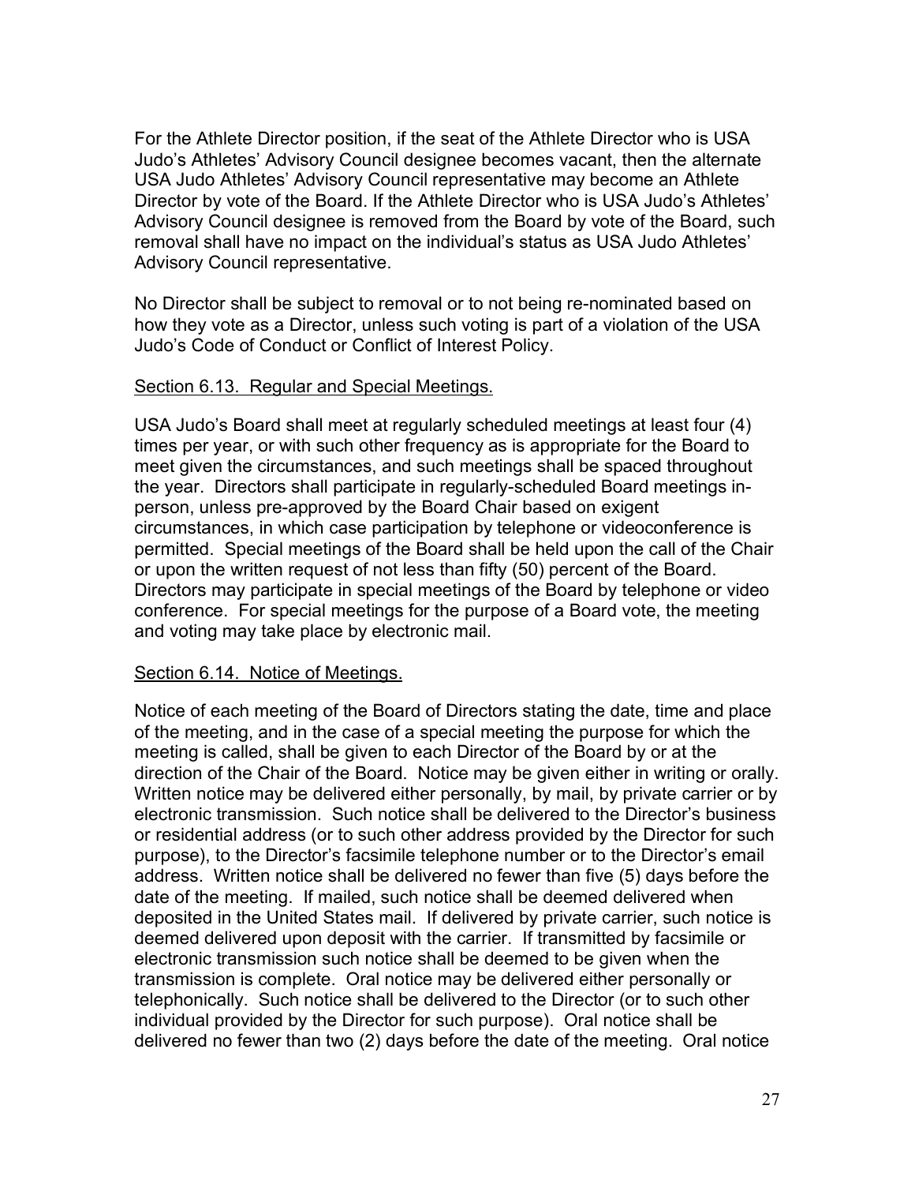For the Athlete Director position, if the seat of the Athlete Director who is USA Judo's Athletes' Advisory Council designee becomes vacant, then the alternate USA Judo Athletes' Advisory Council representative may become an Athlete Director by vote of the Board. If the Athlete Director who is USA Judo's Athletes' Advisory Council designee is removed from the Board by vote of the Board, such removal shall have no impact on the individual's status as USA Judo Athletes' Advisory Council representative.

No Director shall be subject to removal or to not being re-nominated based on how they vote as a Director, unless such voting is part of a violation of the USA Judo's Code of Conduct or Conflict of Interest Policy.

Section 6.13. Regular and Special Meetings.

USA Judo's Board shall meet at regularly scheduled meetings at least four (4) times per year, or with such other frequency as is appropriate for the Board to meet given the circumstances, and such meetings shall be spaced throughout the year. Directors shall participate in regularly-scheduled Board meetings in-person, unless pre-approved by the Board Chair based on exigent circumstances, in which case participation by telephone or videoconference is permitted. Special meetings of the Board shall be held upon the call of the Chair or upon the written request of not less than fifty (50) percent of the Board. Directors may participate in special meetings of the Board by telephone or video conference. For special meetings for the purpose of a Board vote, the meeting and voting may take place by electronic mail.

Section 6.14. Notice of Meetings.

Notice of each meeting of the Board of Directors stating the date, time and place of the meeting, and in the case of a special meeting the purpose for which the meeting is called, shall be given to each Director of the Board by or at the direction of the Chair of the Board. Notice may be given either in writing or orally. Written notice may be delivered either personally, by mail, by private carrier or by electronic transmission. Such notice shall be delivered to the Director's business or residential address (or to such other address provided by the Director for such purpose), to the Director's facsimile telephone number or to the Director's email address. Written notice shall be delivered no fewer than five (5) days before the date of the meeting. If mailed, such notice shall be deemed delivered when deposited in the United States mail. If delivered by private carrier, such notice is deemed delivered upon deposit with the carrier. If transmitted by facsimile or electronic transmission such notice shall be deemed to be given when the transmission is complete. Oral notice may be delivered either personally or telephonically. Such notice shall be delivered to the Director (or to such other individual provided by the Director for such purpose). Oral notice shall be delivered no fewer than two (2) days before the date of the meeting. Oral notice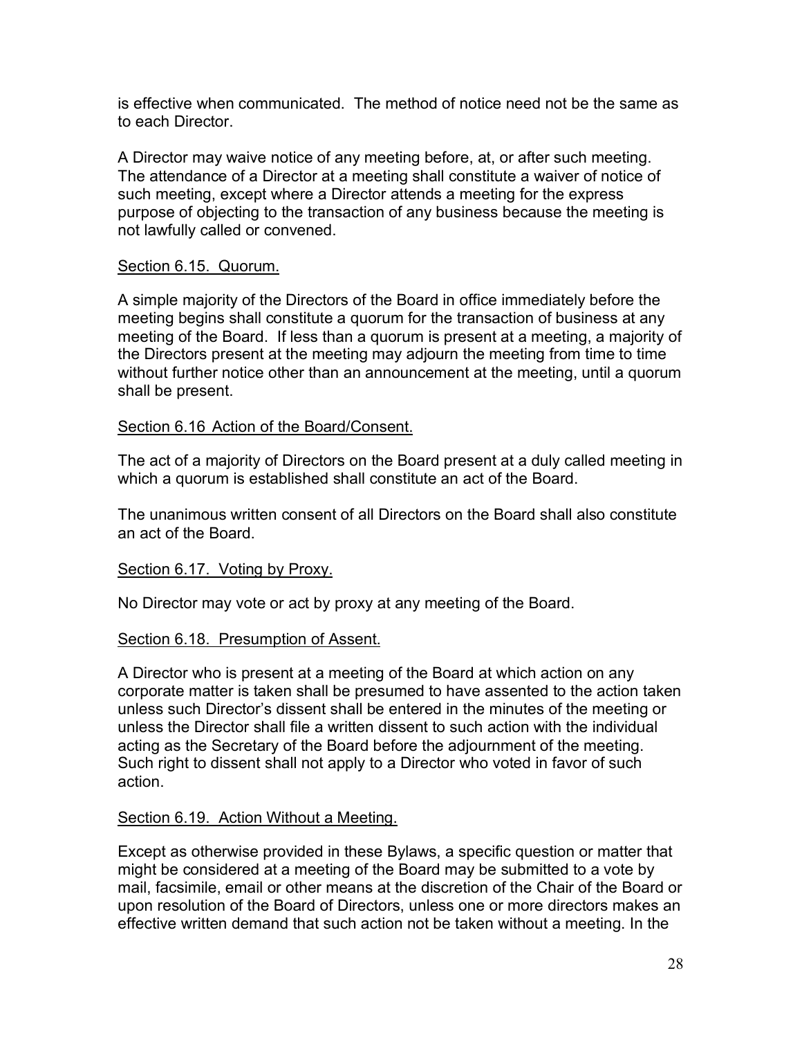is effective when communicated. The method of notice need not be the same as to each Director.

A Director may waive notice of any meeting before, at, or after such meeting. The attendance of a Director at a meeting shall constitute a waiver of notice of such meeting, except where a Director attends a meeting for the express purpose of objecting to the transaction of any business because the meeting is not lawfully called or convened.

### Section 6.15. Quorum.

A simple majority of the Directors of the Board in office immediately before the meeting begins shall constitute a quorum for the transaction of business at any meeting of the Board. If less than a quorum is present at a meeting, a majority of the Directors present at the meeting may adjourn the meeting from time to time without further notice other than an announcement at the meeting, until a quorum shall be present.

### Section 6.16 Action of the Board/Consent.

The act of a majority of Directors on the Board present at a duly called meeting in which a quorum is established shall constitute an act of the Board.

The unanimous written consent of all Directors on the Board shall also constitute an act of the Board.

### Section 6.17. Voting by Proxy.

No Director may vote or act by proxy at any meeting of the Board.

### Section 6.18. Presumption of Assent.

A Director who is present at a meeting of the Board at which action on any corporate matter is taken shall be presumed to have assented to the action taken unless such Director's dissent shall be entered in the minutes of the meeting or unless the Director shall file a written dissent to such action with the individual acting as the Secretary of the Board before the adjournment of the meeting. Such right to dissent shall not apply to a Director who voted in favor of such action.

### Section 6.19. Action Without a Meeting.

Except as otherwise provided in these Bylaws, a specific question or matter that might be considered at a meeting of the Board may be submitted to a vote by mail, facsimile, email or other means at the discretion of the Chair of the Board or upon resolution of the Board of Directors, unless one or more directors makes an effective written demand that such action not be taken without a meeting. In the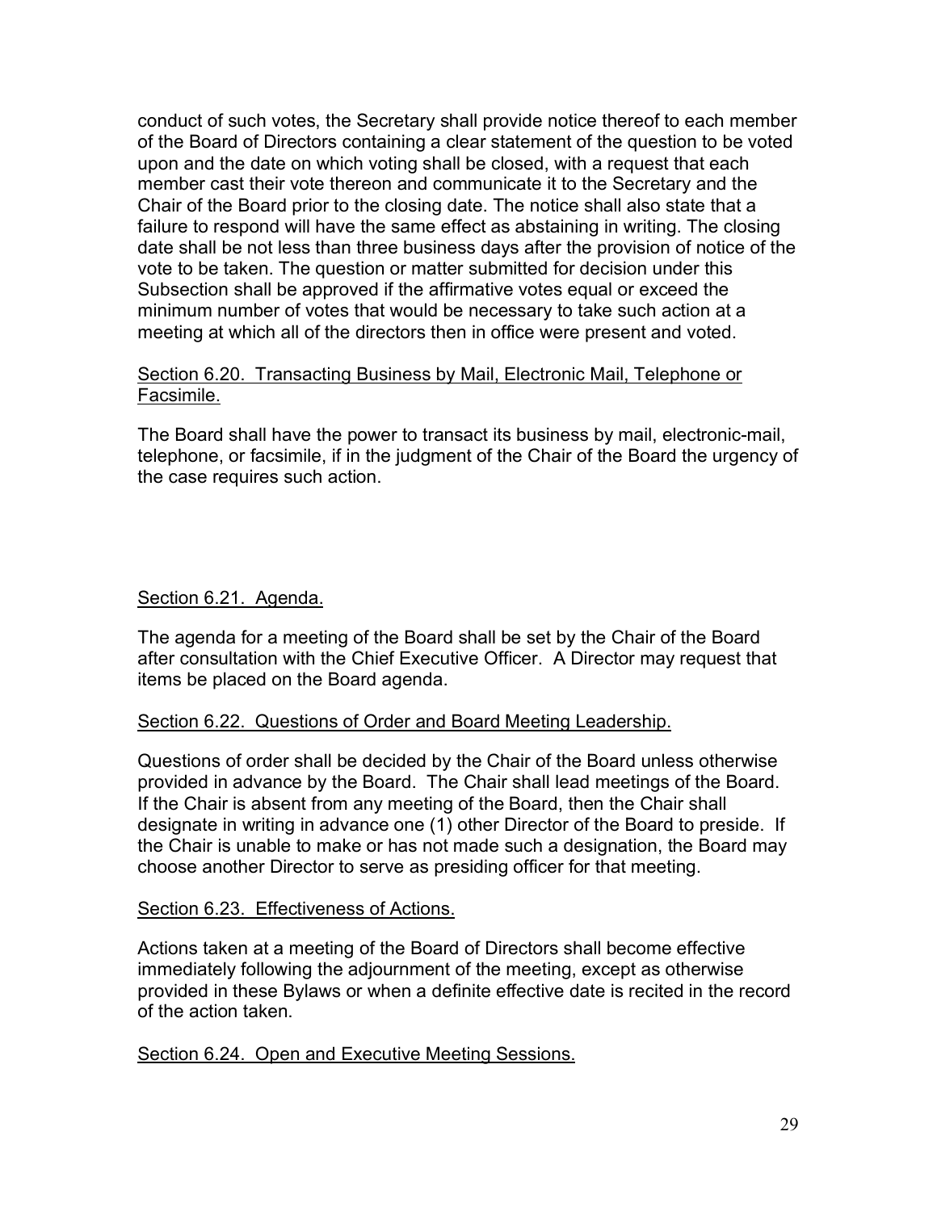conduct of such votes, the Secretary shall provide notice thereof to each member of the Board of Directors containing a clear statement of the question to be voted upon and the date on which voting shall be closed, with a request that each member cast their vote thereon and communicate it to the Secretary and the Chair of the Board prior to the closing date. The notice shall also state that a failure to respond will have the same effect as abstaining in writing. The closing date shall be not less than three business days after the provision of notice of the vote to be taken. The question or matter submitted for decision under this Subsection shall be approved if the affirmative votes equal or exceed the minimum number of votes that would be necessary to take such action at a meeting at which all of the directors then in office were present and voted.

Section 6.20. Transacting Business by Mail, Electronic Mail, Telephone or Facsimile.

The Board shall have the power to transact its business by mail, electronic-mail, telephone, or facsimile, if in the judgment of the Chair of the Board the urgency of the case requires such action.

Section 6.21. Agenda.

The agenda for a meeting of the Board shall be set by the Chair of the Board after consultation with the Chief Executive Officer. A Director may request that items be placed on the Board agenda.

Section 6.22. Questions of Order and Board Meeting Leadership.

Questions of order shall be decided by the Chair of the Board unless otherwise provided in advance by the Board. The Chair shall lead meetings of the Board. If the Chair is absent from any meeting of the Board, then the Chair shall designate in writing in advance one (1) other Director of the Board to preside. If the Chair is unable to make or has not made such a designation, the Board may choose another Director to serve as presiding officer for that meeting.

Section 6.23. Effectiveness of Actions.

Actions taken at a meeting of the Board of Directors shall become effective immediately following the adjournment of the meeting, except as otherwise provided in these Bylaws or when a definite effective date is recited in the record of the action taken.

Section 6.24. Open and Executive Meeting Sessions.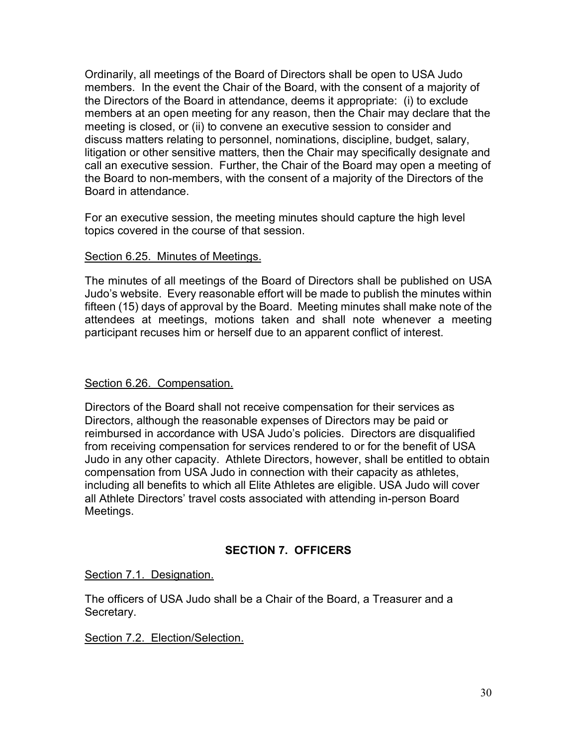Ordinarily, all meetings of the Board of Directors shall be open to USA Judo members. In the event the Chair of the Board, with the consent of a majority of the Directors of the Board in attendance, deems it appropriate: (i) to exclude members at an open meeting for any reason, then the Chair may declare that the meeting is closed, or (ii) to convene an executive session to consider and discuss matters relating to personnel, nominations, discipline, budget, salary, litigation or other sensitive matters, then the Chair may specifically designate and call an executive session. Further, the Chair of the Board may open a meeting of the Board to non-members, with the consent of a majority of the Directors of the Board in attendance.

For an executive session, the meeting minutes should capture the high level topics covered in the course of that session.

Section 6.25. Minutes of Meetings.

The minutes of all meetings of the Board of Directors shall be published on USA Judo's website. Every reasonable effort will be made to publish the minutes within fifteen (15) days of approval by the Board. Meeting minutes shall make note of the attendees at meetings, motions taken and shall note whenever a meeting participant recuses him or herself due to an apparent conflict of interest.

Section 6.26. Compensation.

Directors of the Board shall not receive compensation for their services as Directors, although the reasonable expenses of Directors may be paid or reimbursed in accordance with USA Judo's policies. Directors are disqualified from receiving compensation for services rendered to or for the benefit of USA Judo in any other capacity. Athlete Directors, however, shall be entitled to obtain compensation from USA Judo in connection with their capacity as athletes, including all benefits to which all Elite Athletes are eligible. USA Judo will cover all Athlete Directors' travel costs associated with attending in-person Board Meetings.

## SECTION 7. OFFICERS

Section 7.1. Designation.

The officers of USA Judo shall be a Chair of the Board, a Treasurer and a Secretary.

Section 7.2. Election/Selection.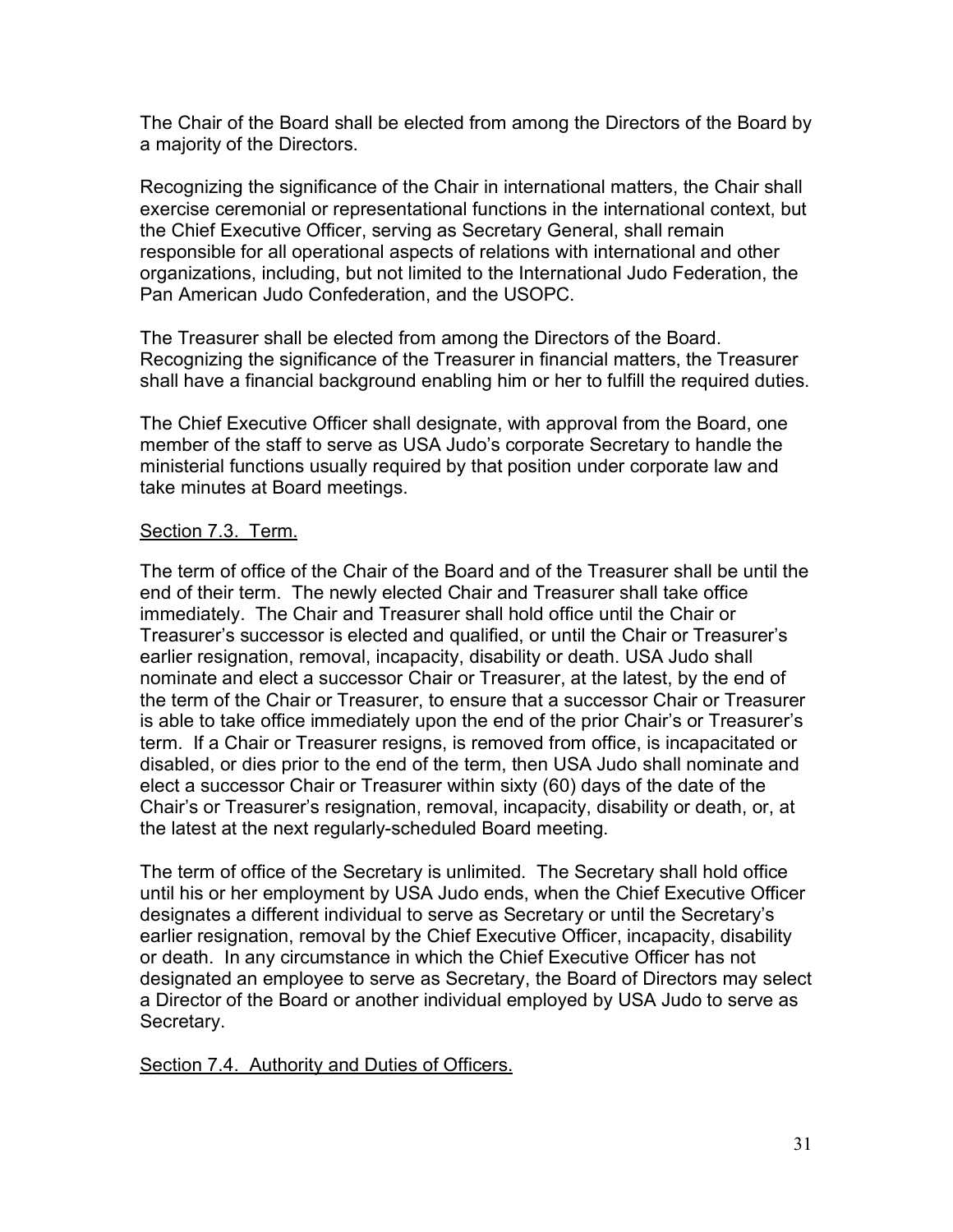The Chair of the Board shall be elected from among the Directors of the Board by a majority of the Directors.

Recognizing the significance of the Chair in international matters, the Chair shall exercise ceremonial or representational functions in the international context, but the Chief Executive Officer, serving as Secretary General, shall remain responsible for all operational aspects of relations with international and other organizations, including, but not limited to the International Judo Federation, the Pan American Judo Confederation, and the USOPC.

The Treasurer shall be elected from among the Directors of the Board. Recognizing the significance of the Treasurer in financial matters, the Treasurer shall have a financial background enabling him or her to fulfill the required duties.

The Chief Executive Officer shall designate, with approval from the Board, one member of the staff to serve as USA Judo's corporate Secretary to handle the ministerial functions usually required by that position under corporate law and take minutes at Board meetings.

<u>Section 7.3. Term.</u>

The term of office of the Chair of the Board and of the Treasurer shall be until the end of their term. The newly elected Chair and Treasurer shall take office immediately. The Chair and Treasurer shall hold office until the Chair or Treasurer's successor is elected and qualified, or until the Chair or Treasurer's earlier resignation, removal, incapacity, disability or death. USA Judo shall nominate and elect a successor Chair or Treasurer, at the latest, by the end of the term of the Chair or Treasurer, to ensure that a successor Chair or Treasurer is able to take office immediately upon the end of the prior Chair's or Treasurer's term. If a Chair or Treasurer resigns, is removed from office, is incapacitated or disabled, or dies prior to the end of the term, then USA Judo shall nominate and elect a successor Chair or Treasurer within sixty (60) days of the date of the Chair's or Treasurer's resignation, removal, incapacity, disability or death, or, at the latest at the next regularly-scheduled Board meeting.

The term of office of the Secretary is unlimited. The Secretary shall hold office until his or her employment by USA Judo ends, when the Chief Executive Officer designates a different individual to serve as Secretary or until the Secretary's earlier resignation, removal by the Chief Executive Officer, incapacity, disability or death. In any circumstance in which the Chief Executive Officer has not designated an employee to serve as Secretary, the Board of Directors may select a Director of the Board or another individual employed by USA Judo to serve as Secretary.

<u>Section 7.4. Authority and Duties of Officers.</u>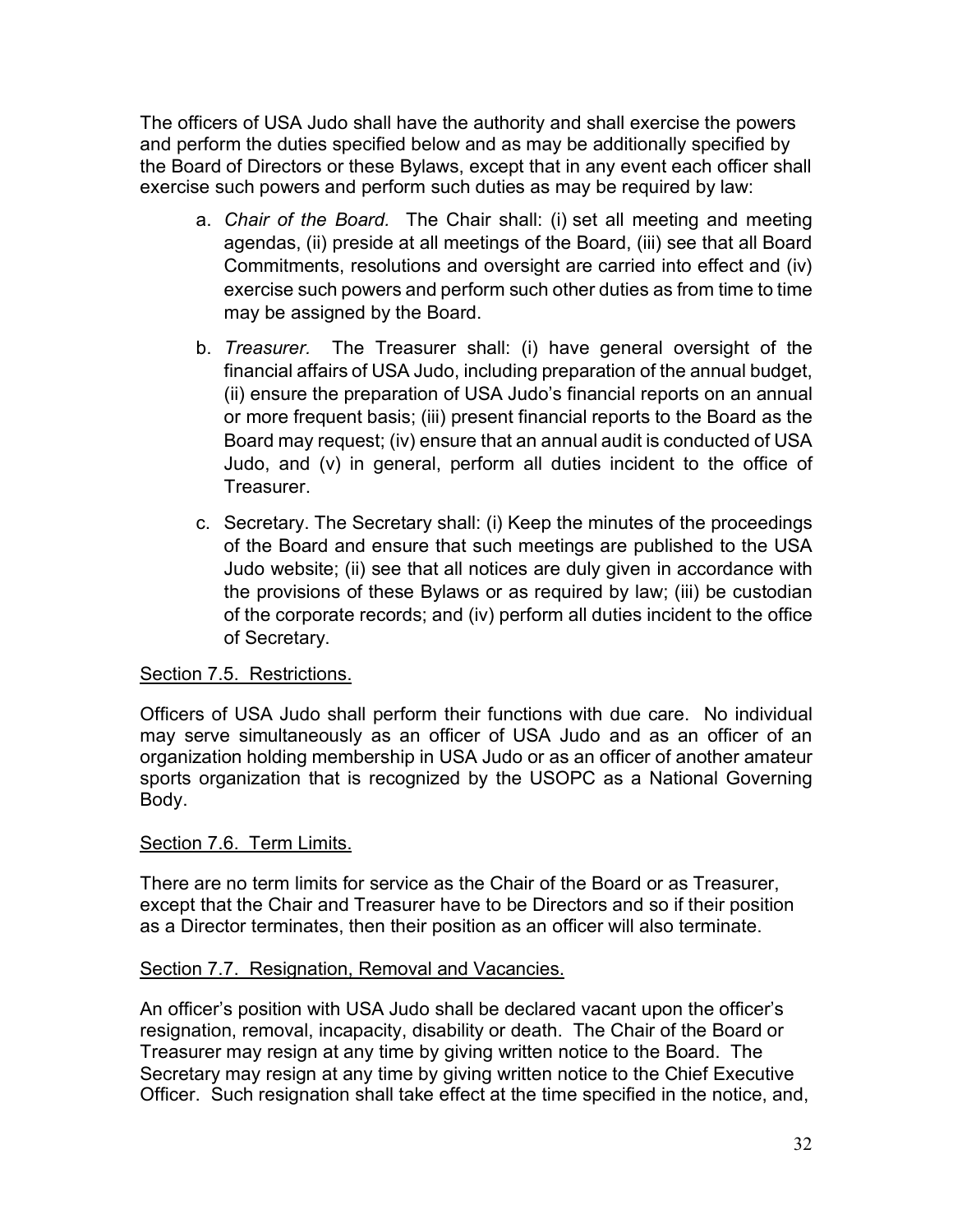The officers of USA Judo shall have the authority and shall exercise the powers and perform the duties specified below and as may be additionally specified by the Board of Directors or these Bylaws, except that in any event each officer shall exercise such powers and perform such duties as may be required by law:

a. *Chair of the Board.* The Chair shall: (i) set all meeting and meeting agendas, (ii) preside at all meetings of the Board, (iii) see that all Board Commitments, resolutions and oversight are carried into effect and (iv) exercise such powers and perform such other duties as from time to time may be assigned by the Board.

b. *Treasurer.* The Treasurer shall: (i) have general oversight of the financial affairs of USA Judo, including preparation of the annual budget, (ii) ensure the preparation of USA Judo's financial reports on an annual or more frequent basis; (iii) present financial reports to the Board as the Board may request; (iv) ensure that an annual audit is conducted of USA Judo, and (v) in general, perform all duties incident to the office of Treasurer.

c. Secretary. The Secretary shall: (i) Keep the minutes of the proceedings of the Board and ensure that such meetings are published to the USA Judo website; (ii) see that all notices are duly given in accordance with the provisions of these Bylaws or as required by law; (iii) be custodian of the corporate records; and (iv) perform all duties incident to the office of Secretary.

<u>Section 7.5. Restrictions.</u>

Officers of USA Judo shall perform their functions with due care. No individual may serve simultaneously as an officer of USA Judo and as an officer of an organization holding membership in USA Judo or as an officer of another amateur sports organization that is recognized by the USOPC as a National Governing Body.

<u>Section 7.6. Term Limits.</u>

There are no term limits for service as the Chair of the Board or as Treasurer, except that the Chair and Treasurer have to be Directors and so if their position as a Director terminates, then their position as an officer will also terminate.

<u>Section 7.7. Resignation, Removal and Vacancies.</u>

An officer's position with USA Judo shall be declared vacant upon the officer's resignation, removal, incapacity, disability or death. The Chair of the Board or Treasurer may resign at any time by giving written notice to the Board. The Secretary may resign at any time by giving written notice to the Chief Executive Officer. Such resignation shall take effect at the time specified in the notice, and,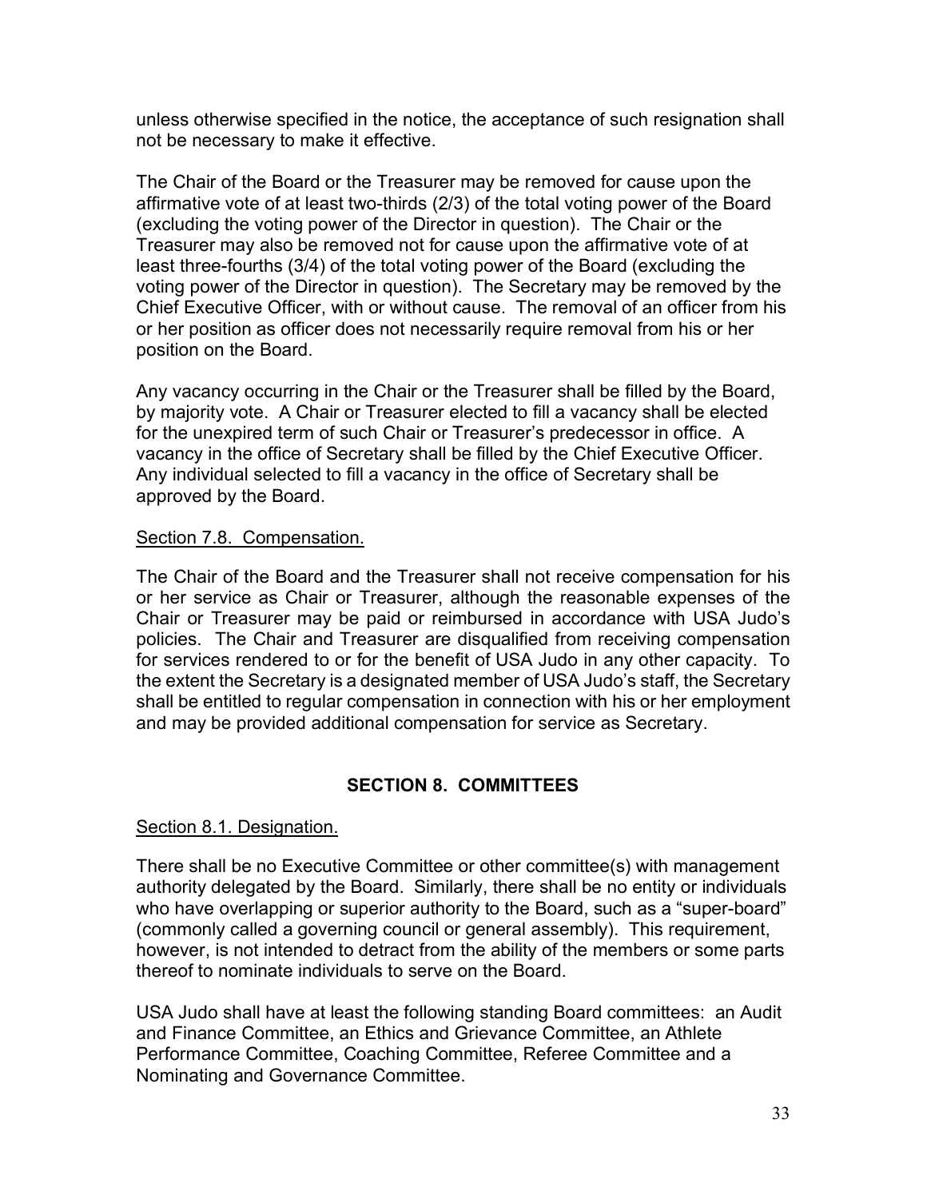unless otherwise specified in the notice, the acceptance of such resignation shall not be necessary to make it effective.

The Chair of the Board or the Treasurer may be removed for cause upon the affirmative vote of at least two-thirds (2/3) of the total voting power of the Board (excluding the voting power of the Director in question). The Chair or the Treasurer may also be removed not for cause upon the affirmative vote of at least three-fourths (3/4) of the total voting power of the Board (excluding the voting power of the Director in question). The Secretary may be removed by the Chief Executive Officer, with or without cause. The removal of an officer from his or her position as officer does not necessarily require removal from his or her position on the Board.

Any vacancy occurring in the Chair or the Treasurer shall be filled by the Board, by majority vote. A Chair or Treasurer elected to fill a vacancy shall be elected for the unexpired term of such Chair or Treasurer's predecessor in office. A vacancy in the office of Secretary shall be filled by the Chief Executive Officer. Any individual selected to fill a vacancy in the office of Secretary shall be approved by the Board.

Section 7.8. Compensation.

The Chair of the Board and the Treasurer shall not receive compensation for his or her service as Chair or Treasurer, although the reasonable expenses of the Chair or Treasurer may be paid or reimbursed in accordance with USA Judo's policies. The Chair and Treasurer are disqualified from receiving compensation for services rendered to or for the benefit of USA Judo in any other capacity. To the extent the Secretary is a designated member of USA Judo's staff, the Secretary shall be entitled to regular compensation in connection with his or her employment and may be provided additional compensation for service as Secretary.

## SECTION 8. COMMITTEES

Section 8.1. Designation.

There shall be no Executive Committee or other committee(s) with management authority delegated by the Board. Similarly, there shall be no entity or individuals who have overlapping or superior authority to the Board, such as a "super-board" (commonly called a governing council or general assembly). This requirement, however, is not intended to detract from the ability of the members or some parts thereof to nominate individuals to serve on the Board.

USA Judo shall have at least the following standing Board committees: an Audit and Finance Committee, an Ethics and Grievance Committee, an Athlete Performance Committee, Coaching Committee, Referee Committee and a Nominating and Governance Committee.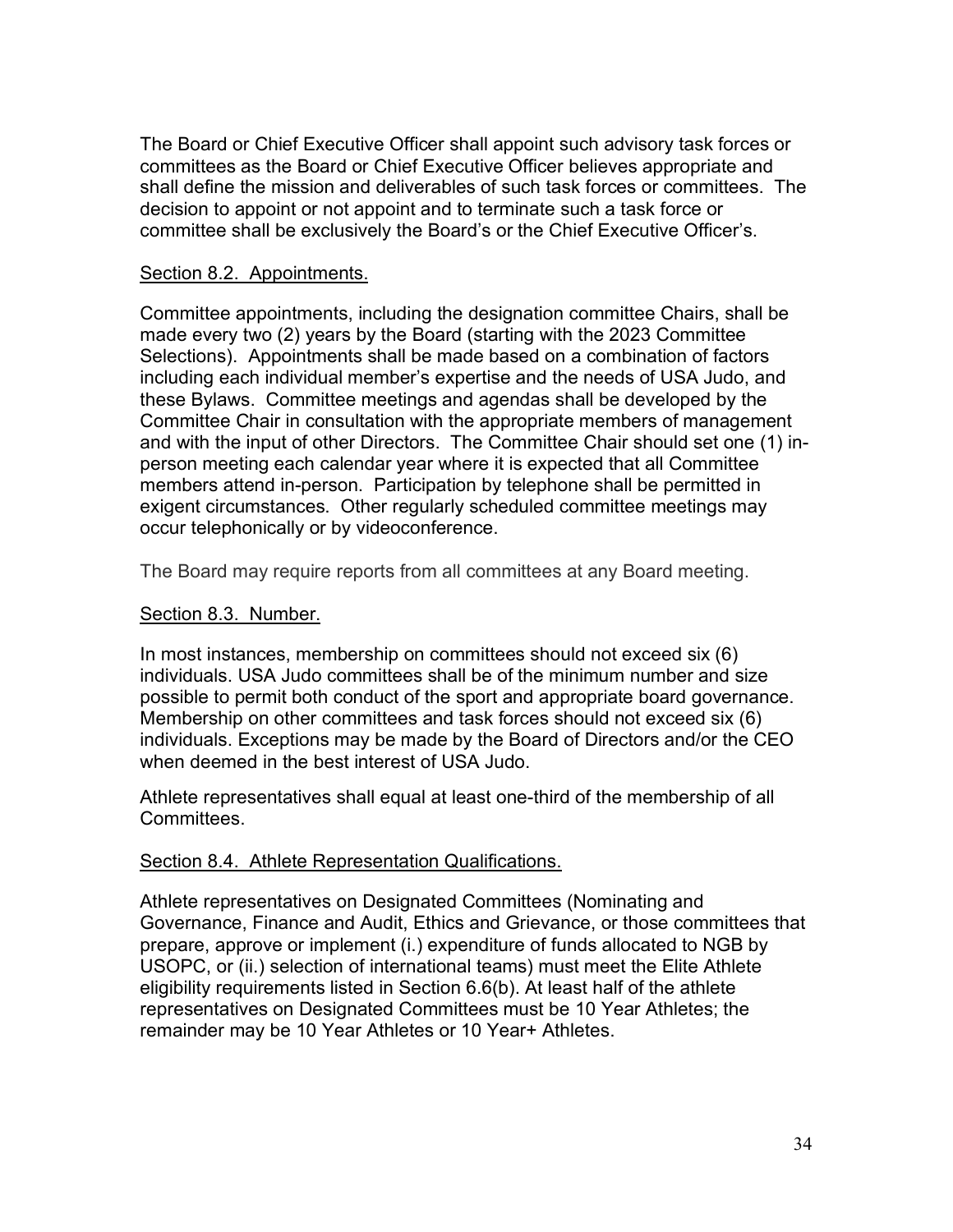The Board or Chief Executive Officer shall appoint such advisory task forces or committees as the Board or Chief Executive Officer believes appropriate and shall define the mission and deliverables of such task forces or committees. The decision to appoint or not appoint and to terminate such a task force or committee shall be exclusively the Board's or the Chief Executive Officer's.

<u>Section 8.2. Appointments.</u>

Committee appointments, including the designation committee Chairs, shall be made every two (2) years by the Board (starting with the 2023 Committee Selections). Appointments shall be made based on a combination of factors including each individual member's expertise and the needs of USA Judo, and these Bylaws. Committee meetings and agendas shall be developed by the Committee Chair in consultation with the appropriate members of management and with the input of other Directors. The Committee Chair should set one (1) in-person meeting each calendar year where it is expected that all Committee members attend in-person. Participation by telephone shall be permitted in exigent circumstances. Other regularly scheduled committee meetings may occur telephonically or by videoconference.

The Board may require reports from all committees at any Board meeting.

<u>Section 8.3. Number.</u>

In most instances, membership on committees should not exceed six (6) individuals. USA Judo committees shall be of the minimum number and size possible to permit both conduct of the sport and appropriate board governance. Membership on other committees and task forces should not exceed six (6) individuals. Exceptions may be made by the Board of Directors and/or the CEO when deemed in the best interest of USA Judo.

Athlete representatives shall equal at least one-third of the membership of all Committees.

<u>Section 8.4. Athlete Representation Qualifications.</u>

Athlete representatives on Designated Committees (Nominating and Governance, Finance and Audit, Ethics and Grievance, or those committees that prepare, approve or implement (i.) expenditure of funds allocated to NGB by USOPC, or (ii.) selection of international teams) must meet the Elite Athlete eligibility requirements listed in Section 6.6(b). At least half of the athlete representatives on Designated Committees must be 10 Year Athletes; the remainder may be 10 Year Athletes or 10 Year+ Athletes.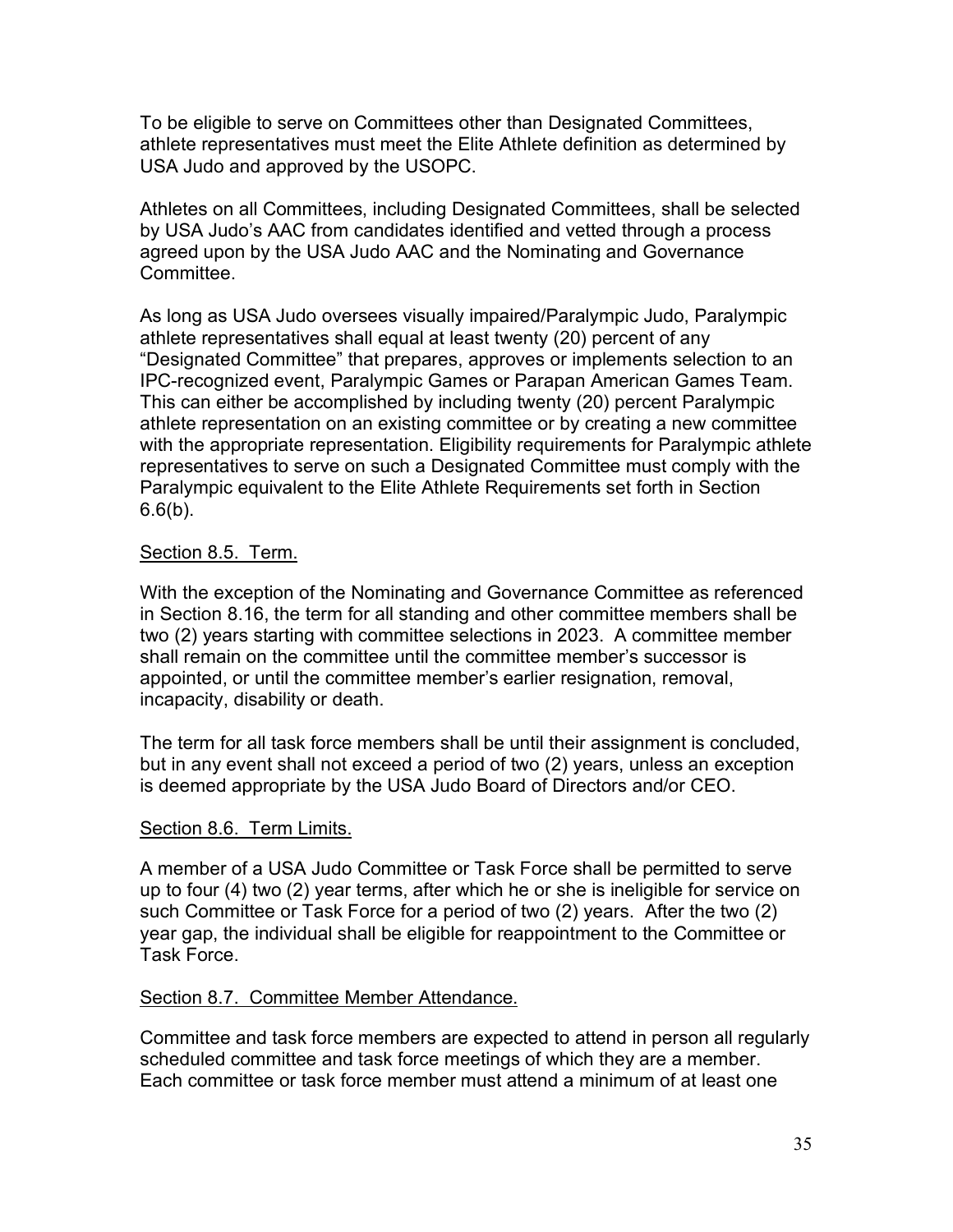To be eligible to serve on Committees other than Designated Committees, athlete representatives must meet the Elite Athlete definition as determined by USA Judo and approved by the USOPC.

Athletes on all Committees, including Designated Committees, shall be selected by USA Judo's AAC from candidates identified and vetted through a process agreed upon by the USA Judo AAC and the Nominating and Governance Committee.

As long as USA Judo oversees visually impaired/Paralympic Judo, Paralympic athlete representatives shall equal at least twenty (20) percent of any "Designated Committee" that prepares, approves or implements selection to an IPC-recognized event, Paralympic Games or Parapan American Games Team. This can either be accomplished by including twenty (20) percent Paralympic athlete representation on an existing committee or by creating a new committee with the appropriate representation. Eligibility requirements for Paralympic athlete representatives to serve on such a Designated Committee must comply with the Paralympic equivalent to the Elite Athlete Requirements set forth in Section 6.6(b).

Section 8.5. Term.

With the exception of the Nominating and Governance Committee as referenced in Section 8.16, the term for all standing and other committee members shall be two (2) years starting with committee selections in 2023. A committee member shall remain on the committee until the committee member's successor is appointed, or until the committee member's earlier resignation, removal, incapacity, disability or death.

The term for all task force members shall be until their assignment is concluded, but in any event shall not exceed a period of two (2) years, unless an exception is deemed appropriate by the USA Judo Board of Directors and/or CEO.

Section 8.6. Term Limits.

A member of a USA Judo Committee or Task Force shall be permitted to serve up to four (4) two (2) year terms, after which he or she is ineligible for service on such Committee or Task Force for a period of two (2) years. After the two (2) year gap, the individual shall be eligible for reappointment to the Committee or Task Force.

Section 8.7. Committee Member Attendance.

Committee and task force members are expected to attend in person all regularly scheduled committee and task force meetings of which they are a member. Each committee or task force member must attend a minimum of at least one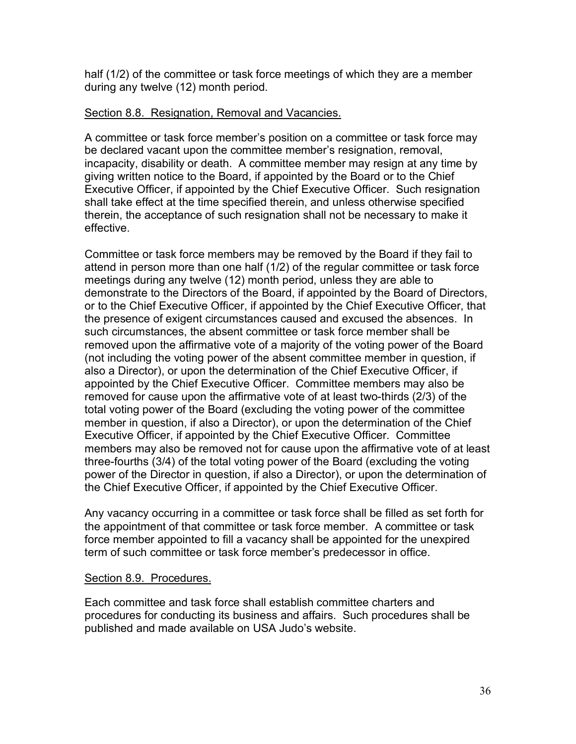half (1/2) of the committee or task force meetings of which they are a member during any twelve (12) month period.

Section 8.8. Resignation, Removal and Vacancies.

A committee or task force member's position on a committee or task force may be declared vacant upon the committee member's resignation, removal, incapacity, disability or death. A committee member may resign at any time by giving written notice to the Board, if appointed by the Board or to the Chief Executive Officer, if appointed by the Chief Executive Officer. Such resignation shall take effect at the time specified therein, and unless otherwise specified therein, the acceptance of such resignation shall not be necessary to make it effective.

Committee or task force members may be removed by the Board if they fail to attend in person more than one half (1/2) of the regular committee or task force meetings during any twelve (12) month period, unless they are able to demonstrate to the Directors of the Board, if appointed by the Board of Directors, or to the Chief Executive Officer, if appointed by the Chief Executive Officer, that the presence of exigent circumstances caused and excused the absences. In such circumstances, the absent committee or task force member shall be removed upon the affirmative vote of a majority of the voting power of the Board (not including the voting power of the absent committee member in question, if also a Director), or upon the determination of the Chief Executive Officer, if appointed by the Chief Executive Officer. Committee members may also be removed for cause upon the affirmative vote of at least two-thirds (2/3) of the total voting power of the Board (excluding the voting power of the committee member in question, if also a Director), or upon the determination of the Chief Executive Officer, if appointed by the Chief Executive Officer. Committee members may also be removed not for cause upon the affirmative vote of at least three-fourths (3/4) of the total voting power of the Board (excluding the voting power of the Director in question, if also a Director), or upon the determination of the Chief Executive Officer, if appointed by the Chief Executive Officer.

Any vacancy occurring in a committee or task force shall be filled as set forth for the appointment of that committee or task force member. A committee or task force member appointed to fill a vacancy shall be appointed for the unexpired term of such committee or task force member's predecessor in office.

Section 8.9. Procedures.

Each committee and task force shall establish committee charters and procedures for conducting its business and affairs. Such procedures shall be published and made available on USA Judo's website.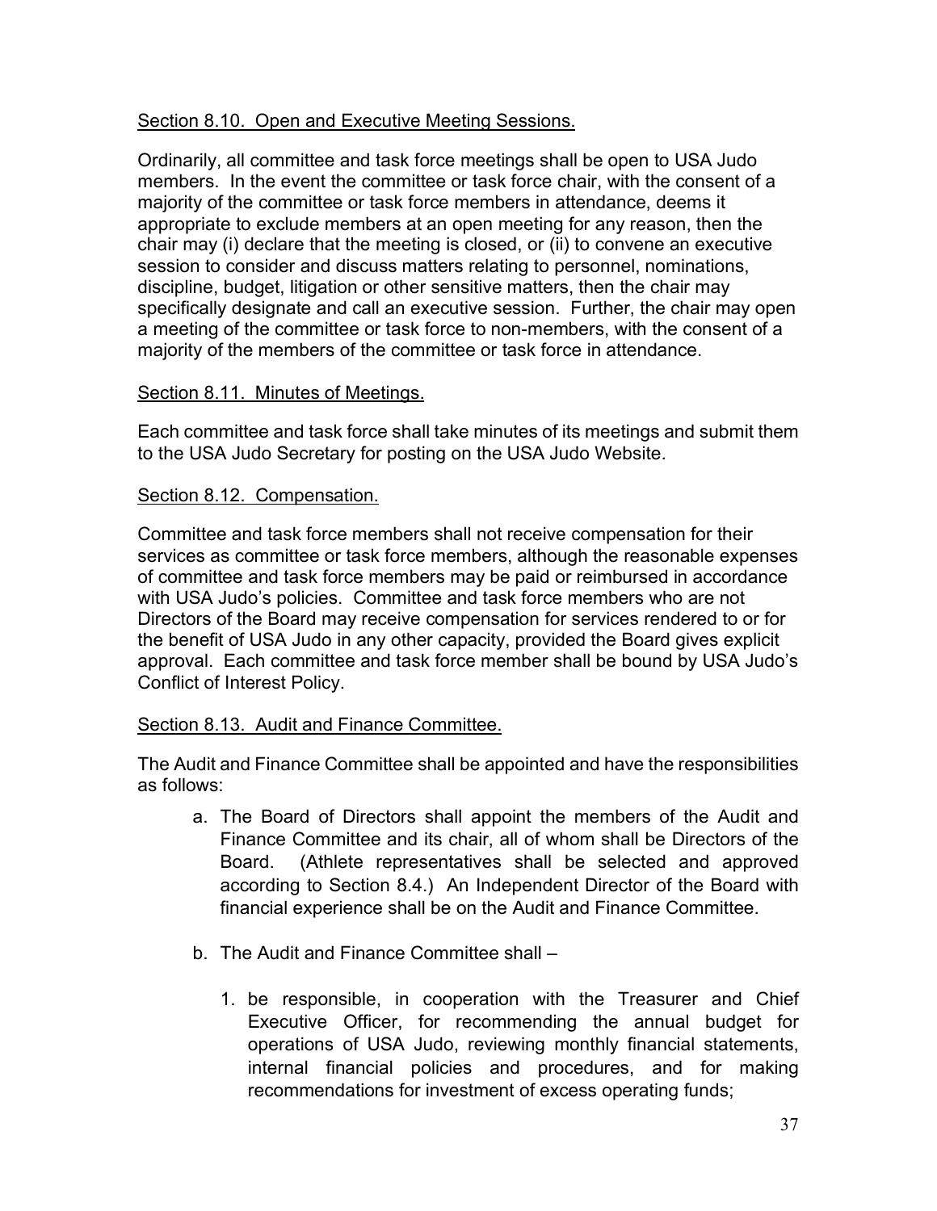Section 8.10. Open and Executive Meeting Sessions.

Ordinarily, all committee and task force meetings shall be open to USA Judo members. In the event the committee or task force chair, with the consent of a majority of the committee or task force members in attendance, deems it appropriate to exclude members at an open meeting for any reason, then the chair may (i) declare that the meeting is closed, or (ii) to convene an executive session to consider and discuss matters relating to personnel, nominations, discipline, budget, litigation or other sensitive matters, then the chair may specifically designate and call an executive session. Further, the chair may open a meeting of the committee or task force to non-members, with the consent of a majority of the members of the committee or task force in attendance.

Section 8.11. Minutes of Meetings.

Each committee and task force shall take minutes of its meetings and submit them to the USA Judo Secretary for posting on the USA Judo Website.

Section 8.12. Compensation.

Committee and task force members shall not receive compensation for their services as committee or task force members, although the reasonable expenses of committee and task force members may be paid or reimbursed in accordance with USA Judo's policies. Committee and task force members who are not Directors of the Board may receive compensation for services rendered to or for the benefit of USA Judo in any other capacity, provided the Board gives explicit approval. Each committee and task force member shall be bound by USA Judo's Conflict of Interest Policy.

Section 8.13. Audit and Finance Committee.

The Audit and Finance Committee shall be appointed and have the responsibilities as follows:

a. The Board of Directors shall appoint the members of the Audit and Finance Committee and its chair, all of whom shall be Directors of the Board. (Athlete representatives shall be selected and approved according to Section 8.4.) An Independent Director of the Board with financial experience shall be on the Audit and Finance Committee.

b. The Audit and Finance Committee shall –

   1. be responsible, in cooperation with the Treasurer and Chief Executive Officer, for recommending the annual budget for operations of USA Judo, reviewing monthly financial statements, internal financial policies and procedures, and for making recommendations for investment of excess operating funds;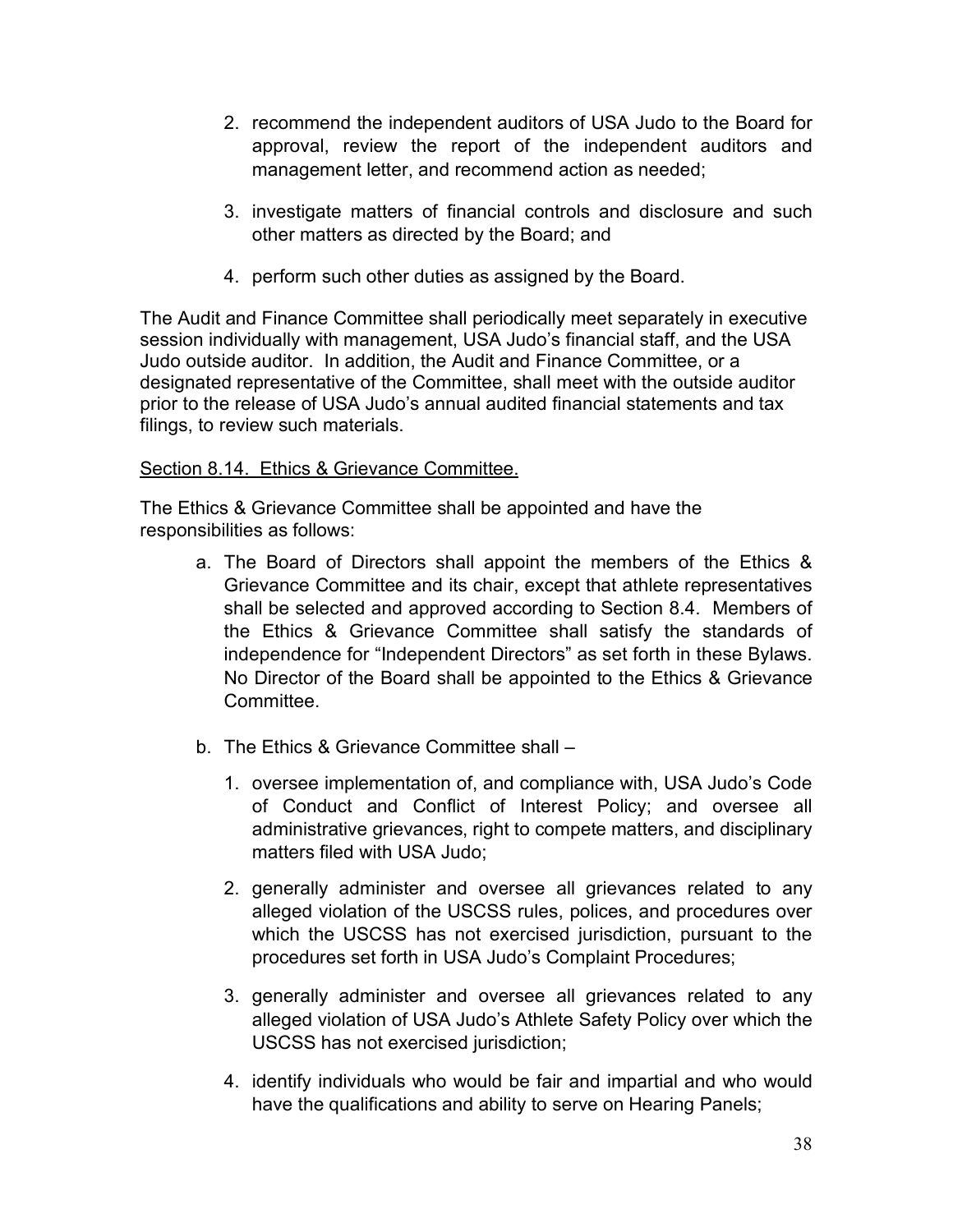2. recommend the independent auditors of USA Judo to the Board for approval, review the report of the independent auditors and management letter, and recommend action as needed;

3. investigate matters of financial controls and disclosure and such other matters as directed by the Board; and

4. perform such other duties as assigned by the Board.

The Audit and Finance Committee shall periodically meet separately in executive session individually with management, USA Judo's financial staff, and the USA Judo outside auditor. In addition, the Audit and Finance Committee, or a designated representative of the Committee, shall meet with the outside auditor prior to the release of USA Judo's annual audited financial statements and tax filings, to review such materials.

Section 8.14. Ethics & Grievance Committee.

The Ethics & Grievance Committee shall be appointed and have the responsibilities as follows:

a. The Board of Directors shall appoint the members of the Ethics & Grievance Committee and its chair, except that athlete representatives shall be selected and approved according to Section 8.4. Members of the Ethics & Grievance Committee shall satisfy the standards of independence for "Independent Directors" as set forth in these Bylaws. No Director of the Board shall be appointed to the Ethics & Grievance Committee.

b. The Ethics & Grievance Committee shall –

   1. oversee implementation of, and compliance with, USA Judo's Code of Conduct and Conflict of Interest Policy; and oversee all administrative grievances, right to compete matters, and disciplinary matters filed with USA Judo;

   2. generally administer and oversee all grievances related to any alleged violation of the USCSS rules, polices, and procedures over which the USCSS has not exercised jurisdiction, pursuant to the procedures set forth in USA Judo's Complaint Procedures;

   3. generally administer and oversee all grievances related to any alleged violation of USA Judo's Athlete Safety Policy over which the USCSS has not exercised jurisdiction;

   4. identify individuals who would be fair and impartial and who would have the qualifications and ability to serve on Hearing Panels;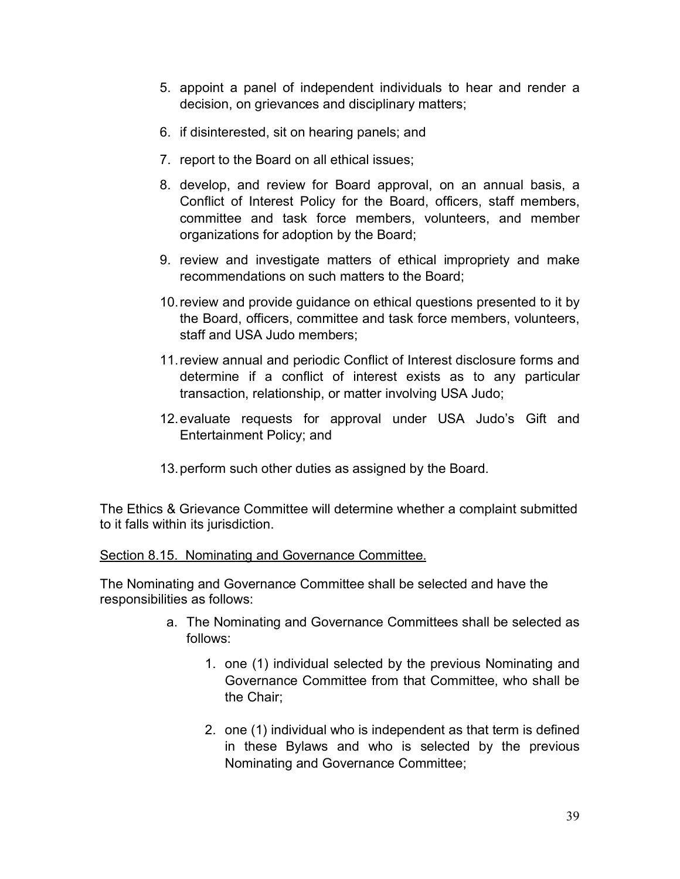5. appoint a panel of independent individuals to hear and render a decision, on grievances and disciplinary matters;

6. if disinterested, sit on hearing panels; and

7. report to the Board on all ethical issues;

8. develop, and review for Board approval, on an annual basis, a Conflict of Interest Policy for the Board, officers, staff members, committee and task force members, volunteers, and member organizations for adoption by the Board;

9. review and investigate matters of ethical impropriety and make recommendations on such matters to the Board;

10. review and provide guidance on ethical questions presented to it by the Board, officers, committee and task force members, volunteers, staff and USA Judo members;

11. review annual and periodic Conflict of Interest disclosure forms and determine if a conflict of interest exists as to any particular transaction, relationship, or matter involving USA Judo;

12. evaluate requests for approval under USA Judo's Gift and Entertainment Policy; and

13. perform such other duties as assigned by the Board.

The Ethics & Grievance Committee will determine whether a complaint submitted to it falls within its jurisdiction.

<u>Section 8.15. Nominating and Governance Committee.</u>

The Nominating and Governance Committee shall be selected and have the responsibilities as follows:

a. The Nominating and Governance Committees shall be selected as follows:

   1. one (1) individual selected by the previous Nominating and Governance Committee from that Committee, who shall be the Chair;

   2. one (1) individual who is independent as that term is defined in these Bylaws and who is selected by the previous Nominating and Governance Committee;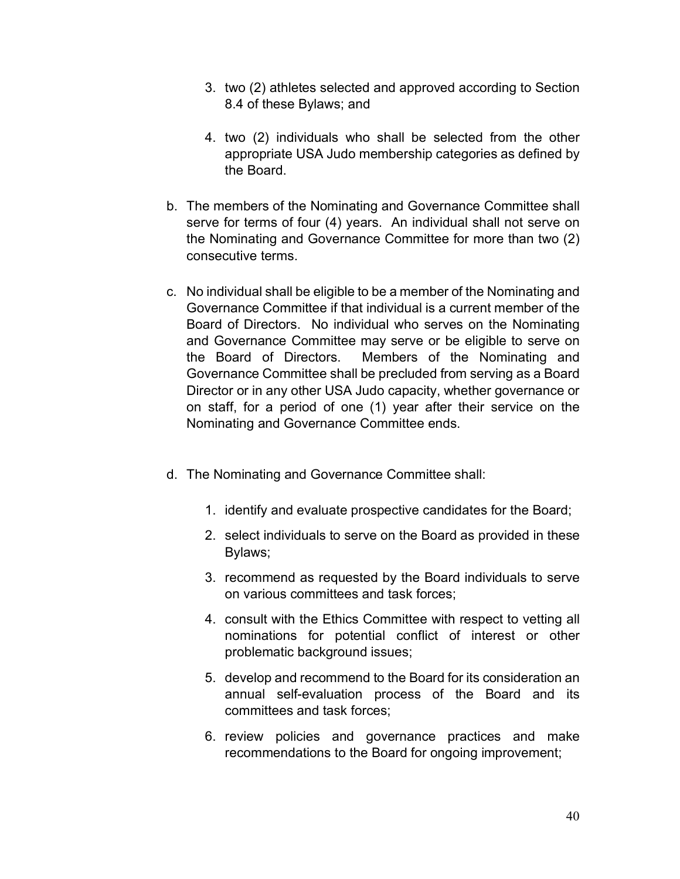3. two (2) athletes selected and approved according to Section 8.4 of these Bylaws; and

4. two (2) individuals who shall be selected from the other appropriate USA Judo membership categories as defined by the Board.

b. The members of the Nominating and Governance Committee shall serve for terms of four (4) years. An individual shall not serve on the Nominating and Governance Committee for more than two (2) consecutive terms.

c. No individual shall be eligible to be a member of the Nominating and Governance Committee if that individual is a current member of the Board of Directors. No individual who serves on the Nominating and Governance Committee may serve or be eligible to serve on the Board of Directors. Members of the Nominating and Governance Committee shall be precluded from serving as a Board Director or in any other USA Judo capacity, whether governance or on staff, for a period of one (1) year after their service on the Nominating and Governance Committee ends.

d. The Nominating and Governance Committee shall:

1. identify and evaluate prospective candidates for the Board;

2. select individuals to serve on the Board as provided in these Bylaws;

3. recommend as requested by the Board individuals to serve on various committees and task forces;

4. consult with the Ethics Committee with respect to vetting all nominations for potential conflict of interest or other problematic background issues;

5. develop and recommend to the Board for its consideration an annual self-evaluation process of the Board and its committees and task forces;

6. review policies and governance practices and make recommendations to the Board for ongoing improvement;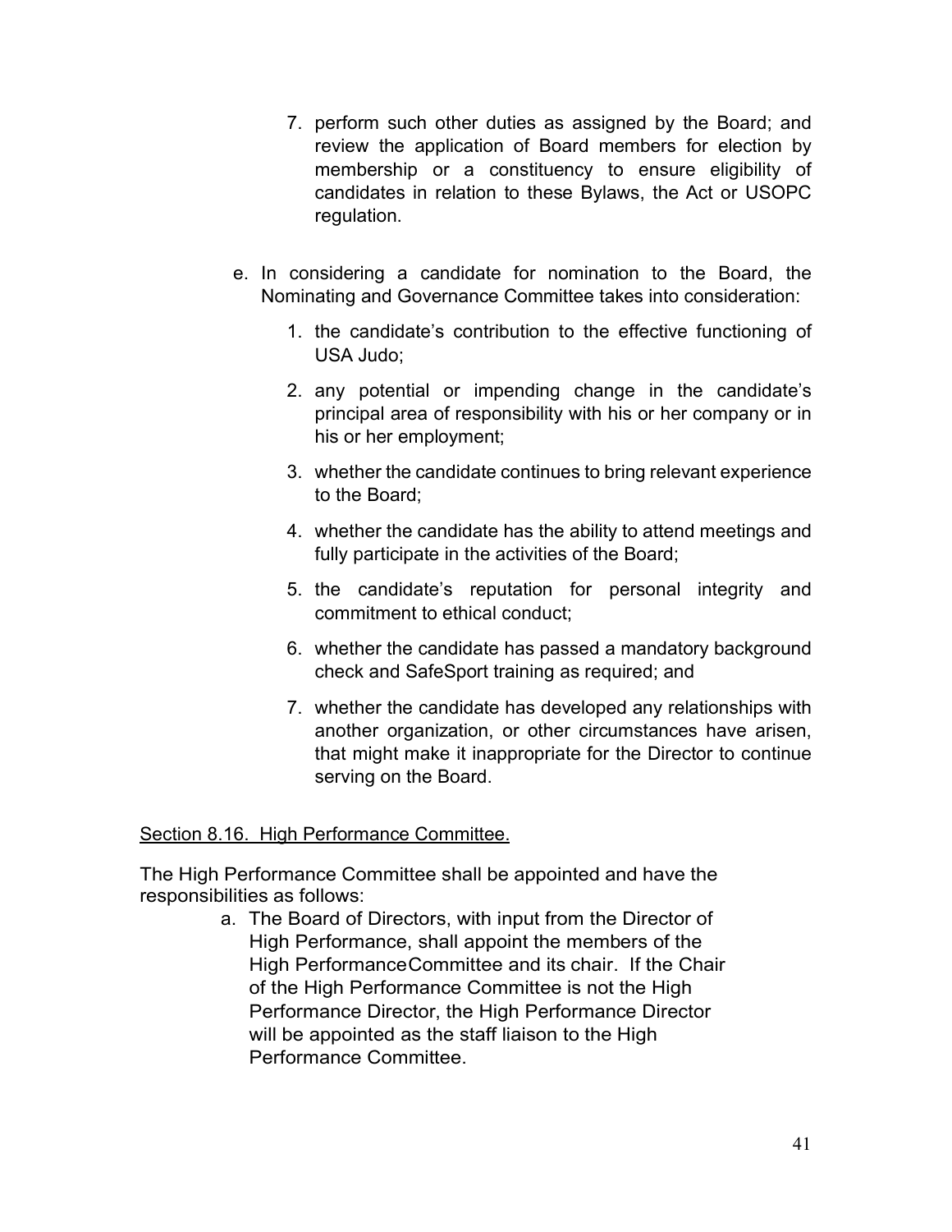7. perform such other duties as assigned by the Board; and review the application of Board members for election by membership or a constituency to ensure eligibility of candidates in relation to these Bylaws, the Act or USOPC regulation.

e. In considering a candidate for nomination to the Board, the Nominating and Governance Committee takes into consideration:

   1. the candidate's contribution to the effective functioning of USA Judo;

   2. any potential or impending change in the candidate's principal area of responsibility with his or her company or in his or her employment;

   3. whether the candidate continues to bring relevant experience to the Board;

   4. whether the candidate has the ability to attend meetings and fully participate in the activities of the Board;

   5. the candidate's reputation for personal integrity and commitment to ethical conduct;

   6. whether the candidate has passed a mandatory background check and SafeSport training as required; and

   7. whether the candidate has developed any relationships with another organization, or other circumstances have arisen, that might make it inappropriate for the Director to continue serving on the Board.

Section 8.16. High Performance Committee.

The High Performance Committee shall be appointed and have the responsibilities as follows:

a. The Board of Directors, with input from the Director of High Performance, shall appoint the members of the High PerformanceCommittee and its chair. If the Chair of the High Performance Committee is not the High Performance Director, the High Performance Director will be appointed as the staff liaison to the High Performance Committee.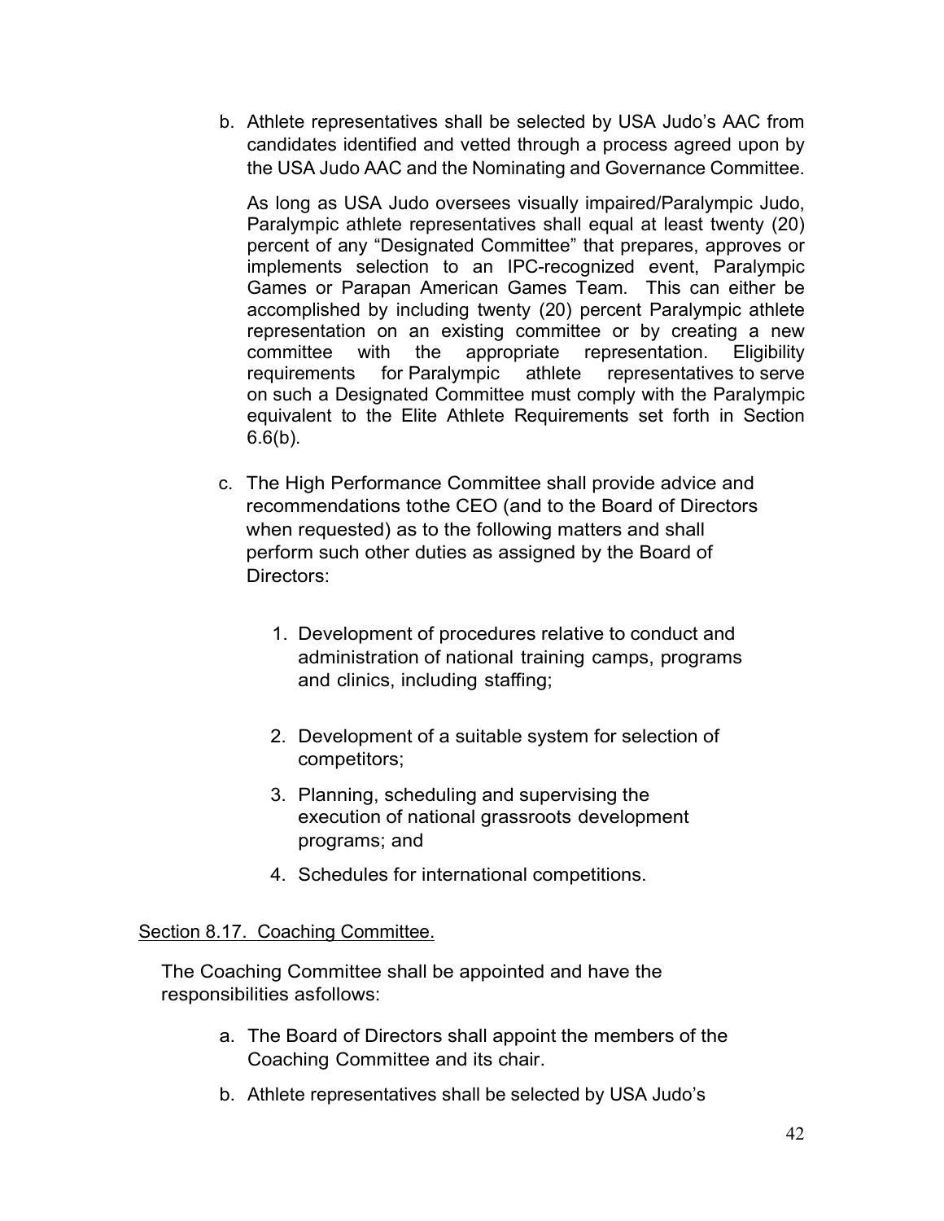b. Athlete representatives shall be selected by USA Judo's AAC from candidates identified and vetted through a process agreed upon by the USA Judo AAC and the Nominating and Governance Committee.

   As long as USA Judo oversees visually impaired/Paralympic Judo, Paralympic athlete representatives shall equal at least twenty (20) percent of any "Designated Committee" that prepares, approves or implements selection to an IPC-recognized event, Paralympic Games or Parapan American Games Team. This can either be accomplished by including twenty (20) percent Paralympic athlete representation on an existing committee or by creating a new committee with the appropriate representation. Eligibility requirements for Paralympic athlete representatives to serve on such a Designated Committee must comply with the Paralympic equivalent to the Elite Athlete Requirements set forth in Section 6.6(b).

c. The High Performance Committee shall provide advice and recommendations tothe CEO (and to the Board of Directors when requested) as to the following matters and shall perform such other duties as assigned by the Board of Directors:

   1. Development of procedures relative to conduct and administration of national training camps, programs and clinics, including staffing;
   2. Development of a suitable system for selection of competitors;
   3. Planning, scheduling and supervising the execution of national grassroots development programs; and
   4. Schedules for international competitions.

Section 8.17. Coaching Committee.

The Coaching Committee shall be appointed and have the responsibilities asfollows:

a. The Board of Directors shall appoint the members of the Coaching Committee and its chair.
b. Athlete representatives shall be selected by USA Judo's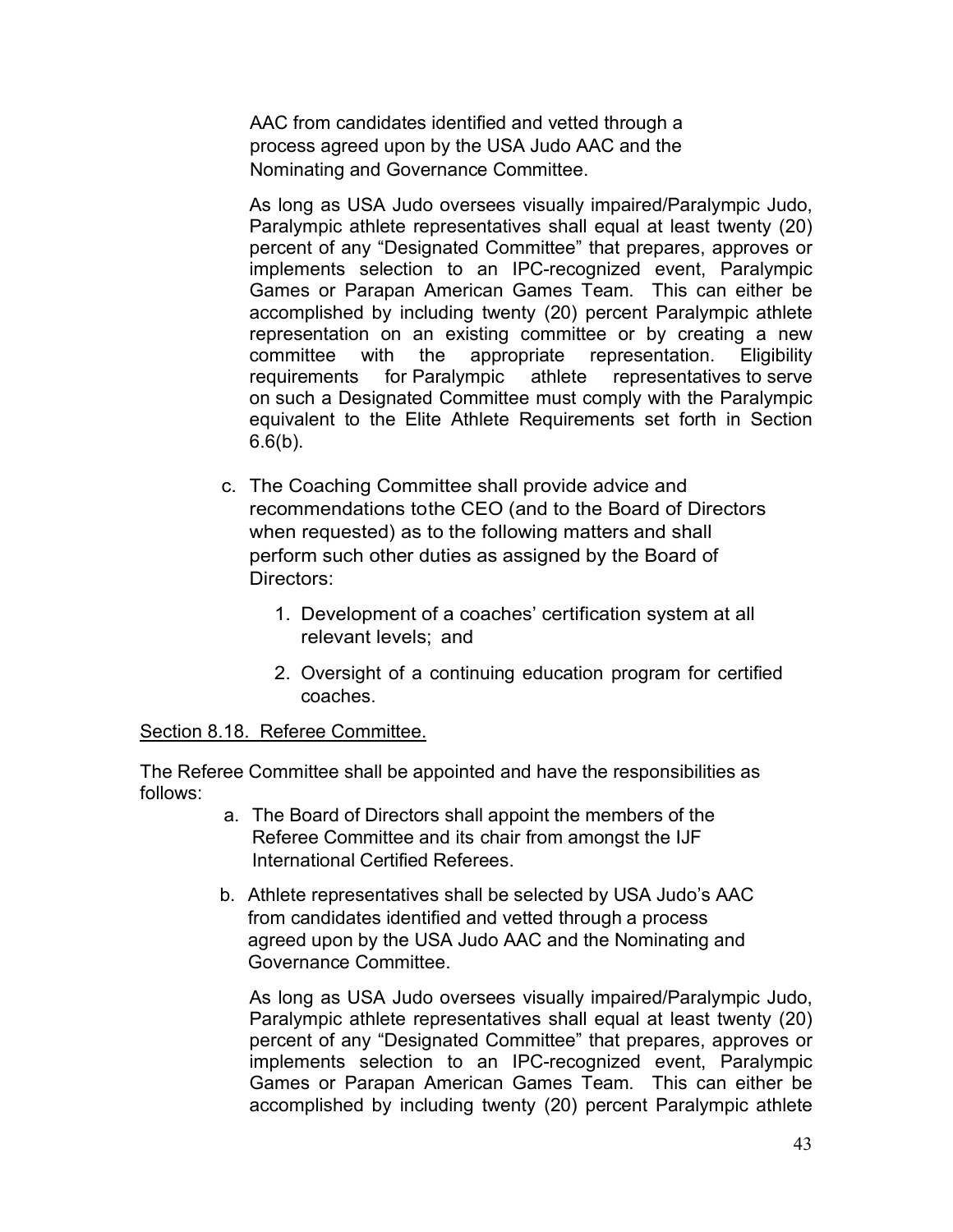AAC from candidates identified and vetted through a process agreed upon by the USA Judo AAC and the Nominating and Governance Committee.

As long as USA Judo oversees visually impaired/Paralympic Judo, Paralympic athlete representatives shall equal at least twenty (20) percent of any "Designated Committee" that prepares, approves or implements selection to an IPC-recognized event, Paralympic Games or Parapan American Games Team. This can either be accomplished by including twenty (20) percent Paralympic athlete representation on an existing committee or by creating a new committee with the appropriate representation. Eligibility requirements for Paralympic athlete representatives to serve on such a Designated Committee must comply with the Paralympic equivalent to the Elite Athlete Requirements set forth in Section 6.6(b).

c. The Coaching Committee shall provide advice and recommendations tothe CEO (and to the Board of Directors when requested) as to the following matters and shall perform such other duties as assigned by the Board of Directors:

   1. Development of a coaches' certification system at all relevant levels; and

   2. Oversight of a continuing education program for certified coaches.

Section 8.18. Referee Committee.

The Referee Committee shall be appointed and have the responsibilities as follows:

a. The Board of Directors shall appoint the members of the Referee Committee and its chair from amongst the IJF International Certified Referees.

b. Athlete representatives shall be selected by USA Judo's AAC from candidates identified and vetted through a process agreed upon by the USA Judo AAC and the Nominating and Governance Committee.

   As long as USA Judo oversees visually impaired/Paralympic Judo, Paralympic athlete representatives shall equal at least twenty (20) percent of any "Designated Committee" that prepares, approves or implements selection to an IPC-recognized event, Paralympic Games or Parapan American Games Team. This can either be accomplished by including twenty (20) percent Paralympic athlete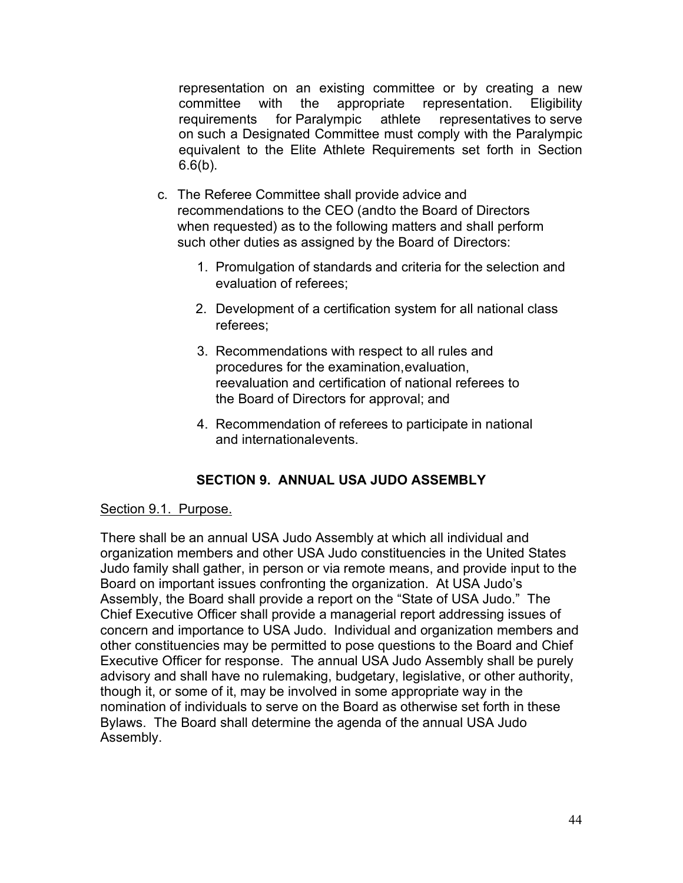representation on an existing committee or by creating a new committee with the appropriate representation. Eligibility requirements for Paralympic athlete representatives to serve on such a Designated Committee must comply with the Paralympic equivalent to the Elite Athlete Requirements set forth in Section 6.6(b).

c. The Referee Committee shall provide advice and recommendations to the CEO (andto the Board of Directors when requested) as to the following matters and shall perform such other duties as assigned by the Board of Directors:

   1. Promulgation of standards and criteria for the selection and evaluation of referees;

   2. Development of a certification system for all national class referees;

   3. Recommendations with respect to all rules and procedures for the examination,evaluation, reevaluation and certification of national referees to the Board of Directors for approval; and

   4. Recommendation of referees to participate in national and internationalevents.

## SECTION 9. ANNUAL USA JUDO ASSEMBLY

Section 9.1. Purpose.

There shall be an annual USA Judo Assembly at which all individual and organization members and other USA Judo constituencies in the United States Judo family shall gather, in person or via remote means, and provide input to the Board on important issues confronting the organization. At USA Judo's Assembly, the Board shall provide a report on the "State of USA Judo." The Chief Executive Officer shall provide a managerial report addressing issues of concern and importance to USA Judo. Individual and organization members and other constituencies may be permitted to pose questions to the Board and Chief Executive Officer for response. The annual USA Judo Assembly shall be purely advisory and shall have no rulemaking, budgetary, legislative, or other authority, though it, or some of it, may be involved in some appropriate way in the nomination of individuals to serve on the Board as otherwise set forth in these Bylaws. The Board shall determine the agenda of the annual USA Judo Assembly.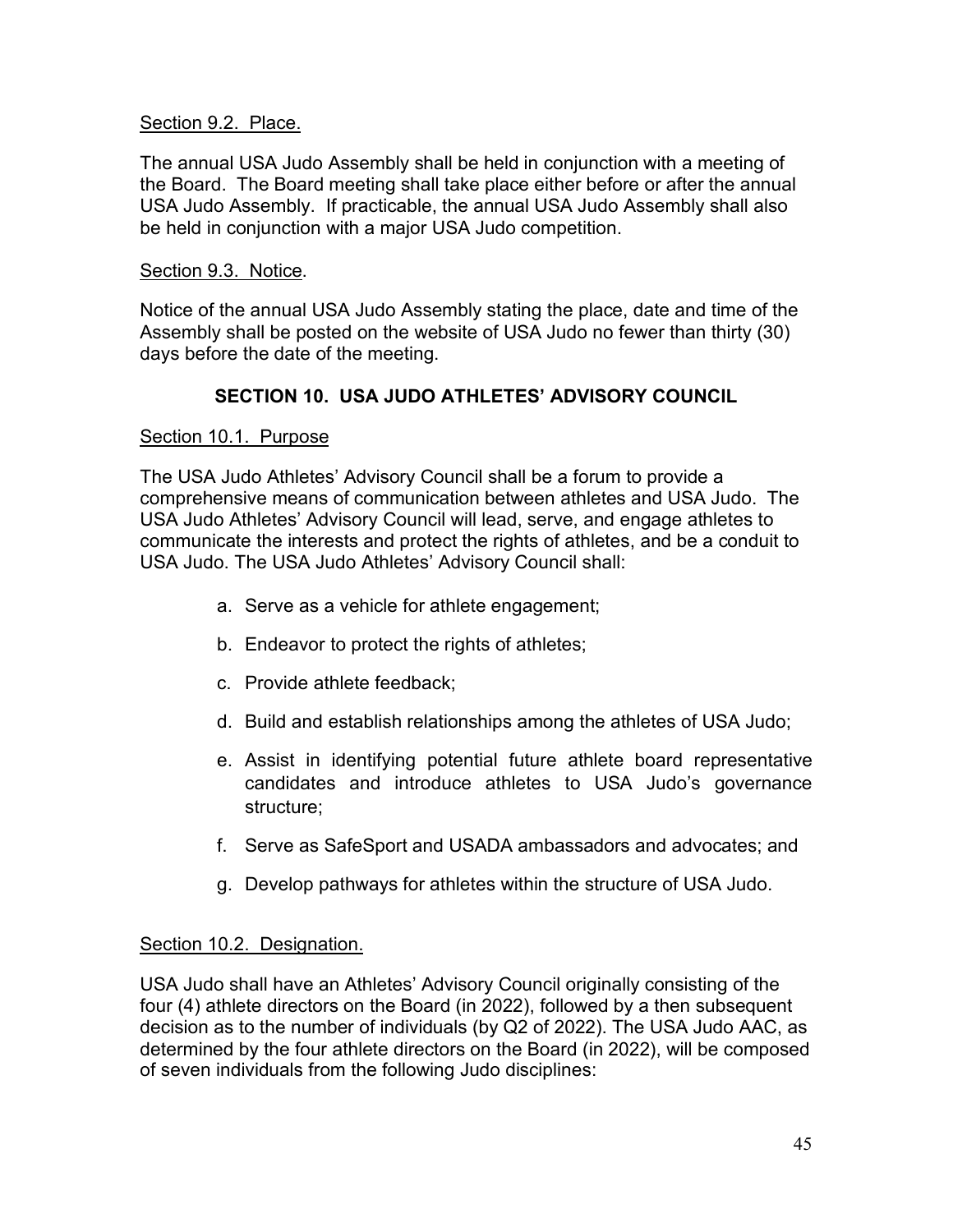Section 9.2. Place.

The annual USA Judo Assembly shall be held in conjunction with a meeting of the Board. The Board meeting shall take place either before or after the annual USA Judo Assembly. If practicable, the annual USA Judo Assembly shall also be held in conjunction with a major USA Judo competition.

Section 9.3. Notice.

Notice of the annual USA Judo Assembly stating the place, date and time of the Assembly shall be posted on the website of USA Judo no fewer than thirty (30) days before the date of the meeting.

## SECTION 10. USA JUDO ATHLETES' ADVISORY COUNCIL

Section 10.1. Purpose

The USA Judo Athletes' Advisory Council shall be a forum to provide a comprehensive means of communication between athletes and USA Judo. The USA Judo Athletes' Advisory Council will lead, serve, and engage athletes to communicate the interests and protect the rights of athletes, and be a conduit to USA Judo. The USA Judo Athletes' Advisory Council shall:

a. Serve as a vehicle for athlete engagement;

b. Endeavor to protect the rights of athletes;

c. Provide athlete feedback;

d. Build and establish relationships among the athletes of USA Judo;

e. Assist in identifying potential future athlete board representative candidates and introduce athletes to USA Judo's governance structure;

f. Serve as SafeSport and USADA ambassadors and advocates; and

g. Develop pathways for athletes within the structure of USA Judo.

Section 10.2. Designation.

USA Judo shall have an Athletes' Advisory Council originally consisting of the four (4) athlete directors on the Board (in 2022), followed by a then subsequent decision as to the number of individuals (by Q2 of 2022). The USA Judo AAC, as determined by the four athlete directors on the Board (in 2022), will be composed of seven individuals from the following Judo disciplines: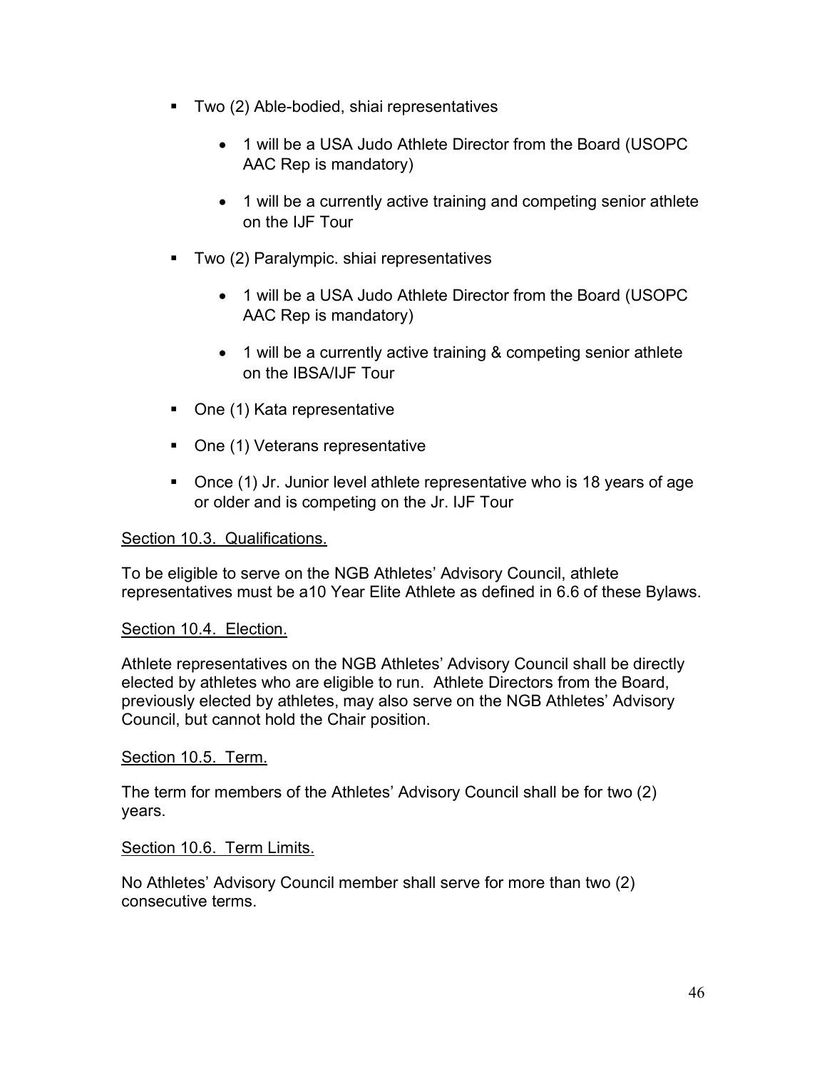- Two (2) Able-bodied, shiai representatives
  - 1 will be a USA Judo Athlete Director from the Board (USOPC AAC Rep is mandatory)
  - 1 will be a currently active training and competing senior athlete on the IJF Tour
- Two (2) Paralympic. shiai representatives
  - 1 will be a USA Judo Athlete Director from the Board (USOPC AAC Rep is mandatory)
  - 1 will be a currently active training & competing senior athlete on the IBSA/IJF Tour
- One (1) Kata representative
- One (1) Veterans representative
- Once (1) Jr. Junior level athlete representative who is 18 years of age or older and is competing on the Jr. IJF Tour

Section 10.3. Qualifications.

To be eligible to serve on the NGB Athletes' Advisory Council, athlete representatives must be a10 Year Elite Athlete as defined in 6.6 of these Bylaws.

Section 10.4. Election.

Athlete representatives on the NGB Athletes' Advisory Council shall be directly elected by athletes who are eligible to run. Athlete Directors from the Board, previously elected by athletes, may also serve on the NGB Athletes' Advisory Council, but cannot hold the Chair position.

Section 10.5. Term.

The term for members of the Athletes' Advisory Council shall be for two (2) years.

Section 10.6. Term Limits.

No Athletes' Advisory Council member shall serve for more than two (2) consecutive terms.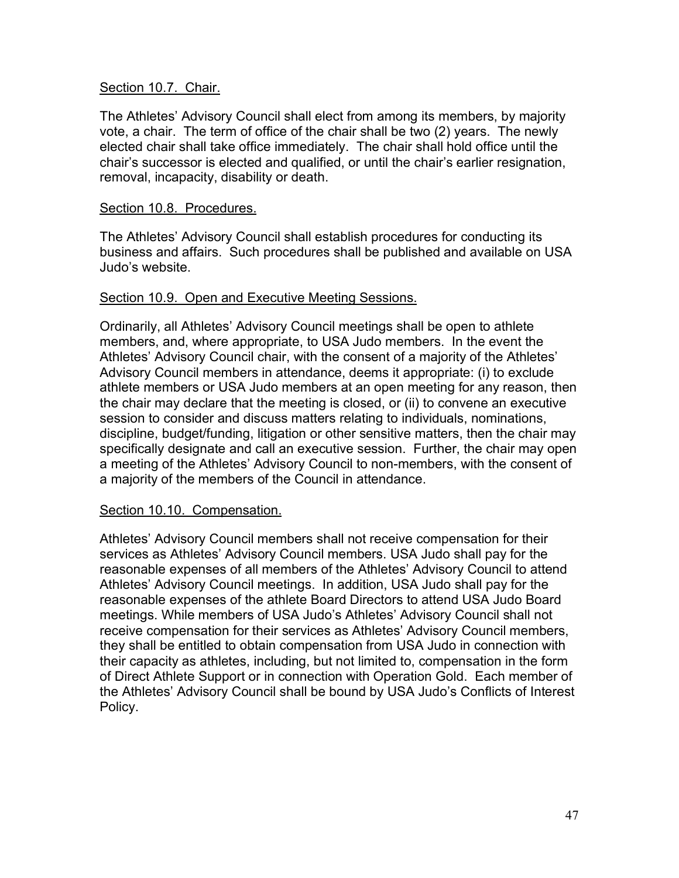Section 10.7. Chair.

The Athletes' Advisory Council shall elect from among its members, by majority vote, a chair. The term of office of the chair shall be two (2) years. The newly elected chair shall take office immediately. The chair shall hold office until the chair's successor is elected and qualified, or until the chair's earlier resignation, removal, incapacity, disability or death.

Section 10.8. Procedures.

The Athletes' Advisory Council shall establish procedures for conducting its business and affairs. Such procedures shall be published and available on USA Judo's website.

Section 10.9. Open and Executive Meeting Sessions.

Ordinarily, all Athletes' Advisory Council meetings shall be open to athlete members, and, where appropriate, to USA Judo members. In the event the Athletes' Advisory Council chair, with the consent of a majority of the Athletes' Advisory Council members in attendance, deems it appropriate: (i) to exclude athlete members or USA Judo members at an open meeting for any reason, then the chair may declare that the meeting is closed, or (ii) to convene an executive session to consider and discuss matters relating to individuals, nominations, discipline, budget/funding, litigation or other sensitive matters, then the chair may specifically designate and call an executive session. Further, the chair may open a meeting of the Athletes' Advisory Council to non-members, with the consent of a majority of the members of the Council in attendance.

Section 10.10. Compensation.

Athletes' Advisory Council members shall not receive compensation for their services as Athletes' Advisory Council members. USA Judo shall pay for the reasonable expenses of all members of the Athletes' Advisory Council to attend Athletes' Advisory Council meetings. In addition, USA Judo shall pay for the reasonable expenses of the athlete Board Directors to attend USA Judo Board meetings. While members of USA Judo's Athletes' Advisory Council shall not receive compensation for their services as Athletes' Advisory Council members, they shall be entitled to obtain compensation from USA Judo in connection with their capacity as athletes, including, but not limited to, compensation in the form of Direct Athlete Support or in connection with Operation Gold. Each member of the Athletes' Advisory Council shall be bound by USA Judo's Conflicts of Interest Policy.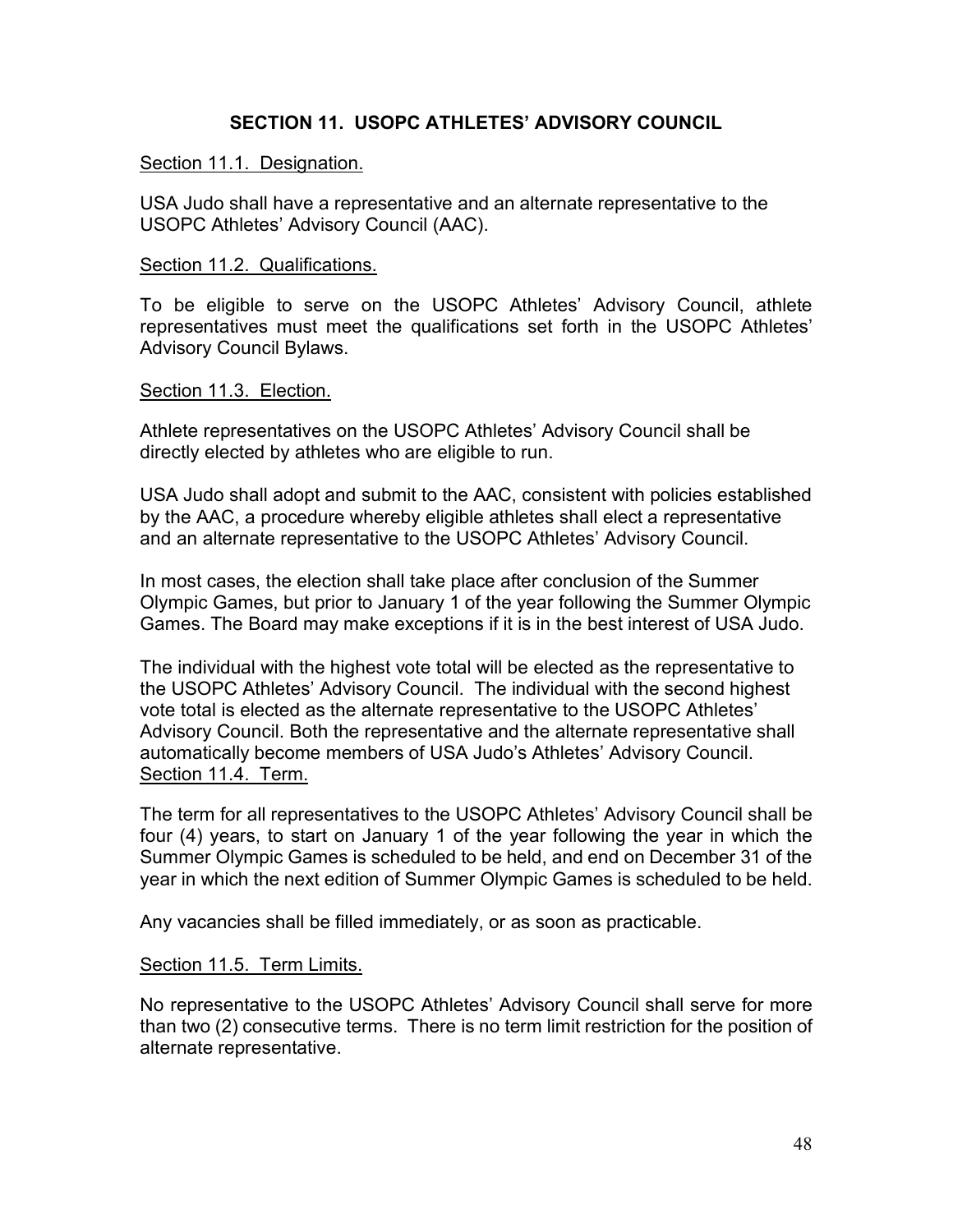## SECTION 11. USOPC ATHLETES' ADVISORY COUNCIL

### Section 11.1. Designation.

USA Judo shall have a representative and an alternate representative to the USOPC Athletes' Advisory Council (AAC).

### Section 11.2. Qualifications.

To be eligible to serve on the USOPC Athletes' Advisory Council, athlete representatives must meet the qualifications set forth in the USOPC Athletes' Advisory Council Bylaws.

### Section 11.3. Election.

Athlete representatives on the USOPC Athletes' Advisory Council shall be directly elected by athletes who are eligible to run.

USA Judo shall adopt and submit to the AAC, consistent with policies established by the AAC, a procedure whereby eligible athletes shall elect a representative and an alternate representative to the USOPC Athletes' Advisory Council.

In most cases, the election shall take place after conclusion of the Summer Olympic Games, but prior to January 1 of the year following the Summer Olympic Games. The Board may make exceptions if it is in the best interest of USA Judo.

The individual with the highest vote total will be elected as the representative to the USOPC Athletes' Advisory Council. The individual with the second highest vote total is elected as the alternate representative to the USOPC Athletes' Advisory Council. Both the representative and the alternate representative shall automatically become members of USA Judo's Athletes' Advisory Council.

### Section 11.4. Term.

The term for all representatives to the USOPC Athletes' Advisory Council shall be four (4) years, to start on January 1 of the year following the year in which the Summer Olympic Games is scheduled to be held, and end on December 31 of the year in which the next edition of Summer Olympic Games is scheduled to be held.

Any vacancies shall be filled immediately, or as soon as practicable.

### Section 11.5. Term Limits.

No representative to the USOPC Athletes' Advisory Council shall serve for more than two (2) consecutive terms. There is no term limit restriction for the position of alternate representative.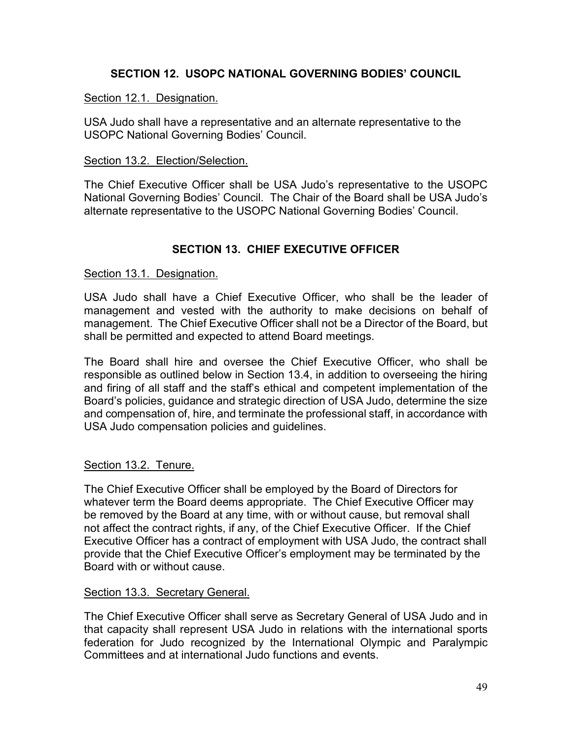## SECTION 12. USOPC NATIONAL GOVERNING BODIES' COUNCIL

Section 12.1. Designation.

USA Judo shall have a representative and an alternate representative to the USOPC National Governing Bodies' Council.

Section 13.2. Election/Selection.

The Chief Executive Officer shall be USA Judo's representative to the USOPC National Governing Bodies' Council. The Chair of the Board shall be USA Judo's alternate representative to the USOPC National Governing Bodies' Council.

## SECTION 13. CHIEF EXECUTIVE OFFICER

Section 13.1. Designation.

USA Judo shall have a Chief Executive Officer, who shall be the leader of management and vested with the authority to make decisions on behalf of management. The Chief Executive Officer shall not be a Director of the Board, but shall be permitted and expected to attend Board meetings.

The Board shall hire and oversee the Chief Executive Officer, who shall be responsible as outlined below in Section 13.4, in addition to overseeing the hiring and firing of all staff and the staff's ethical and competent implementation of the Board's policies, guidance and strategic direction of USA Judo, determine the size and compensation of, hire, and terminate the professional staff, in accordance with USA Judo compensation policies and guidelines.

Section 13.2. Tenure.

The Chief Executive Officer shall be employed by the Board of Directors for whatever term the Board deems appropriate. The Chief Executive Officer may be removed by the Board at any time, with or without cause, but removal shall not affect the contract rights, if any, of the Chief Executive Officer. If the Chief Executive Officer has a contract of employment with USA Judo, the contract shall provide that the Chief Executive Officer's employment may be terminated by the Board with or without cause.

Section 13.3. Secretary General.

The Chief Executive Officer shall serve as Secretary General of USA Judo and in that capacity shall represent USA Judo in relations with the international sports federation for Judo recognized by the International Olympic and Paralympic Committees and at international Judo functions and events.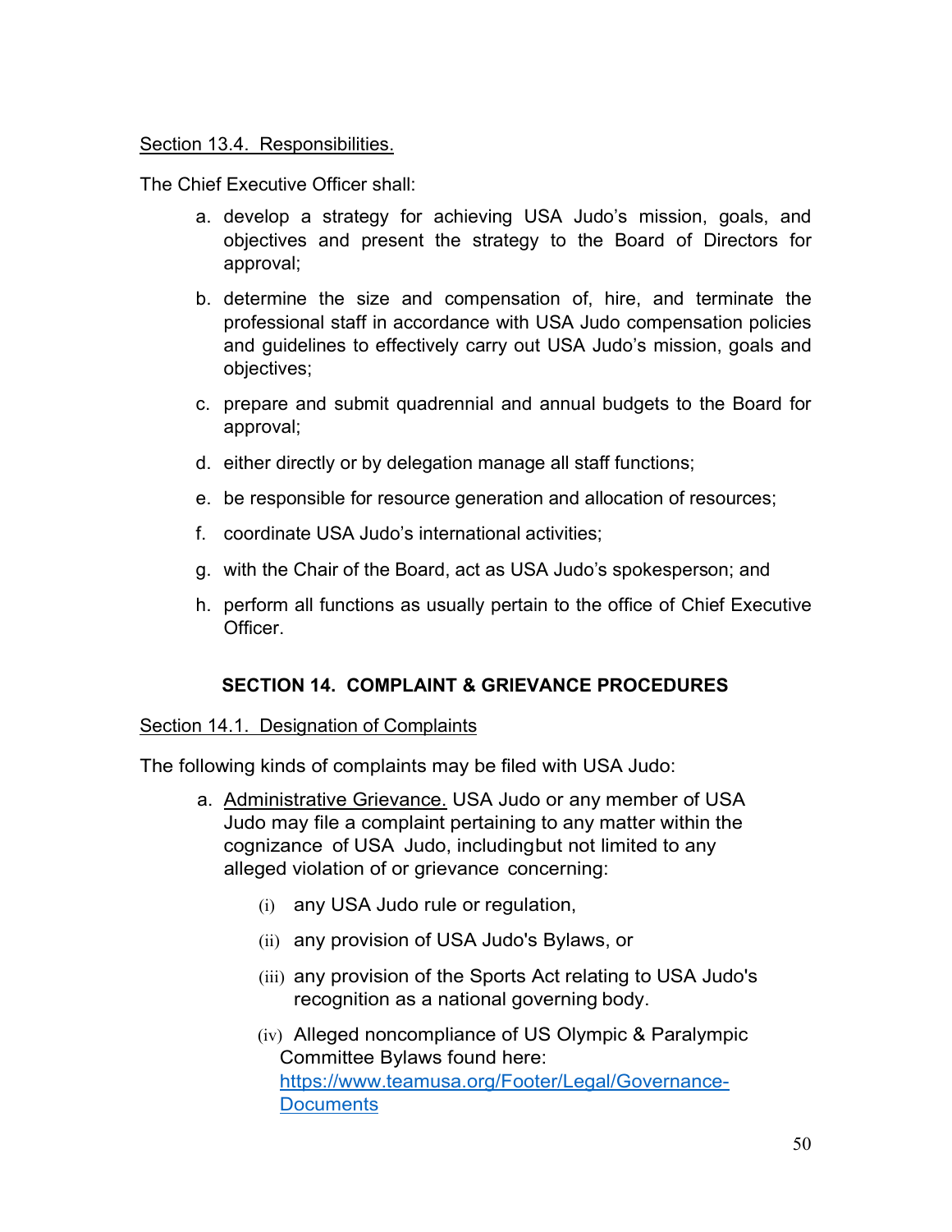Section 13.4. Responsibilities.

The Chief Executive Officer shall:

a. develop a strategy for achieving USA Judo's mission, goals, and objectives and present the strategy to the Board of Directors for approval;

b. determine the size and compensation of, hire, and terminate the professional staff in accordance with USA Judo compensation policies and guidelines to effectively carry out USA Judo's mission, goals and objectives;

c. prepare and submit quadrennial and annual budgets to the Board for approval;

d. either directly or by delegation manage all staff functions;

e. be responsible for resource generation and allocation of resources;

f. coordinate USA Judo's international activities;

g. with the Chair of the Board, act as USA Judo's spokesperson; and

h. perform all functions as usually pertain to the office of Chief Executive Officer.

## SECTION 14. COMPLAINT & GRIEVANCE PROCEDURES

Section 14.1. Designation of Complaints

The following kinds of complaints may be filed with USA Judo:

a. Administrative Grievance. USA Judo or any member of USA Judo may file a complaint pertaining to any matter within the cognizance of USA Judo, including but not limited to any alleged violation of or grievance concerning:

(i) any USA Judo rule or regulation,

(ii) any provision of USA Judo's Bylaws, or

(iii) any provision of the Sports Act relating to USA Judo's recognition as a national governing body.

(iv) Alleged noncompliance of US Olympic & Paralympic Committee Bylaws found here: https://www.teamusa.org/Footer/Legal/Governance-Documents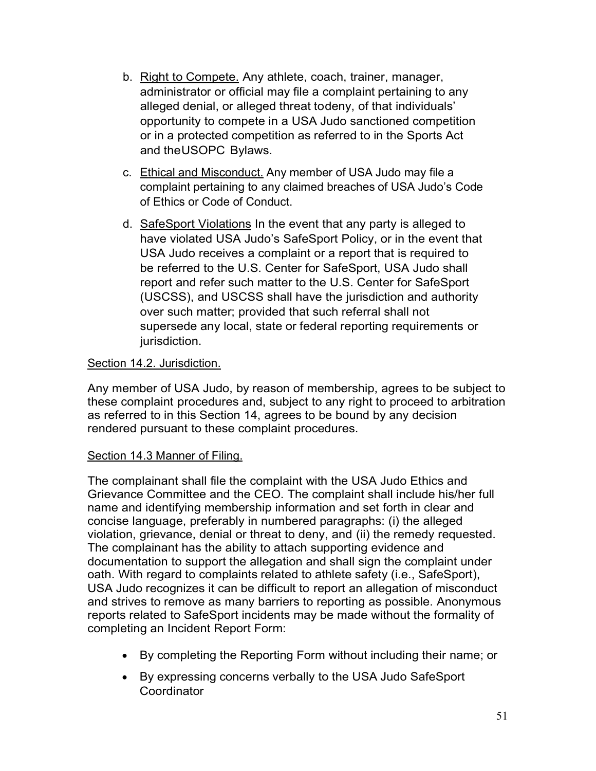b. Right to Compete. Any athlete, coach, trainer, manager, administrator or official may file a complaint pertaining to any alleged denial, or alleged threat todeny, of that individuals' opportunity to compete in a USA Judo sanctioned competition or in a protected competition as referred to in the Sports Act and theUSOPC Bylaws.

c. Ethical and Misconduct. Any member of USA Judo may file a complaint pertaining to any claimed breaches of USA Judo's Code of Ethics or Code of Conduct.

d. SafeSport Violations In the event that any party is alleged to have violated USA Judo's SafeSport Policy, or in the event that USA Judo receives a complaint or a report that is required to be referred to the U.S. Center for SafeSport, USA Judo shall report and refer such matter to the U.S. Center for SafeSport (USCSS), and USCSS shall have the jurisdiction and authority over such matter; provided that such referral shall not supersede any local, state or federal reporting requirements or jurisdiction.

Section 14.2. Jurisdiction.

Any member of USA Judo, by reason of membership, agrees to be subject to these complaint procedures and, subject to any right to proceed to arbitration as referred to in this Section 14, agrees to be bound by any decision rendered pursuant to these complaint procedures.

Section 14.3 Manner of Filing.

The complainant shall file the complaint with the USA Judo Ethics and Grievance Committee and the CEO. The complaint shall include his/her full name and identifying membership information and set forth in clear and concise language, preferably in numbered paragraphs: (i) the alleged violation, grievance, denial or threat to deny, and (ii) the remedy requested. The complainant has the ability to attach supporting evidence and documentation to support the allegation and shall sign the complaint under oath. With regard to complaints related to athlete safety (i.e., SafeSport), USA Judo recognizes it can be difficult to report an allegation of misconduct and strives to remove as many barriers to reporting as possible. Anonymous reports related to SafeSport incidents may be made without the formality of completing an Incident Report Form:

- By completing the Reporting Form without including their name; or
- By expressing concerns verbally to the USA Judo SafeSport Coordinator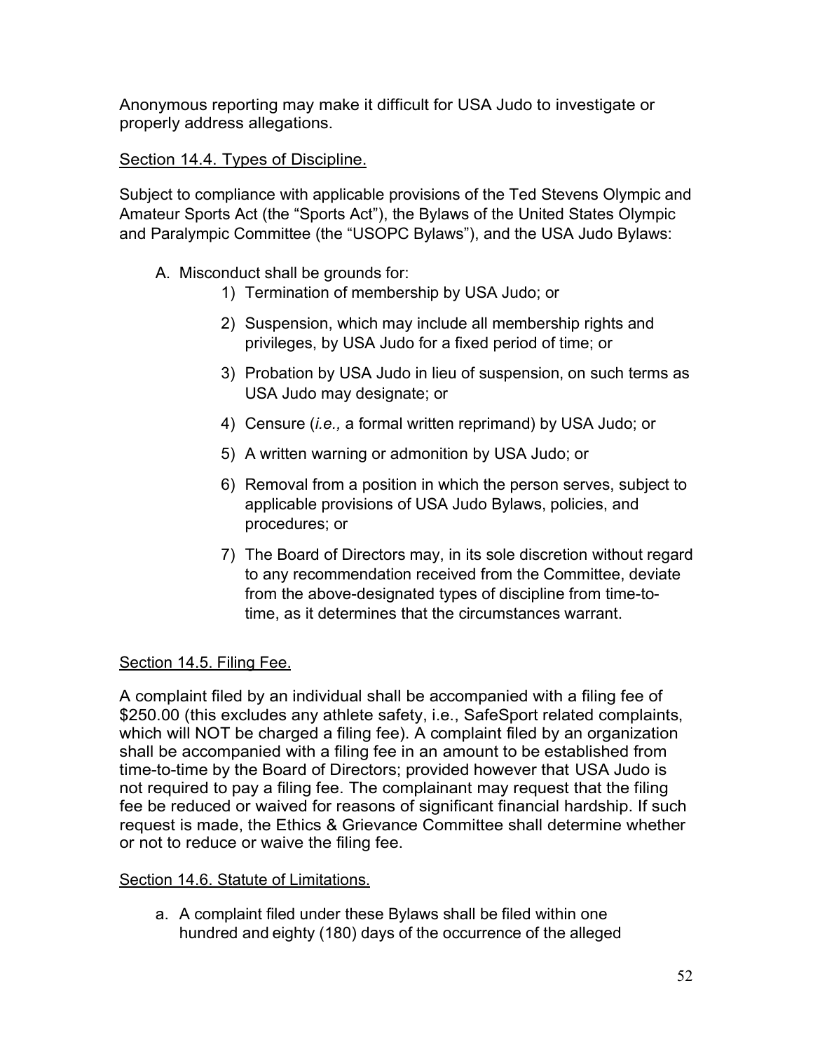Anonymous reporting may make it difficult for USA Judo to investigate or properly address allegations.

Section 14.4. Types of Discipline.

Subject to compliance with applicable provisions of the Ted Stevens Olympic and Amateur Sports Act (the "Sports Act"), the Bylaws of the United States Olympic and Paralympic Committee (the "USOPC Bylaws"), and the USA Judo Bylaws:

A. Misconduct shall be grounds for:
   1) Termination of membership by USA Judo; or
   2) Suspension, which may include all membership rights and privileges, by USA Judo for a fixed period of time; or
   3) Probation by USA Judo in lieu of suspension, on such terms as USA Judo may designate; or
   4) Censure (*i.e.,* a formal written reprimand) by USA Judo; or
   5) A written warning or admonition by USA Judo; or
   6) Removal from a position in which the person serves, subject to applicable provisions of USA Judo Bylaws, policies, and procedures; or
   7) The Board of Directors may, in its sole discretion without regard to any recommendation received from the Committee, deviate from the above-designated types of discipline from time-to-time, as it determines that the circumstances warrant.

Section 14.5. Filing Fee.

A complaint filed by an individual shall be accompanied with a filing fee of $250.00 (this excludes any athlete safety, i.e., SafeSport related complaints, which will NOT be charged a filing fee). A complaint filed by an organization shall be accompanied with a filing fee in an amount to be established from time-to-time by the Board of Directors; provided however that USA Judo is not required to pay a filing fee. The complainant may request that the filing fee be reduced or waived for reasons of significant financial hardship. If such request is made, the Ethics & Grievance Committee shall determine whether or not to reduce or waive the filing fee.

Section 14.6. Statute of Limitations.

a. A complaint filed under these Bylaws shall be filed within one hundred and eighty (180) days of the occurrence of the alleged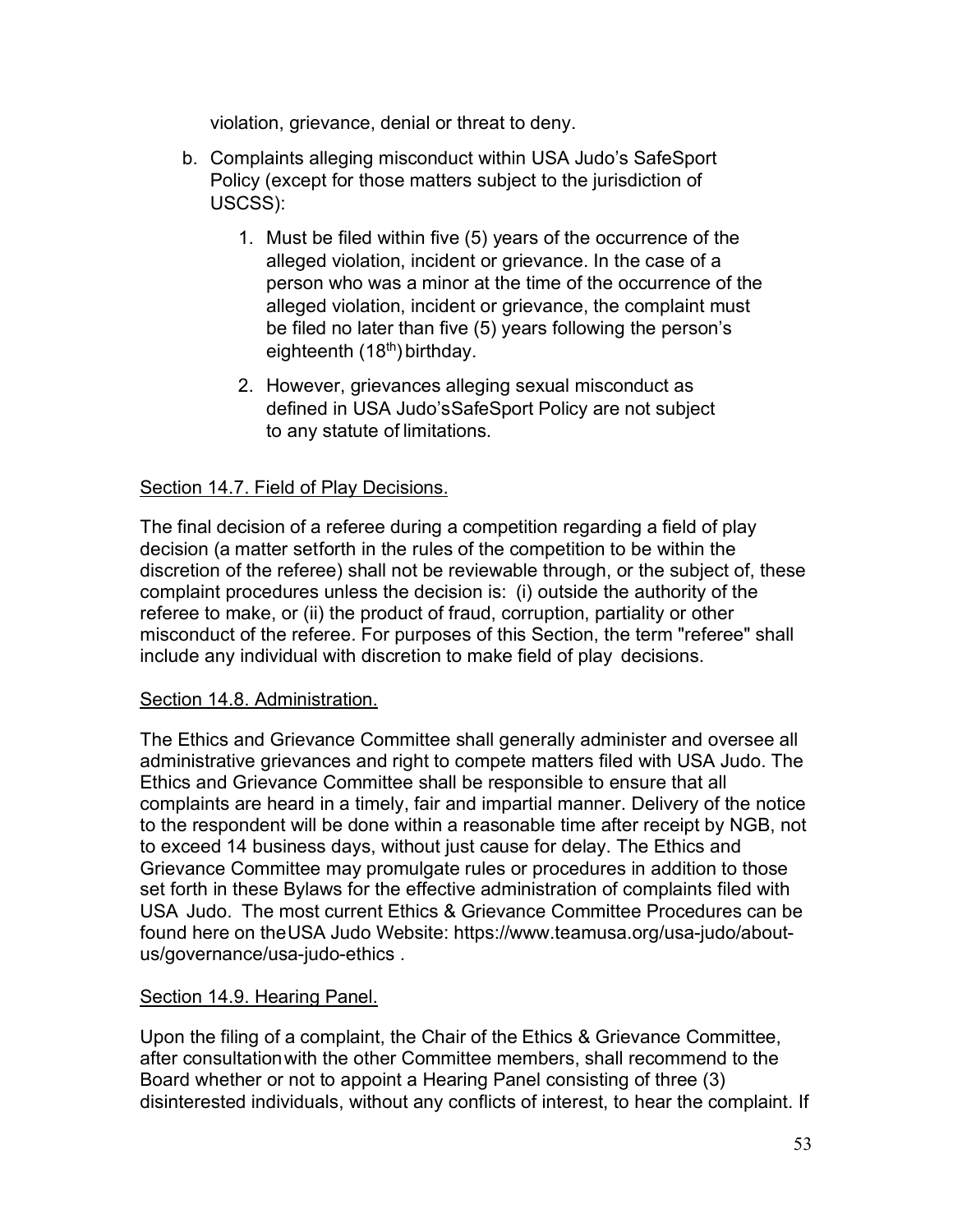violation, grievance, denial or threat to deny.

b. Complaints alleging misconduct within USA Judo's SafeSport Policy (except for those matters subject to the jurisdiction of USCSS):

    1. Must be filed within five (5) years of the occurrence of the alleged violation, incident or grievance. In the case of a person who was a minor at the time of the occurrence of the alleged violation, incident or grievance, the complaint must be filed no later than five (5) years following the person's eighteenth (18th) birthday.

    2. However, grievances alleging sexual misconduct as defined in USA Judo'sSafeSport Policy are not subject to any statute of limitations.

Section 14.7. Field of Play Decisions.

The final decision of a referee during a competition regarding a field of play decision (a matter setforth in the rules of the competition to be within the discretion of the referee) shall not be reviewable through, or the subject of, these complaint procedures unless the decision is: (i) outside the authority of the referee to make, or (ii) the product of fraud, corruption, partiality or other misconduct of the referee. For purposes of this Section, the term "referee" shall include any individual with discretion to make field of play decisions.

Section 14.8. Administration.

The Ethics and Grievance Committee shall generally administer and oversee all administrative grievances and right to compete matters filed with USA Judo. The Ethics and Grievance Committee shall be responsible to ensure that all complaints are heard in a timely, fair and impartial manner. Delivery of the notice to the respondent will be done within a reasonable time after receipt by NGB, not to exceed 14 business days, without just cause for delay. The Ethics and Grievance Committee may promulgate rules or procedures in addition to those set forth in these Bylaws for the effective administration of complaints filed with USA Judo. The most current Ethics & Grievance Committee Procedures can be found here on theUSA Judo Website: https://www.teamusa.org/usa-judo/about-us/governance/usa-judo-ethics .

Section 14.9. Hearing Panel.

Upon the filing of a complaint, the Chair of the Ethics & Grievance Committee, after consultationwith the other Committee members, shall recommend to the Board whether or not to appoint a Hearing Panel consisting of three (3) disinterested individuals, without any conflicts of interest, to hear the complaint. If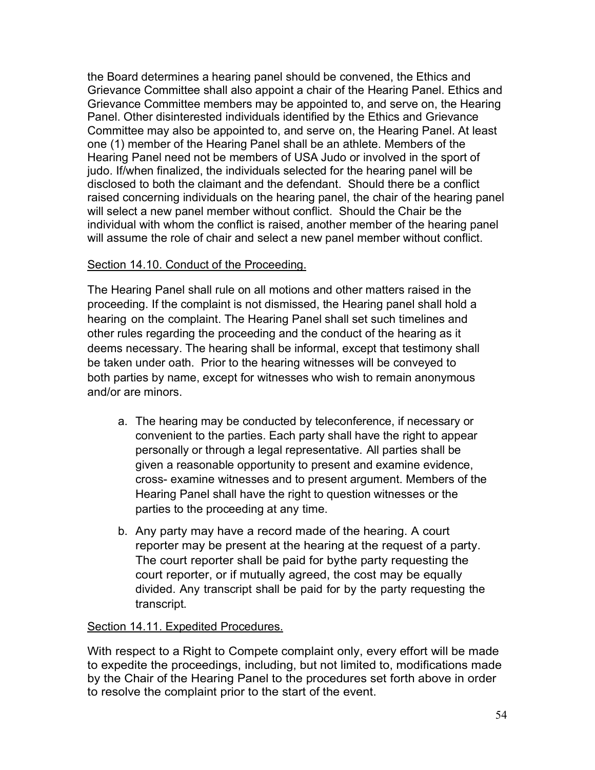the Board determines a hearing panel should be convened, the Ethics and Grievance Committee shall also appoint a chair of the Hearing Panel. Ethics and Grievance Committee members may be appointed to, and serve on, the Hearing Panel. Other disinterested individuals identified by the Ethics and Grievance Committee may also be appointed to, and serve on, the Hearing Panel. At least one (1) member of the Hearing Panel shall be an athlete. Members of the Hearing Panel need not be members of USA Judo or involved in the sport of judo. If/when finalized, the individuals selected for the hearing panel will be disclosed to both the claimant and the defendant. Should there be a conflict raised concerning individuals on the hearing panel, the chair of the hearing panel will select a new panel member without conflict. Should the Chair be the individual with whom the conflict is raised, another member of the hearing panel will assume the role of chair and select a new panel member without conflict.

Section 14.10. Conduct of the Proceeding.

The Hearing Panel shall rule on all motions and other matters raised in the proceeding. If the complaint is not dismissed, the Hearing panel shall hold a hearing on the complaint. The Hearing Panel shall set such timelines and other rules regarding the proceeding and the conduct of the hearing as it deems necessary. The hearing shall be informal, except that testimony shall be taken under oath. Prior to the hearing witnesses will be conveyed to both parties by name, except for witnesses who wish to remain anonymous and/or are minors.

a. The hearing may be conducted by teleconference, if necessary or convenient to the parties. Each party shall have the right to appear personally or through a legal representative. All parties shall be given a reasonable opportunity to present and examine evidence, cross- examine witnesses and to present argument. Members of the Hearing Panel shall have the right to question witnesses or the parties to the proceeding at any time.

b. Any party may have a record made of the hearing. A court reporter may be present at the hearing at the request of a party. The court reporter shall be paid for bythe party requesting the court reporter, or if mutually agreed, the cost may be equally divided. Any transcript shall be paid for by the party requesting the transcript.

Section 14.11. Expedited Procedures.

With respect to a Right to Compete complaint only, every effort will be made to expedite the proceedings, including, but not limited to, modifications made by the Chair of the Hearing Panel to the procedures set forth above in order to resolve the complaint prior to the start of the event.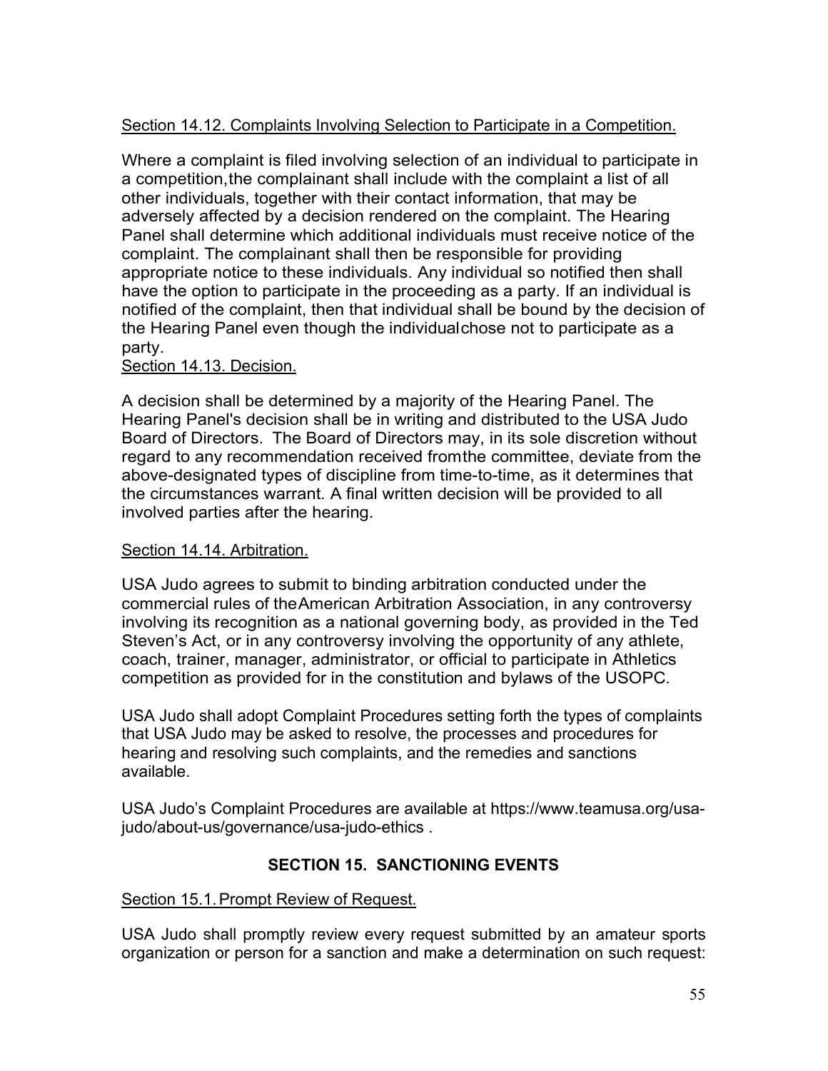Section 14.12. Complaints Involving Selection to Participate in a Competition.

Where a complaint is filed involving selection of an individual to participate in a competition,the complainant shall include with the complaint a list of all other individuals, together with their contact information, that may be adversely affected by a decision rendered on the complaint. The Hearing Panel shall determine which additional individuals must receive notice of the complaint. The complainant shall then be responsible for providing appropriate notice to these individuals. Any individual so notified then shall have the option to participate in the proceeding as a party. If an individual is notified of the complaint, then that individual shall be bound by the decision of the Hearing Panel even though the individualchose not to participate as a party.

Section 14.13. Decision.

A decision shall be determined by a majority of the Hearing Panel. The Hearing Panel's decision shall be in writing and distributed to the USA Judo Board of Directors. The Board of Directors may, in its sole discretion without regard to any recommendation received fromthe committee, deviate from the above-designated types of discipline from time-to-time, as it determines that the circumstances warrant. A final written decision will be provided to all involved parties after the hearing.

Section 14.14. Arbitration.

USA Judo agrees to submit to binding arbitration conducted under the commercial rules of theAmerican Arbitration Association, in any controversy involving its recognition as a national governing body, as provided in the Ted Steven's Act, or in any controversy involving the opportunity of any athlete, coach, trainer, manager, administrator, or official to participate in Athletics competition as provided for in the constitution and bylaws of the USOPC.

USA Judo shall adopt Complaint Procedures setting forth the types of complaints that USA Judo may be asked to resolve, the processes and procedures for hearing and resolving such complaints, and the remedies and sanctions available.

USA Judo's Complaint Procedures are available at https://www.teamusa.org/usa-judo/about-us/governance/usa-judo-ethics .

## SECTION 15. SANCTIONING EVENTS

Section 15.1. Prompt Review of Request.

USA Judo shall promptly review every request submitted by an amateur sports organization or person for a sanction and make a determination on such request: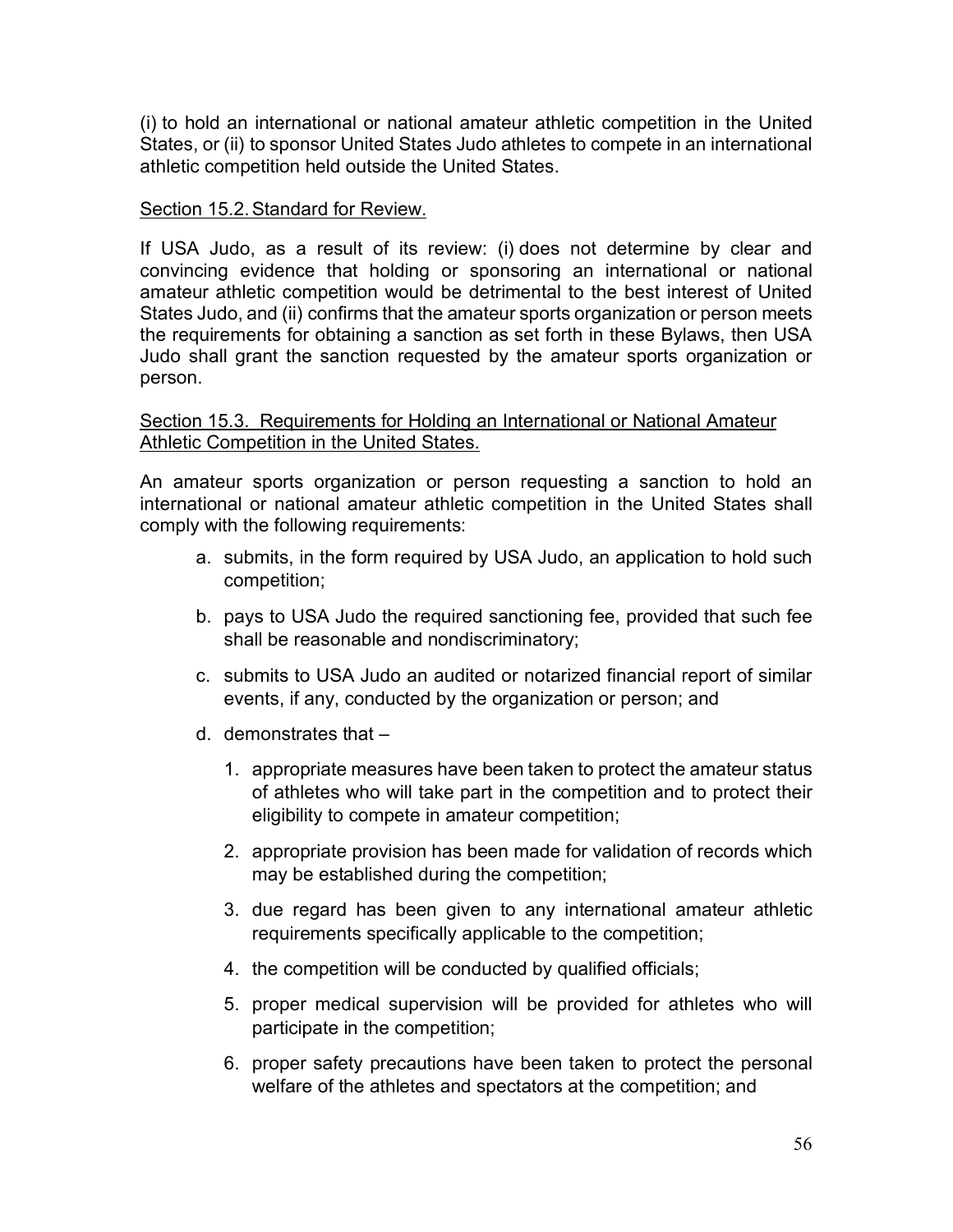(i) to hold an international or national amateur athletic competition in the United States, or (ii) to sponsor United States Judo athletes to compete in an international athletic competition held outside the United States.

<u>Section 15.2. Standard for Review.</u>

If USA Judo, as a result of its review: (i) does not determine by clear and convincing evidence that holding or sponsoring an international or national amateur athletic competition would be detrimental to the best interest of United States Judo, and (ii) confirms that the amateur sports organization or person meets the requirements for obtaining a sanction as set forth in these Bylaws, then USA Judo shall grant the sanction requested by the amateur sports organization or person.

<u>Section 15.3. Requirements for Holding an International or National Amateur Athletic Competition in the United States.</u>

An amateur sports organization or person requesting a sanction to hold an international or national amateur athletic competition in the United States shall comply with the following requirements:

a. submits, in the form required by USA Judo, an application to hold such competition;

b. pays to USA Judo the required sanctioning fee, provided that such fee shall be reasonable and nondiscriminatory;

c. submits to USA Judo an audited or notarized financial report of similar events, if any, conducted by the organization or person; and

d. demonstrates that –

   1. appropriate measures have been taken to protect the amateur status of athletes who will take part in the competition and to protect their eligibility to compete in amateur competition;

   2. appropriate provision has been made for validation of records which may be established during the competition;

   3. due regard has been given to any international amateur athletic requirements specifically applicable to the competition;

   4. the competition will be conducted by qualified officials;

   5. proper medical supervision will be provided for athletes who will participate in the competition;

   6. proper safety precautions have been taken to protect the personal welfare of the athletes and spectators at the competition; and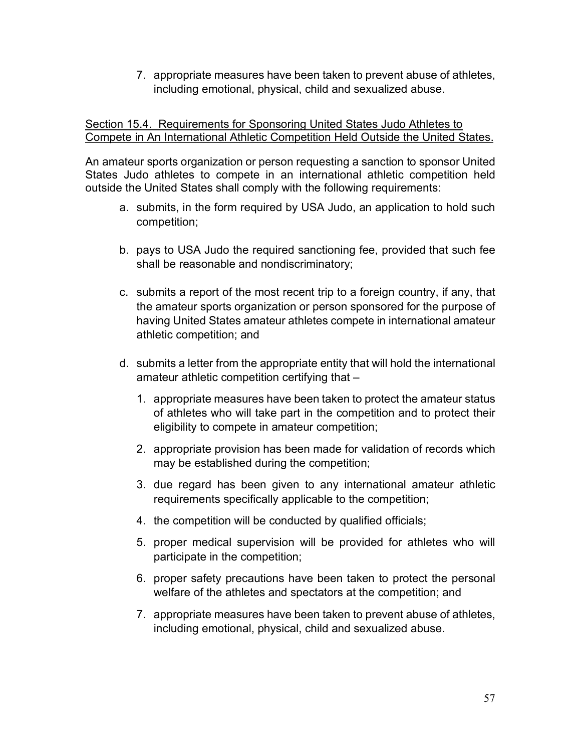7. appropriate measures have been taken to prevent abuse of athletes, including emotional, physical, child and sexualized abuse.

<u>Section 15.4. Requirements for Sponsoring United States Judo Athletes to Compete in An International Athletic Competition Held Outside the United States.</u>

An amateur sports organization or person requesting a sanction to sponsor United States Judo athletes to compete in an international athletic competition held outside the United States shall comply with the following requirements:

a. submits, in the form required by USA Judo, an application to hold such competition;

b. pays to USA Judo the required sanctioning fee, provided that such fee shall be reasonable and nondiscriminatory;

c. submits a report of the most recent trip to a foreign country, if any, that the amateur sports organization or person sponsored for the purpose of having United States amateur athletes compete in international amateur athletic competition; and

d. submits a letter from the appropriate entity that will hold the international amateur athletic competition certifying that –

   1. appropriate measures have been taken to protect the amateur status of athletes who will take part in the competition and to protect their eligibility to compete in amateur competition;

   2. appropriate provision has been made for validation of records which may be established during the competition;

   3. due regard has been given to any international amateur athletic requirements specifically applicable to the competition;

   4. the competition will be conducted by qualified officials;

   5. proper medical supervision will be provided for athletes who will participate in the competition;

   6. proper safety precautions have been taken to protect the personal welfare of the athletes and spectators at the competition; and

   7. appropriate measures have been taken to prevent abuse of athletes, including emotional, physical, child and sexualized abuse.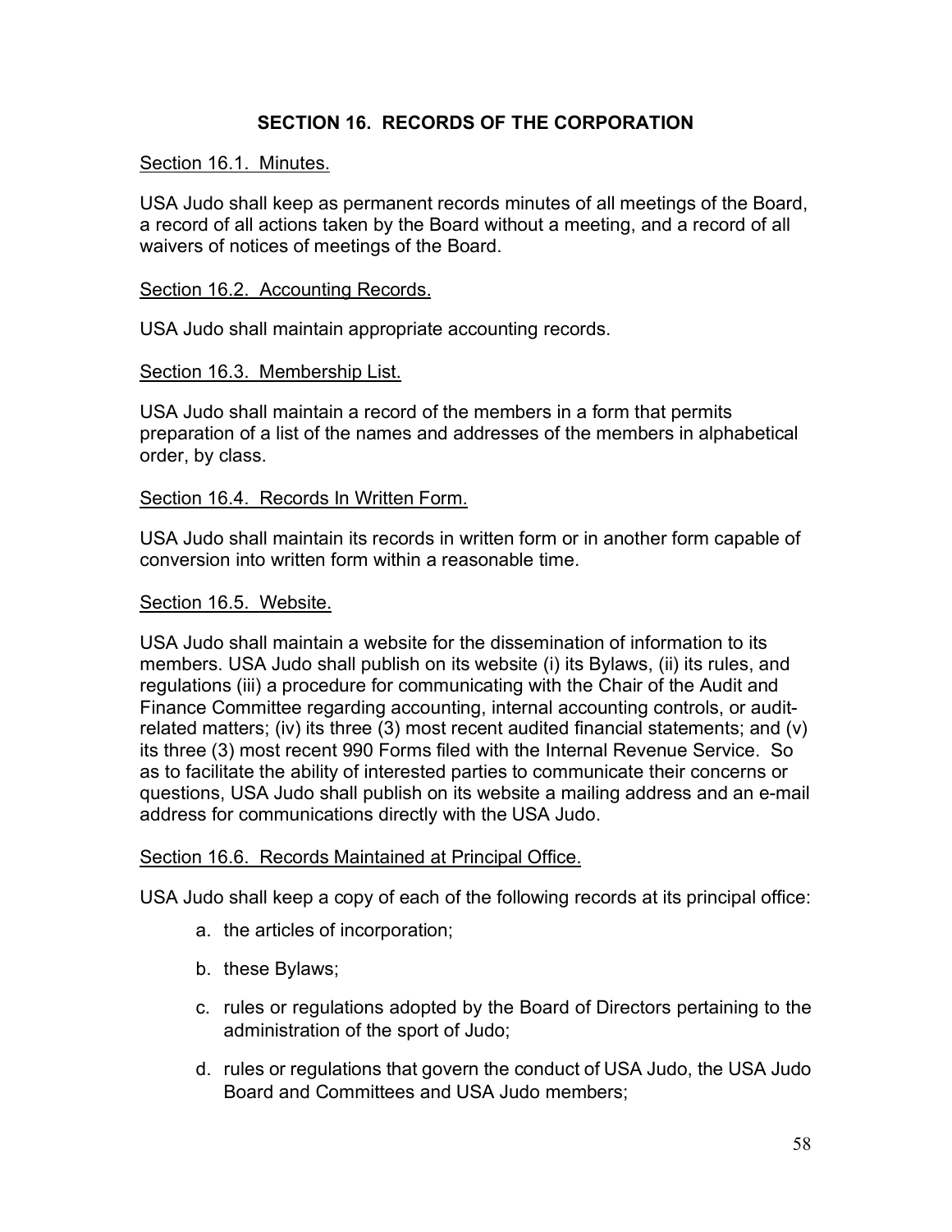## SECTION 16. RECORDS OF THE CORPORATION

<u>Section 16.1. Minutes.</u>

USA Judo shall keep as permanent records minutes of all meetings of the Board, a record of all actions taken by the Board without a meeting, and a record of all waivers of notices of meetings of the Board.

<u>Section 16.2. Accounting Records.</u>

USA Judo shall maintain appropriate accounting records.

<u>Section 16.3. Membership List.</u>

USA Judo shall maintain a record of the members in a form that permits preparation of a list of the names and addresses of the members in alphabetical order, by class.

<u>Section 16.4. Records In Written Form.</u>

USA Judo shall maintain its records in written form or in another form capable of conversion into written form within a reasonable time.

<u>Section 16.5. Website.</u>

USA Judo shall maintain a website for the dissemination of information to its members. USA Judo shall publish on its website (i) its Bylaws, (ii) its rules, and regulations (iii) a procedure for communicating with the Chair of the Audit and Finance Committee regarding accounting, internal accounting controls, or audit-related matters; (iv) its three (3) most recent audited financial statements; and (v) its three (3) most recent 990 Forms filed with the Internal Revenue Service. So as to facilitate the ability of interested parties to communicate their concerns or questions, USA Judo shall publish on its website a mailing address and an e-mail address for communications directly with the USA Judo.

<u>Section 16.6. Records Maintained at Principal Office.</u>

USA Judo shall keep a copy of each of the following records at its principal office:

a. the articles of incorporation;

b. these Bylaws;

c. rules or regulations adopted by the Board of Directors pertaining to the administration of the sport of Judo;

d. rules or regulations that govern the conduct of USA Judo, the USA Judo Board and Committees and USA Judo members;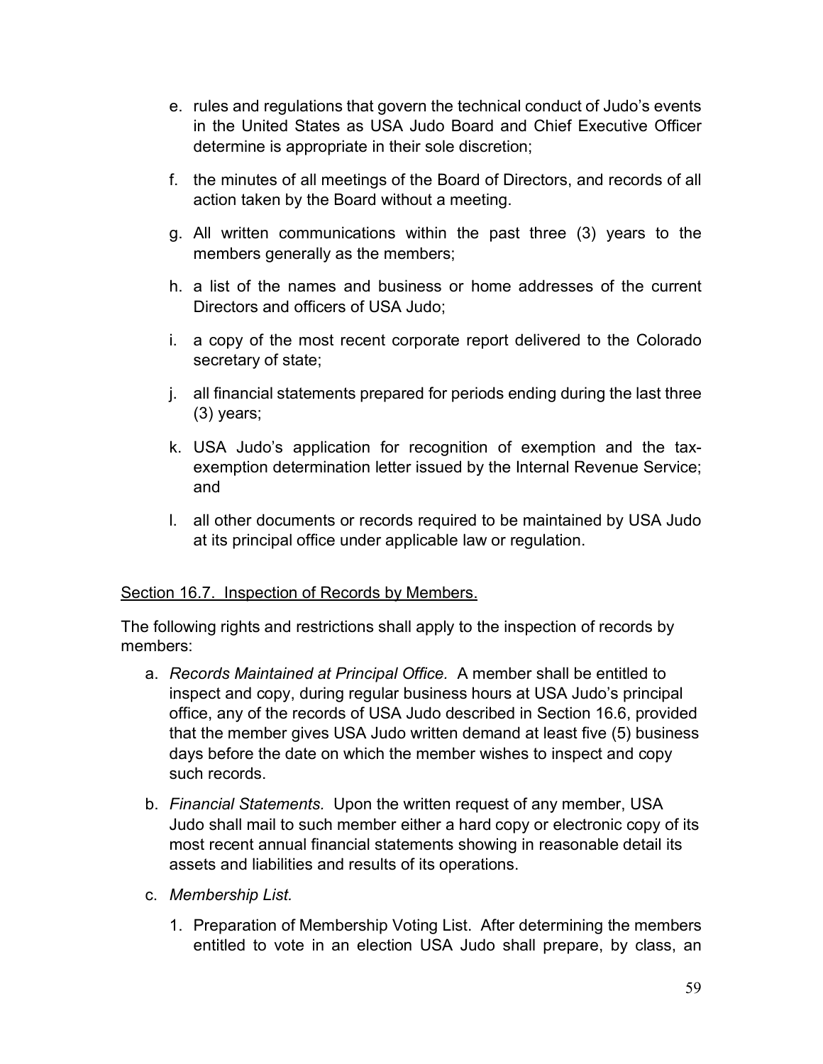e. rules and regulations that govern the technical conduct of Judo's events in the United States as USA Judo Board and Chief Executive Officer determine is appropriate in their sole discretion;

f. the minutes of all meetings of the Board of Directors, and records of all action taken by the Board without a meeting.

g. All written communications within the past three (3) years to the members generally as the members;

h. a list of the names and business or home addresses of the current Directors and officers of USA Judo;

i. a copy of the most recent corporate report delivered to the Colorado secretary of state;

j. all financial statements prepared for periods ending during the last three (3) years;

k. USA Judo's application for recognition of exemption and the tax-exemption determination letter issued by the Internal Revenue Service; and

l. all other documents or records required to be maintained by USA Judo at its principal office under applicable law or regulation.

Section 16.7. Inspection of Records by Members.

The following rights and restrictions shall apply to the inspection of records by members:

a. *Records Maintained at Principal Office.* A member shall be entitled to inspect and copy, during regular business hours at USA Judo's principal office, any of the records of USA Judo described in Section 16.6, provided that the member gives USA Judo written demand at least five (5) business days before the date on which the member wishes to inspect and copy such records.

b. *Financial Statements.* Upon the written request of any member, USA Judo shall mail to such member either a hard copy or electronic copy of its most recent annual financial statements showing in reasonable detail its assets and liabilities and results of its operations.

c. *Membership List.*

   1. Preparation of Membership Voting List. After determining the members entitled to vote in an election USA Judo shall prepare, by class, an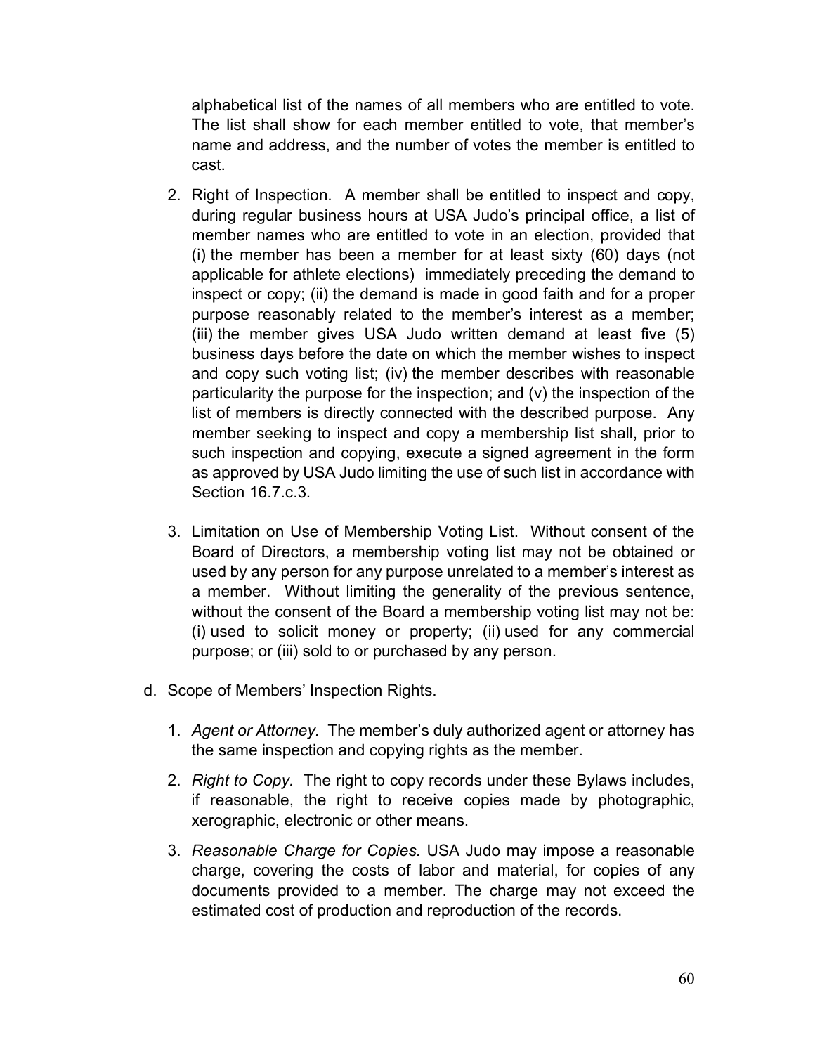alphabetical list of the names of all members who are entitled to vote. The list shall show for each member entitled to vote, that member's name and address, and the number of votes the member is entitled to cast.

2. Right of Inspection. A member shall be entitled to inspect and copy, during regular business hours at USA Judo's principal office, a list of member names who are entitled to vote in an election, provided that (i) the member has been a member for at least sixty (60) days (not applicable for athlete elections) immediately preceding the demand to inspect or copy; (ii) the demand is made in good faith and for a proper purpose reasonably related to the member's interest as a member; (iii) the member gives USA Judo written demand at least five (5) business days before the date on which the member wishes to inspect and copy such voting list; (iv) the member describes with reasonable particularity the purpose for the inspection; and (v) the inspection of the list of members is directly connected with the described purpose. Any member seeking to inspect and copy a membership list shall, prior to such inspection and copying, execute a signed agreement in the form as approved by USA Judo limiting the use of such list in accordance with Section 16.7.c.3.

3. Limitation on Use of Membership Voting List. Without consent of the Board of Directors, a membership voting list may not be obtained or used by any person for any purpose unrelated to a member's interest as a member. Without limiting the generality of the previous sentence, without the consent of the Board a membership voting list may not be: (i) used to solicit money or property; (ii) used for any commercial purpose; or (iii) sold to or purchased by any person.

d. Scope of Members' Inspection Rights.

1. *Agent or Attorney.* The member's duly authorized agent or attorney has the same inspection and copying rights as the member.

2. *Right to Copy.* The right to copy records under these Bylaws includes, if reasonable, the right to receive copies made by photographic, xerographic, electronic or other means.

3. *Reasonable Charge for Copies.* USA Judo may impose a reasonable charge, covering the costs of labor and material, for copies of any documents provided to a member. The charge may not exceed the estimated cost of production and reproduction of the records.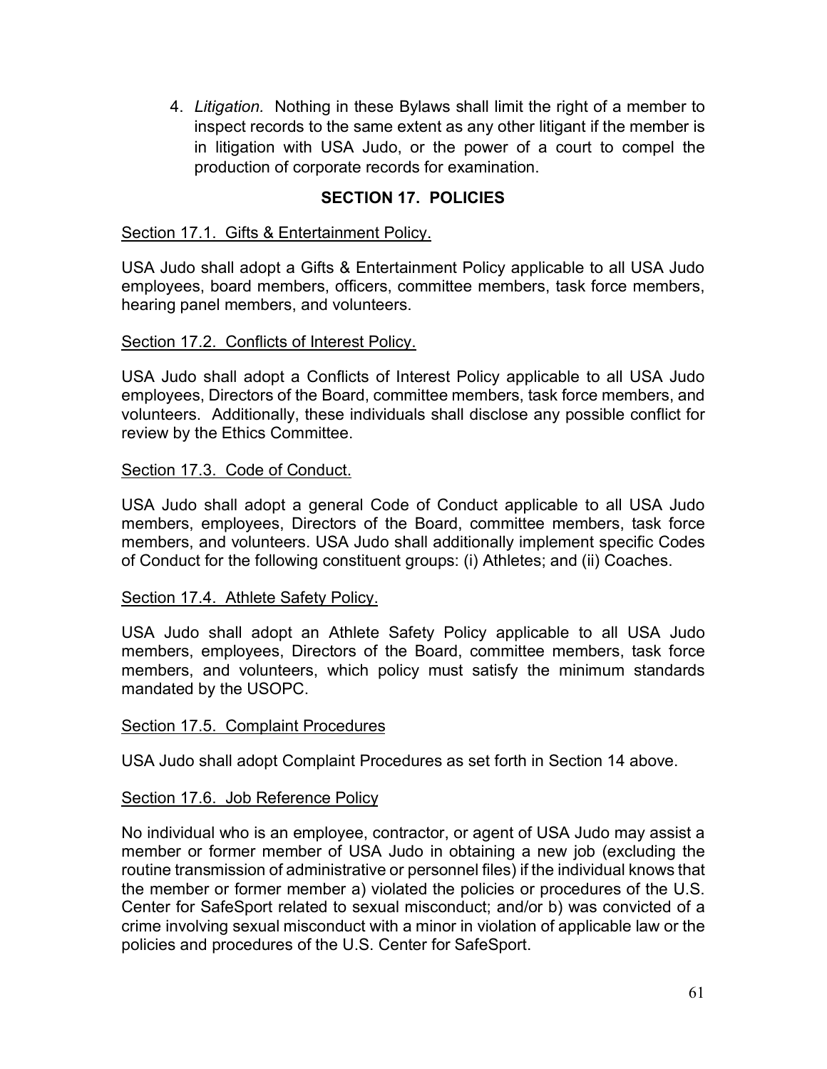4. *Litigation.* Nothing in these Bylaws shall limit the right of a member to inspect records to the same extent as any other litigant if the member is in litigation with USA Judo, or the power of a court to compel the production of corporate records for examination.

## SECTION 17. POLICIES

Section 17.1. Gifts & Entertainment Policy.

USA Judo shall adopt a Gifts & Entertainment Policy applicable to all USA Judo employees, board members, officers, committee members, task force members, hearing panel members, and volunteers.

Section 17.2. Conflicts of Interest Policy.

USA Judo shall adopt a Conflicts of Interest Policy applicable to all USA Judo employees, Directors of the Board, committee members, task force members, and volunteers. Additionally, these individuals shall disclose any possible conflict for review by the Ethics Committee.

Section 17.3. Code of Conduct.

USA Judo shall adopt a general Code of Conduct applicable to all USA Judo members, employees, Directors of the Board, committee members, task force members, and volunteers. USA Judo shall additionally implement specific Codes of Conduct for the following constituent groups: (i) Athletes; and (ii) Coaches.

Section 17.4. Athlete Safety Policy.

USA Judo shall adopt an Athlete Safety Policy applicable to all USA Judo members, employees, Directors of the Board, committee members, task force members, and volunteers, which policy must satisfy the minimum standards mandated by the USOPC.

Section 17.5. Complaint Procedures

USA Judo shall adopt Complaint Procedures as set forth in Section 14 above.

Section 17.6. Job Reference Policy

No individual who is an employee, contractor, or agent of USA Judo may assist a member or former member of USA Judo in obtaining a new job (excluding the routine transmission of administrative or personnel files) if the individual knows that the member or former member a) violated the policies or procedures of the U.S. Center for SafeSport related to sexual misconduct; and/or b) was convicted of a crime involving sexual misconduct with a minor in violation of applicable law or the policies and procedures of the U.S. Center for SafeSport.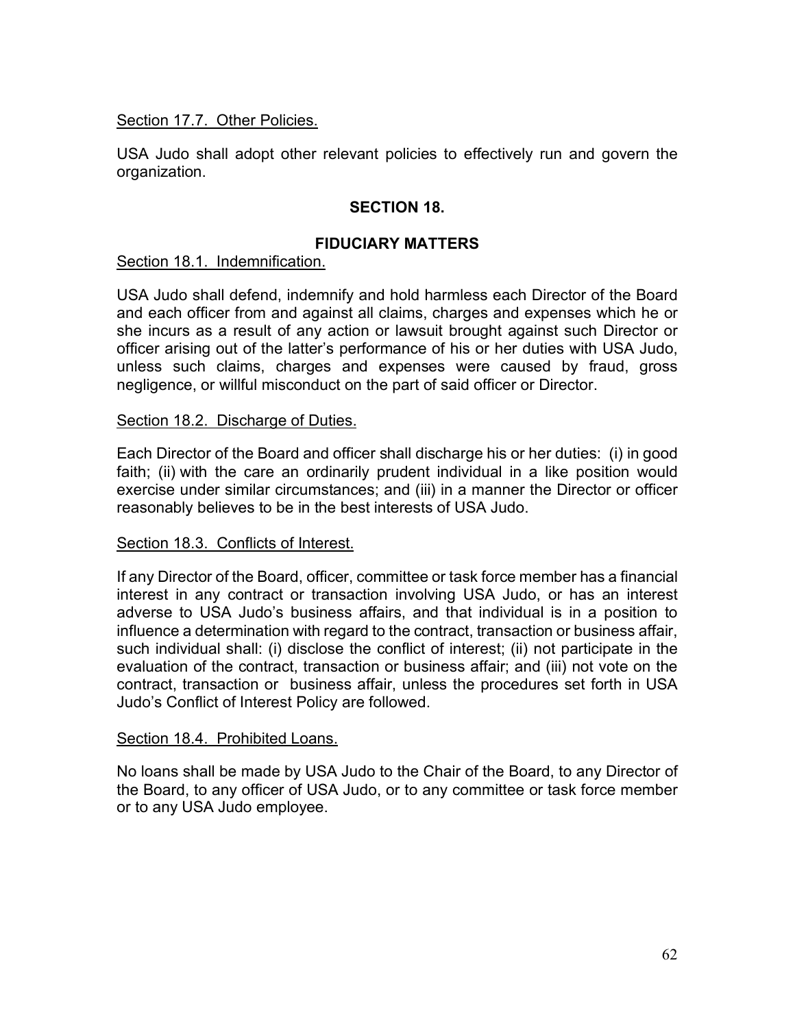Section 17.7. Other Policies.

USA Judo shall adopt other relevant policies to effectively run and govern the organization.

## SECTION 18.

## FIDUCIARY MATTERS

Section 18.1. Indemnification.

USA Judo shall defend, indemnify and hold harmless each Director of the Board and each officer from and against all claims, charges and expenses which he or she incurs as a result of any action or lawsuit brought against such Director or officer arising out of the latter's performance of his or her duties with USA Judo, unless such claims, charges and expenses were caused by fraud, gross negligence, or willful misconduct on the part of said officer or Director.

Section 18.2. Discharge of Duties.

Each Director of the Board and officer shall discharge his or her duties: (i) in good faith; (ii) with the care an ordinarily prudent individual in a like position would exercise under similar circumstances; and (iii) in a manner the Director or officer reasonably believes to be in the best interests of USA Judo.

Section 18.3. Conflicts of Interest.

If any Director of the Board, officer, committee or task force member has a financial interest in any contract or transaction involving USA Judo, or has an interest adverse to USA Judo's business affairs, and that individual is in a position to influence a determination with regard to the contract, transaction or business affair, such individual shall: (i) disclose the conflict of interest; (ii) not participate in the evaluation of the contract, transaction or business affair; and (iii) not vote on the contract, transaction or business affair, unless the procedures set forth in USA Judo's Conflict of Interest Policy are followed.

Section 18.4. Prohibited Loans.

No loans shall be made by USA Judo to the Chair of the Board, to any Director of the Board, to any officer of USA Judo, or to any committee or task force member or to any USA Judo employee.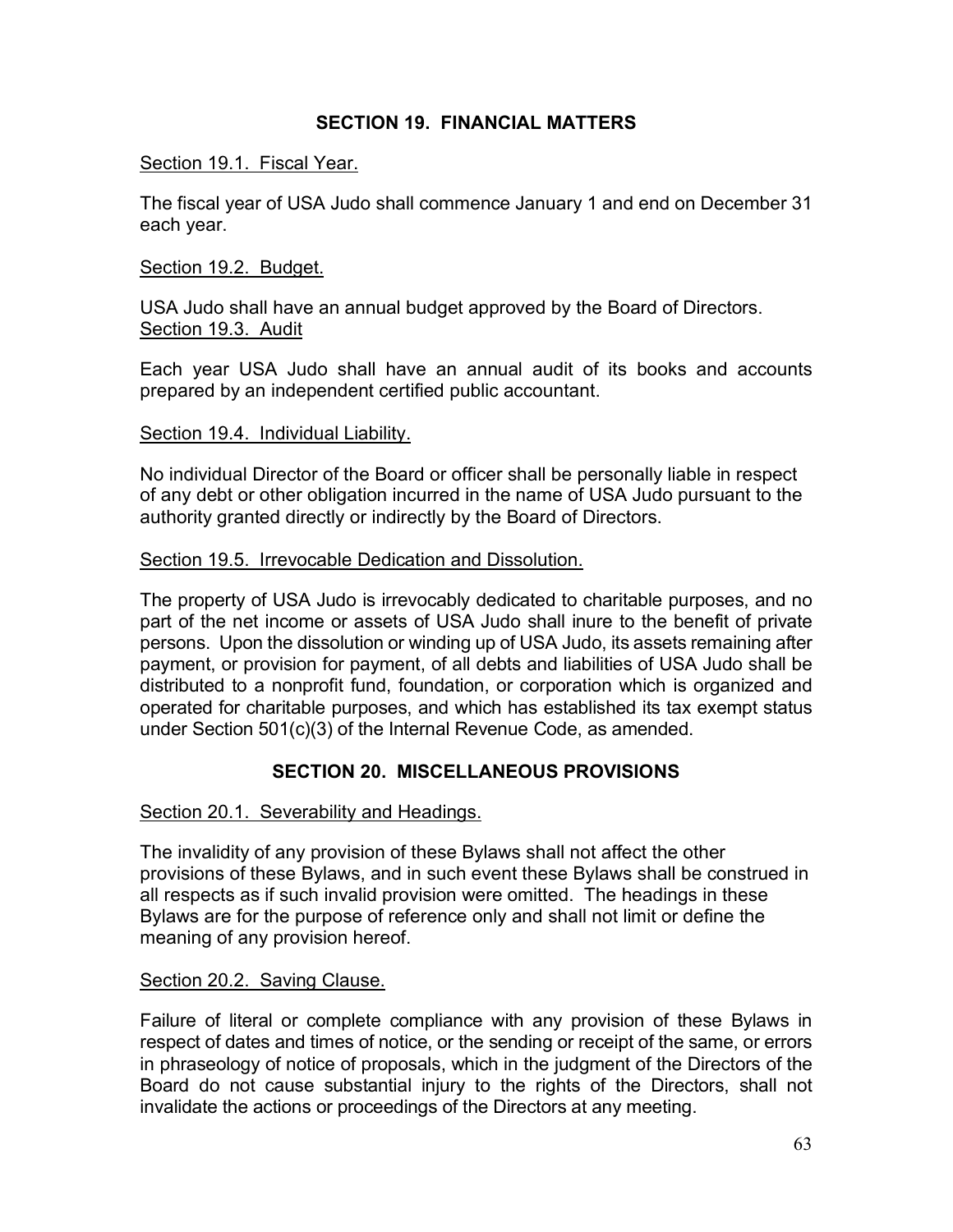## SECTION 19. FINANCIAL MATTERS

Section 19.1. Fiscal Year.

The fiscal year of USA Judo shall commence January 1 and end on December 31 each year.

Section 19.2. Budget.

USA Judo shall have an annual budget approved by the Board of Directors.

Section 19.3. Audit

Each year USA Judo shall have an annual audit of its books and accounts prepared by an independent certified public accountant.

Section 19.4. Individual Liability.

No individual Director of the Board or officer shall be personally liable in respect of any debt or other obligation incurred in the name of USA Judo pursuant to the authority granted directly or indirectly by the Board of Directors.

Section 19.5. Irrevocable Dedication and Dissolution.

The property of USA Judo is irrevocably dedicated to charitable purposes, and no part of the net income or assets of USA Judo shall inure to the benefit of private persons. Upon the dissolution or winding up of USA Judo, its assets remaining after payment, or provision for payment, of all debts and liabilities of USA Judo shall be distributed to a nonprofit fund, foundation, or corporation which is organized and operated for charitable purposes, and which has established its tax exempt status under Section 501(c)(3) of the Internal Revenue Code, as amended.

## SECTION 20. MISCELLANEOUS PROVISIONS

Section 20.1. Severability and Headings.

The invalidity of any provision of these Bylaws shall not affect the other provisions of these Bylaws, and in such event these Bylaws shall be construed in all respects as if such invalid provision were omitted. The headings in these Bylaws are for the purpose of reference only and shall not limit or define the meaning of any provision hereof.

Section 20.2. Saving Clause.

Failure of literal or complete compliance with any provision of these Bylaws in respect of dates and times of notice, or the sending or receipt of the same, or errors in phraseology of notice of proposals, which in the judgment of the Directors of the Board do not cause substantial injury to the rights of the Directors, shall not invalidate the actions or proceedings of the Directors at any meeting.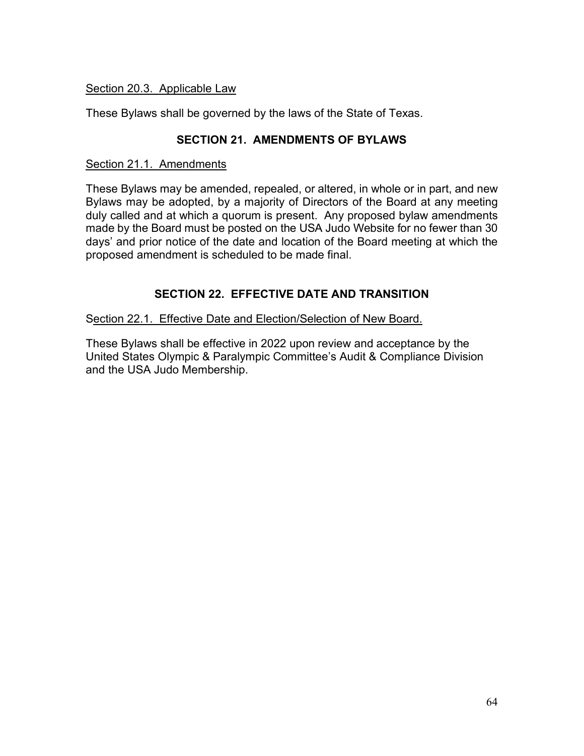Section 20.3. Applicable Law

These Bylaws shall be governed by the laws of the State of Texas.

## SECTION 21. AMENDMENTS OF BYLAWS

Section 21.1. Amendments

These Bylaws may be amended, repealed, or altered, in whole or in part, and new Bylaws may be adopted, by a majority of Directors of the Board at any meeting duly called and at which a quorum is present. Any proposed bylaw amendments made by the Board must be posted on the USA Judo Website for no fewer than 30 days' and prior notice of the date and location of the Board meeting at which the proposed amendment is scheduled to be made final.

## SECTION 22. EFFECTIVE DATE AND TRANSITION

Section 22.1. Effective Date and Election/Selection of New Board.

These Bylaws shall be effective in 2022 upon review and acceptance by the United States Olympic & Paralympic Committee's Audit & Compliance Division and the USA Judo Membership.